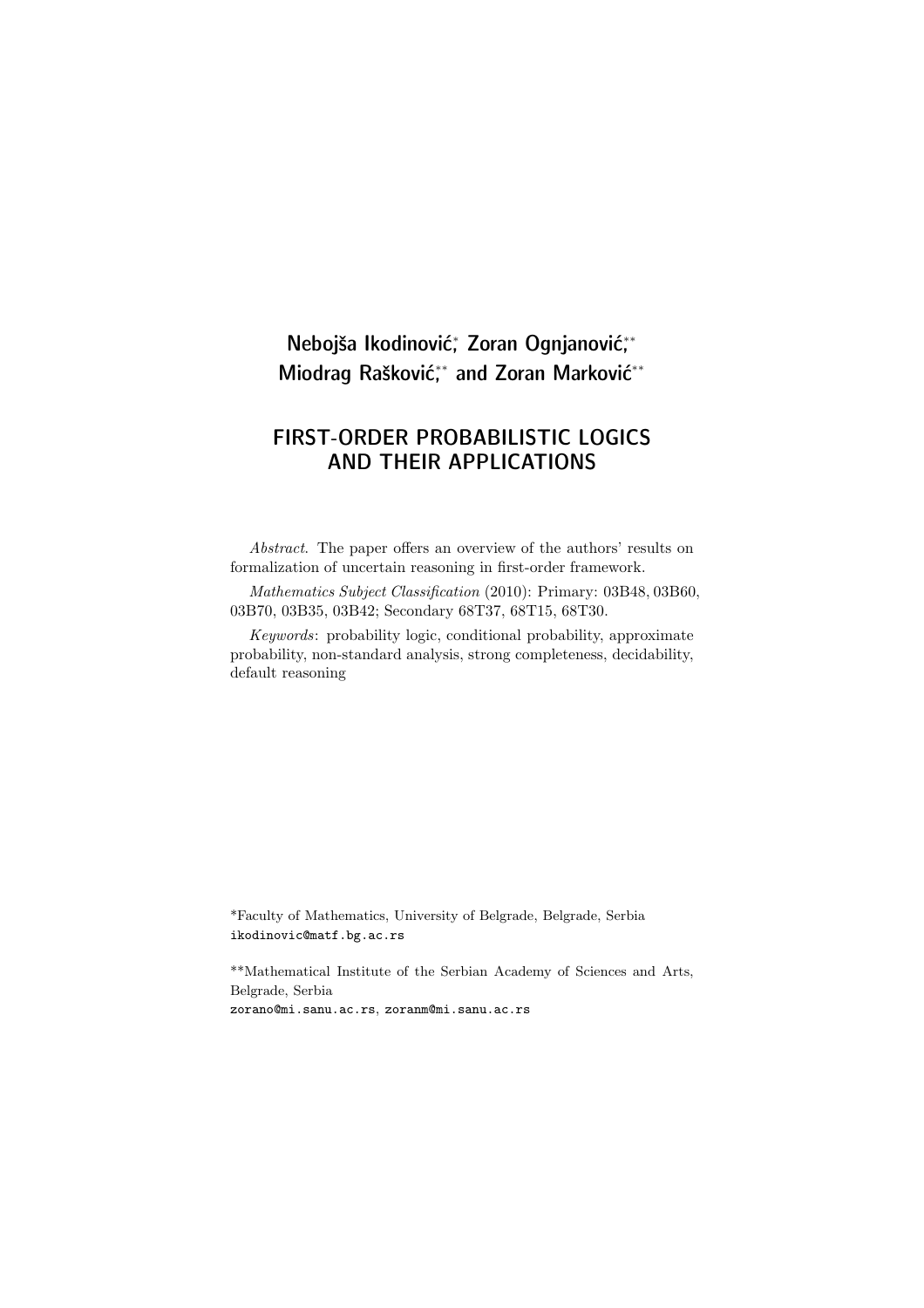Nebojša Ikodinović[*], Zoran Ognjanović[**], Miodrag Rašković[**] and Zoran Marković[**]

# FIRST-ORDER PROBABILISTIC LOGICS AND THEIR APPLICATIONS

*Abstract*. The paper offers an overview of the authors' results on formalization of uncertain reasoning in first-order framework.

*Mathematics Subject Classification* (2010): Primary: 03B48, 03B60, 03B70, 03B35, 03B42; Secondary 68T37, 68T15, 68T30.

*Keywords*: probability logic, conditional probability, approximate probability, non-standard analysis, strong completeness, decidability, default reasoning

*Faculty of Mathematics, University of Belgrade, Belgrade, Serbia
`ikodinovic@matf.bg.ac.rs`

**Mathematical Institute of the Serbian Academy of Sciences and Arts, Belgrade, Serbia
`zorano@mi.sanu.ac.rs`, `zoranm@mi.sanu.ac.rs`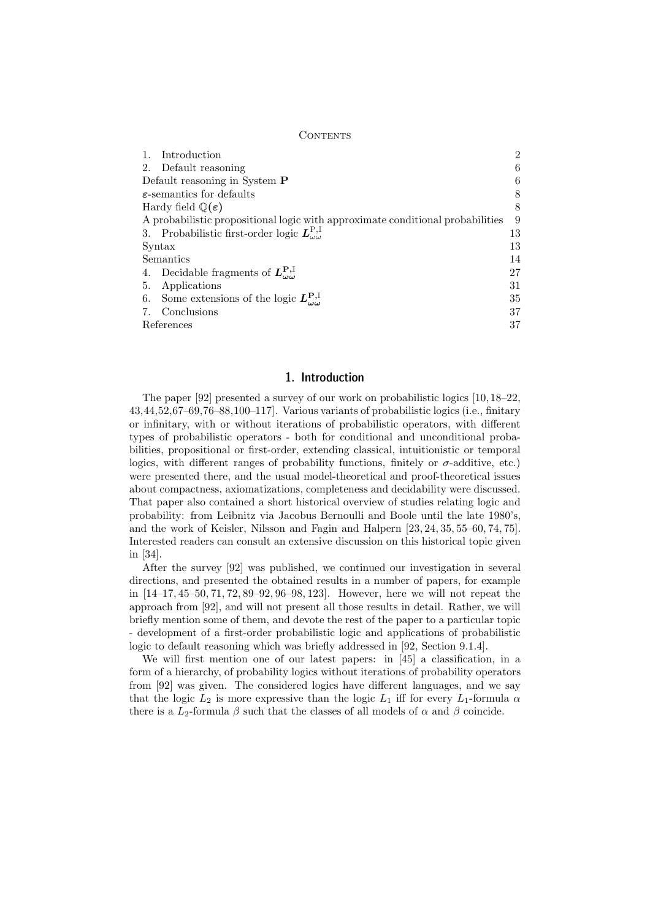Contents

| | |
|---|---|
| 1. Introduction | 2 |
| 2. Default reasoning | 6 |
| Default reasoning in System **P** | 6 |
| $\varepsilon$-semantics for defaults | 8 |
| Hardy field $\mathbb{Q}(\varepsilon)$ | 8 |
| A probabilistic propositional logic with approximate conditional probabilities | 9 |
| 3. Probabilistic first-order logic $L_{\omega\omega}^{\mathrm{P},\mathbb{I}}$ | 13 |
| Syntax | 13 |
| Semantics | 14 |
| 4. Decidable fragments of $L_{\omega\omega}^{\mathbf{P},\mathbb{I}}$ | 27 |
| 5. Applications | 31 |
| 6. Some extensions of the logic $L_{\omega\omega}^{\mathbf{P},\mathbb{I}}$ | 35 |
| 7. Conclusions | 37 |
| References | 37 |

## 1. Introduction

The paper [92] presented a survey of our work on probabilistic logics [10, 18–22, 43,44,52,67–69,76–88,100–117]. Various variants of probabilistic logics (i.e., finitary or infinitary, with or without iterations of probabilistic operators, with different types of probabilistic operators - both for conditional and unconditional probabilities, propositional or first-order, extending classical, intuitionistic or temporal logics, with different ranges of probability functions, finitely or $\sigma$-additive, etc.) were presented there, and the usual model-theoretical and proof-theoretical issues about compactness, axiomatizations, completeness and decidability were discussed. That paper also contained a short historical overview of studies relating logic and probability: from Leibnitz via Jacobus Bernoulli and Boole until the late 1980's, and the work of Keisler, Nilsson and Fagin and Halpern [23, 24, 35, 55–60, 74, 75]. Interested readers can consult an extensive discussion on this historical topic given in [34].

After the survey [92] was published, we continued our investigation in several directions, and presented the obtained results in a number of papers, for example in [14–17, 45–50, 71, 72, 89–92, 96–98, 123]. However, here we will not repeat the approach from [92], and will not present all those results in detail. Rather, we will briefly mention some of them, and devote the rest of the paper to a particular topic - development of a first-order probabilistic logic and applications of probabilistic logic to default reasoning which was briefly addressed in [92, Section 9.1.4].

We will first mention one of our latest papers: in [45] a classification, in a form of a hierarchy, of probability logics without iterations of probability operators from [92] was given. The considered logics have different languages, and we say that the logic $L_2$ is more expressive than the logic $L_1$ iff for every $L_1$-formula $\alpha$ there is a $L_2$-formula $\beta$ such that the classes of all models of $\alpha$ and $\beta$ coincide.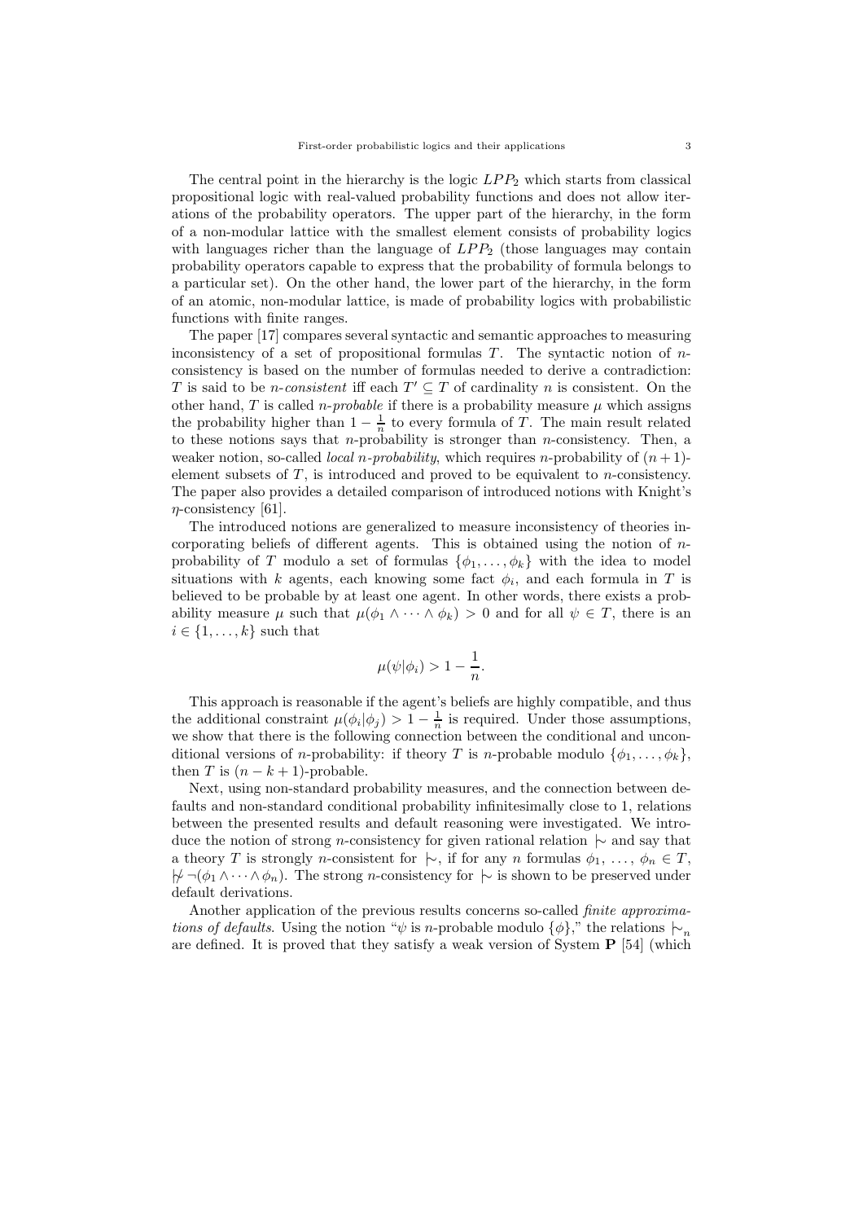The central point in the hierarchy is the logic $LPP_2$ which starts from classical propositional logic with real-valued probability functions and does not allow iterations of the probability operators. The upper part of the hierarchy, in the form of a non-modular lattice with the smallest element consists of probability logics with languages richer than the language of $LPP_2$ (those languages may contain probability operators capable to express that the probability of formula belongs to a particular set). On the other hand, the lower part of the hierarchy, in the form of an atomic, non-modular lattice, is made of probability logics with probabilistic functions with finite ranges.

The paper [17] compares several syntactic and semantic approaches to measuring inconsistency of a set of propositional formulas $T$. The syntactic notion of $n$-consistency is based on the number of formulas needed to derive a contradiction: $T$ is said to be *$n$-consistent* iff each $T' \subseteq T$ of cardinality $n$ is consistent. On the other hand, $T$ is called *$n$-probable* if there is a probability measure $\mu$ which assigns the probability higher than $1 - \frac{1}{n}$ to every formula of $T$. The main result related to these notions says that $n$-probability is stronger than $n$-consistency. Then, a weaker notion, so-called *local $n$-probability*, which requires $n$-probability of $(n+1)$-element subsets of $T$, is introduced and proved to be equivalent to $n$-consistency. The paper also provides a detailed comparison of introduced notions with Knight's $\eta$-consistency [61].

The introduced notions are generalized to measure inconsistency of theories incorporating beliefs of different agents. This is obtained using the notion of $n$-probability of $T$ modulo a set of formulas $\{\phi_1, \ldots, \phi_k\}$ with the idea to model situations with $k$ agents, each knowing some fact $\phi_i$, and each formula in $T$ is believed to be probable by at least one agent. In other words, there exists a probability measure $\mu$ such that $\mu(\phi_1 \wedge \cdots \wedge \phi_k) > 0$ and for all $\psi \in T$, there is an $i \in \{1, \ldots, k\}$ such that

$$\mu(\psi|\phi_i) > 1 - \frac{1}{n}.$$

This approach is reasonable if the agent's beliefs are highly compatible, and thus the additional constraint $\mu(\phi_i|\phi_j) > 1 - \frac{1}{n}$ is required. Under those assumptions, we show that there is the following connection between the conditional and unconditional versions of $n$-probability: if theory $T$ is $n$-probable modulo $\{\phi_1, \ldots, \phi_k\}$, then $T$ is $(n - k + 1)$-probable.

Next, using non-standard probability measures, and the connection between defaults and non-standard conditional probability infinitesimally close to 1, relations between the presented results and default reasoning were investigated. We introduce the notion of strong $n$-consistency for given rational relation $\mid\!\sim$ and say that a theory $T$ is strongly $n$-consistent for $\mid\!\sim$, if for any $n$ formulas $\phi_1, \ldots, \phi_n \in T$, $\not\mid\!\sim \neg(\phi_1 \wedge \cdots \wedge \phi_n)$. The strong $n$-consistency for $\mid\!\sim$ is shown to be preserved under default derivations.

Another application of the previous results concerns so-called *finite approximations of defaults*. Using the notion "$\psi$ is $n$-probable modulo $\{\phi\}$," the relations $\mid\!\sim_n$ are defined. It is proved that they satisfy a weak version of System **P** [54] (which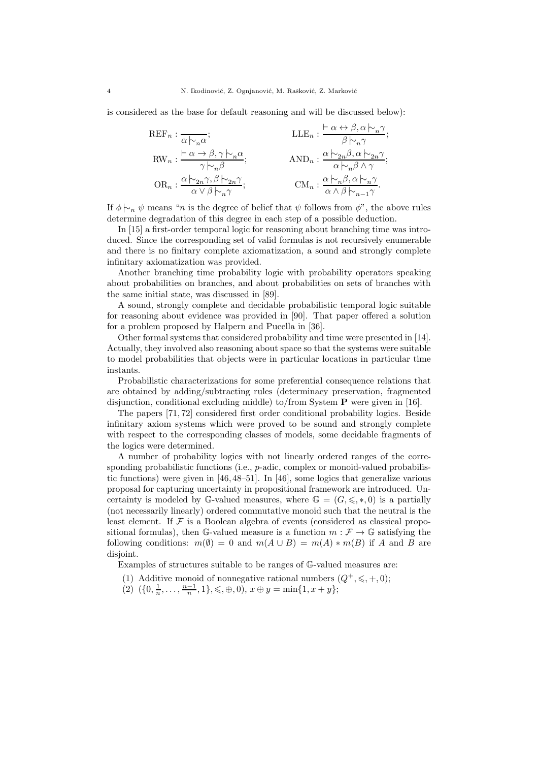is considered as the base for default reasoning and will be discussed below):

$$\mathrm{REF}_n : \frac{}{\alpha \mathrel{|\!\sim}_n \alpha}; \qquad \mathrm{LLE}_n : \frac{\vdash \alpha \leftrightarrow \beta, \alpha \mathrel{|\!\sim}_n \gamma}{\beta \mathrel{|\!\sim}_n \gamma};$$

$$\mathrm{RW}_n : \frac{\vdash \alpha \rightarrow \beta, \gamma \mathrel{|\!\sim}_n \alpha}{\gamma \mathrel{|\!\sim}_n \beta}; \qquad \mathrm{AND}_n : \frac{\alpha \mathrel{|\!\sim}_{2n} \beta, \alpha \mathrel{|\!\sim}_{2n} \gamma}{\alpha \mathrel{|\!\sim}_n \beta \wedge \gamma};$$

$$\mathrm{OR}_n : \frac{\alpha \mathrel{|\!\sim}_{2n} \gamma, \beta \mathrel{|\!\sim}_{2n} \gamma}{\alpha \vee \beta \mathrel{|\!\sim}_n \gamma}; \qquad \mathrm{CM}_n : \frac{\alpha \mathrel{|\!\sim}_n \beta, \alpha \mathrel{|\!\sim}_n \gamma}{\alpha \wedge \beta \mathrel{|\!\sim}_{n-1} \gamma}.$$

If $\phi \mathrel{|\!\sim}_n \psi$ means "$n$ is the degree of belief that $\psi$ follows from $\phi$", the above rules determine degradation of this degree in each step of a possible deduction.

In [15] a first-order temporal logic for reasoning about branching time was introduced. Since the corresponding set of valid formulas is not recursively enumerable and there is no finitary complete axiomatization, a sound and strongly complete infinitary axiomatization was provided.

Another branching time probability logic with probability operators speaking about probabilities on branches, and about probabilities on sets of branches with the same initial state, was discussed in [89].

A sound, strongly complete and decidable probabilistic temporal logic suitable for reasoning about evidence was provided in [90]. That paper offered a solution for a problem proposed by Halpern and Pucella in [36].

Other formal systems that considered probability and time were presented in [14]. Actually, they involved also reasoning about space so that the systems were suitable to model probabilities that objects were in particular locations in particular time instants.

Probabilistic characterizations for some preferential consequence relations that are obtained by adding/subtracting rules (determinacy preservation, fragmented disjunction, conditional excluding middle) to/from System **P** were given in [16].

The papers [71, 72] considered first order conditional probability logics. Beside infinitary axiom systems which were proved to be sound and strongly complete with respect to the corresponding classes of models, some decidable fragments of the logics were determined.

A number of probability logics with not linearly ordered ranges of the corresponding probabilistic functions (i.e., $p$-adic, complex or monoid-valued probabilistic functions) were given in [46, 48–51]. In [46], some logics that generalize various proposal for capturing uncertainty in propositional framework are introduced. Uncertainty is modeled by $\mathbb{G}$-valued measures, where $\mathbb{G} = (G, \leqslant, *, 0)$ is a partially (not necessarily linearly) ordered commutative monoid such that the neutral is the least element. If $\mathcal{F}$ is a Boolean algebra of events (considered as classical propositional formulas), then $\mathbb{G}$-valued measure is a function $m : \mathcal{F} \to \mathbb{G}$ satisfying the following conditions: $m(\emptyset) = 0$ and $m(A \cup B) = m(A) * m(B)$ if $A$ and $B$ are disjoint.

Examples of structures suitable to be ranges of $\mathbb{G}$-valued measures are:

(1) Additive monoid of nonnegative rational numbers $(Q^+, \leqslant, +, 0)$;

(2) $(\{0, \frac{1}{n}, \ldots, \frac{n-1}{n}, 1\}, \leqslant, \oplus, 0)$, $x \oplus y = \min\{1, x + y\}$;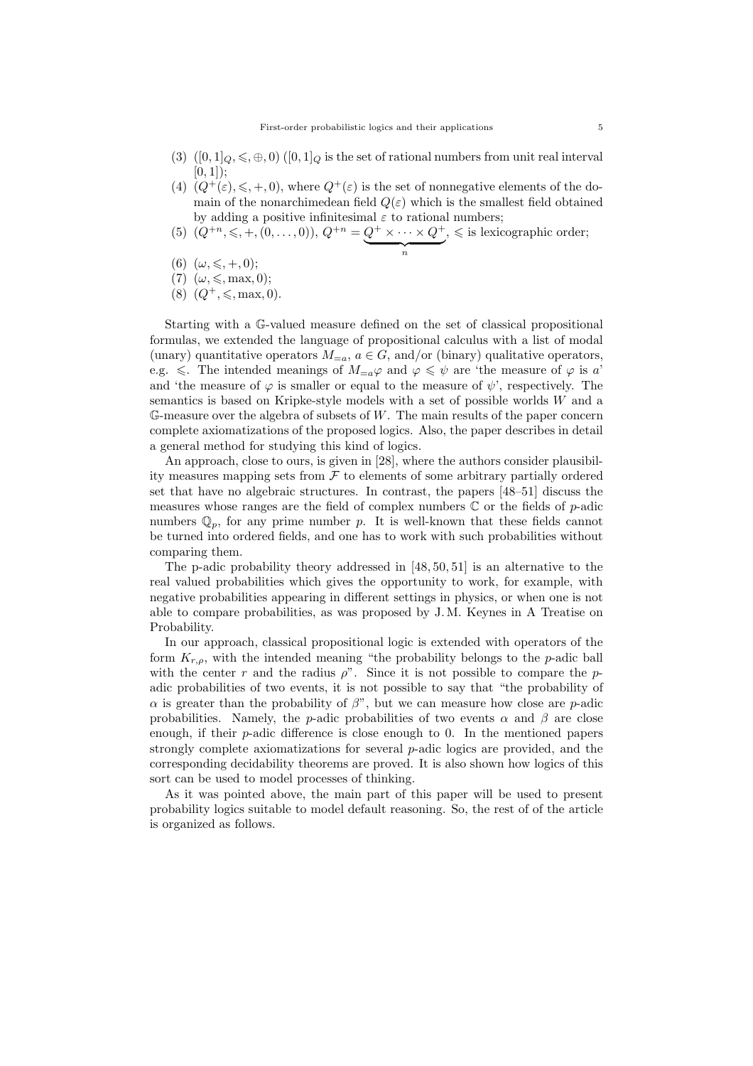(3) $([0,1]_Q, \leqslant, \oplus, 0)$ ($[0,1]_Q$ is the set of rational numbers from unit real interval $[0,1]$);
(4) $(Q^+(\varepsilon), \leqslant, +, 0)$, where $Q^+(\varepsilon)$ is the set of nonnegative elements of the domain of the nonarchimedean field $Q(\varepsilon)$ which is the smallest field obtained by adding a positive infinitesimal $\varepsilon$ to rational numbers;
(5) $(Q^{+n}, \leqslant, +, (0,\dots,0))$, $Q^{+n} = \underbrace{Q^+ \times \cdots \times Q^+}_{n}$, $\leqslant$ is lexicographic order;
(6) $(\omega, \leqslant, +, 0)$;
(7) $(\omega, \leqslant, \max, 0)$;
(8) $(Q^+, \leqslant, \max, 0)$.

Starting with a $\mathbb{G}$-valued measure defined on the set of classical propositional formulas, we extended the language of propositional calculus with a list of modal (unary) quantitative operators $M_{=a}$, $a \in G$, and/or (binary) qualitative operators, e.g. $\leqslant$. The intended meanings of $M_{=a}\varphi$ and $\varphi \leqslant \psi$ are 'the measure of $\varphi$ is $a$' and 'the measure of $\varphi$ is smaller or equal to the measure of $\psi$', respectively. The semantics is based on Kripke-style models with a set of possible worlds $W$ and a $\mathbb{G}$-measure over the algebra of subsets of $W$. The main results of the paper concern complete axiomatizations of the proposed logics. Also, the paper describes in detail a general method for studying this kind of logics.

An approach, close to ours, is given in [28], where the authors consider plausibility measures mapping sets from $\mathcal{F}$ to elements of some arbitrary partially ordered set that have no algebraic structures. In contrast, the papers [48–51] discuss the measures whose ranges are the field of complex numbers $\mathbb{C}$ or the fields of $p$-adic numbers $\mathbb{Q}_p$, for any prime number $p$. It is well-known that these fields cannot be turned into ordered fields, and one has to work with such probabilities without comparing them.

The p-adic probability theory addressed in [48, 50, 51] is an alternative to the real valued probabilities which gives the opportunity to work, for example, with negative probabilities appearing in different settings in physics, or when one is not able to compare probabilities, as was proposed by J. M. Keynes in A Treatise on Probability.

In our approach, classical propositional logic is extended with operators of the form $K_{r,\rho}$, with the intended meaning "the probability belongs to the $p$-adic ball with the center $r$ and the radius $\rho$". Since it is not possible to compare the $p$-adic probabilities of two events, it is not possible to say that "the probability of $\alpha$ is greater than the probability of $\beta$", but we can measure how close are $p$-adic probabilities. Namely, the $p$-adic probabilities of two events $\alpha$ and $\beta$ are close enough, if their $p$-adic difference is close enough to 0. In the mentioned papers strongly complete axiomatizations for several $p$-adic logics are provided, and the corresponding decidability theorems are proved. It is also shown how logics of this sort can be used to model processes of thinking.

As it was pointed above, the main part of this paper will be used to present probability logics suitable to model default reasoning. So, the rest of of the article is organized as follows.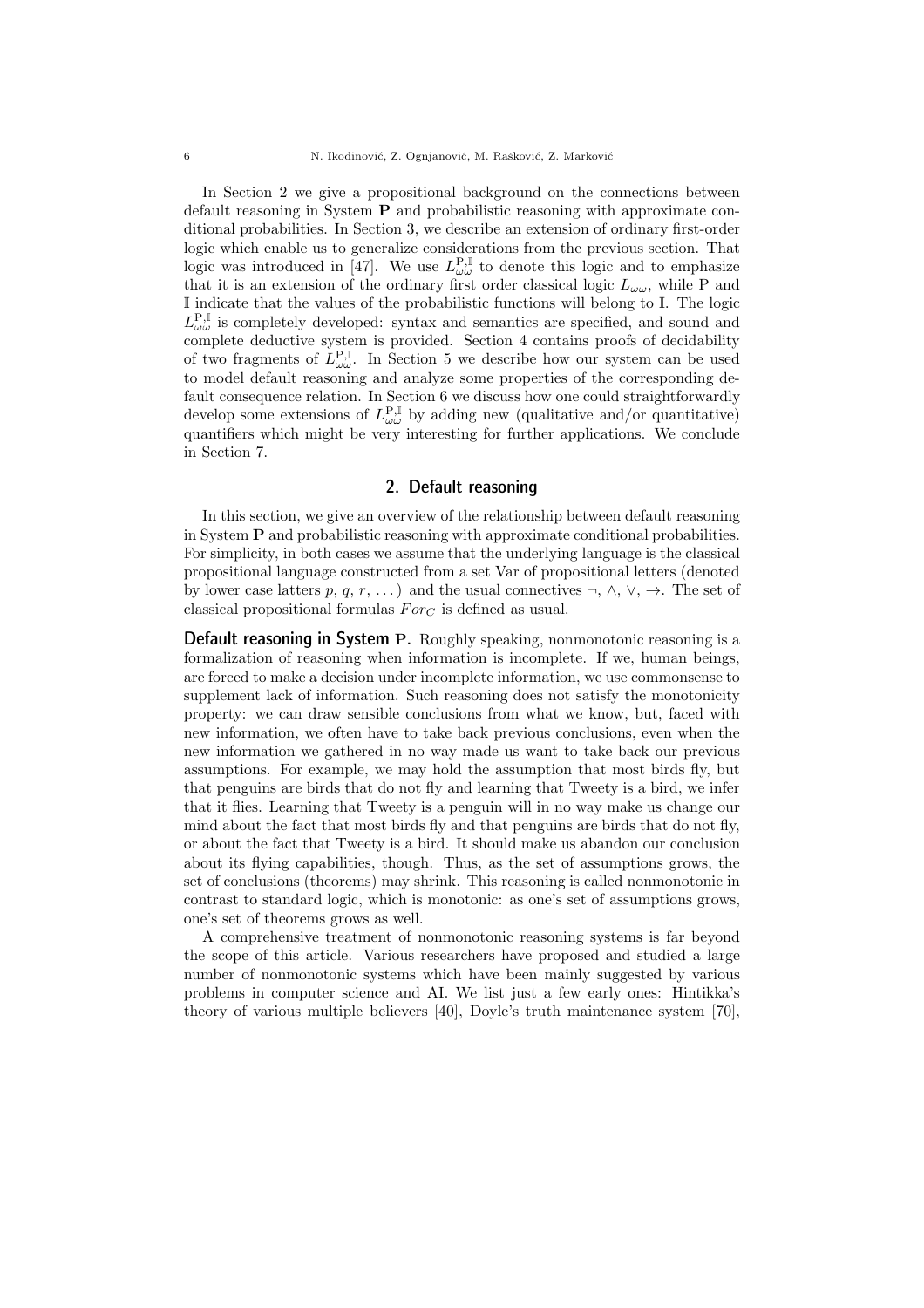In Section 2 we give a propositional background on the connections between default reasoning in System **P** and probabilistic reasoning with approximate conditional probabilities. In Section 3, we describe an extension of ordinary first-order logic which enable us to generalize considerations from the previous section. That logic was introduced in [47]. We use $L_{\omega\omega}^{\mathrm{P},\mathbb{I}}$ to denote this logic and to emphasize that it is an extension of the ordinary first order classical logic $L_{\omega\omega}$, while P and $\mathbb{I}$ indicate that the values of the probabilistic functions will belong to $\mathbb{I}$. The logic $L_{\omega\omega}^{\mathrm{P},\mathbb{I}}$ is completely developed: syntax and semantics are specified, and sound and complete deductive system is provided. Section 4 contains proofs of decidability of two fragments of $L_{\omega\omega}^{\mathrm{P},\mathbb{I}}$. In Section 5 we describe how our system can be used to model default reasoning and analyze some properties of the corresponding default consequence relation. In Section 6 we discuss how one could straightforwardly develop some extensions of $L_{\omega\omega}^{\mathrm{P},\mathbb{I}}$ by adding new (qualitative and/or quantitative) quantifiers which might be very interesting for further applications. We conclude in Section 7.

## 2. Default reasoning

In this section, we give an overview of the relationship between default reasoning in System **P** and probabilistic reasoning with approximate conditional probabilities. For simplicity, in both cases we assume that the underlying language is the classical propositional language constructed from a set Var of propositional letters (denoted by lower case latters $p$, $q$, $r$, ...) and the usual connectives $\neg$, $\wedge$, $\vee$, $\rightarrow$. The set of classical propositional formulas $For_C$ is defined as usual.

**Default reasoning in System P.** Roughly speaking, nonmonotonic reasoning is a formalization of reasoning when information is incomplete. If we, human beings, are forced to make a decision under incomplete information, we use commonsense to supplement lack of information. Such reasoning does not satisfy the monotonicity property: we can draw sensible conclusions from what we know, but, faced with new information, we often have to take back previous conclusions, even when the new information we gathered in no way made us want to take back our previous assumptions. For example, we may hold the assumption that most birds fly, but that penguins are birds that do not fly and learning that Tweety is a bird, we infer that it flies. Learning that Tweety is a penguin will in no way make us change our mind about the fact that most birds fly and that penguins are birds that do not fly, or about the fact that Tweety is a bird. It should make us abandon our conclusion about its flying capabilities, though. Thus, as the set of assumptions grows, the set of conclusions (theorems) may shrink. This reasoning is called nonmonotonic in contrast to standard logic, which is monotonic: as one's set of assumptions grows, one's set of theorems grows as well.

A comprehensive treatment of nonmonotonic reasoning systems is far beyond the scope of this article. Various researchers have proposed and studied a large number of nonmonotonic systems which have been mainly suggested by various problems in computer science and AI. We list just a few early ones: Hintikka's theory of various multiple believers [40], Doyle's truth maintenance system [70],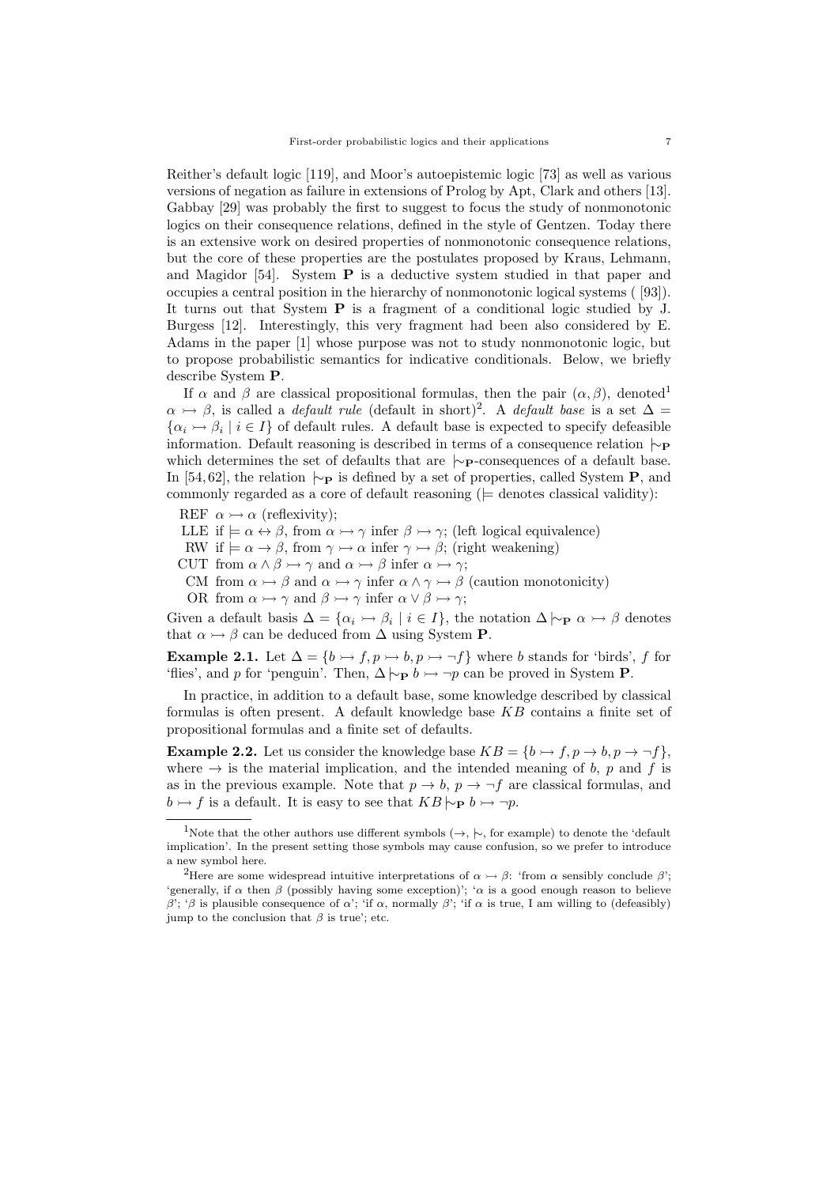Reither's default logic [119], and Moor's autoepistemic logic [73] as well as various versions of negation as failure in extensions of Prolog by Apt, Clark and others [13]. Gabbay [29] was probably the first to suggest to focus the study of nonmonotonic logics on their consequence relations, defined in the style of Gentzen. Today there is an extensive work on desired properties of nonmonotonic consequence relations, but the core of these properties are the postulates proposed by Kraus, Lehmann, and Magidor [54]. System **P** is a deductive system studied in that paper and occupies a central position in the hierarchy of nonmonotonic logical systems ( [93]). It turns out that System **P** is a fragment of a conditional logic studied by J. Burgess [12]. Interestingly, this very fragment had been also considered by E. Adams in the paper [1] whose purpose was not to study nonmonotonic logic, but to propose probabilistic semantics for indicative conditionals. Below, we briefly describe System **P**.

If $\alpha$ and $\beta$ are classical propositional formulas, then the pair $(\alpha, \beta)$, denoted[1] $\alpha \rightarrowtail \beta$, is called a *default rule* (default in short)[2]. A *default base* is a set $\Delta = \{\alpha_i \rightarrowtail \beta_i \mid i \in I\}$ of default rules. A default base is expected to specify defeasible information. Default reasoning is described in terms of a consequence relation $\mid\!\sim_{\mathbf{P}}$ which determines the set of defaults that are $\mid\!\sim_{\mathbf{P}}$-consequences of a default base. In [54, 62], the relation $\mid\!\sim_{\mathbf{P}}$ is defined by a set of properties, called System **P**, and commonly regarded as a core of default reasoning ($\models$ denotes classical validity):

- REF $\alpha \rightarrowtail \alpha$ (reflexivity);
- LLE if $\models \alpha \leftrightarrow \beta$, from $\alpha \rightarrowtail \gamma$ infer $\beta \rightarrowtail \gamma$; (left logical equivalence)
- RW if $\models \alpha \rightarrow \beta$, from $\gamma \rightarrowtail \alpha$ infer $\gamma \rightarrowtail \beta$; (right weakening)
- CUT from $\alpha \wedge \beta \rightarrowtail \gamma$ and $\alpha \rightarrowtail \beta$ infer $\alpha \rightarrowtail \gamma$;
- CM from $\alpha \rightarrowtail \beta$ and $\alpha \rightarrowtail \gamma$ infer $\alpha \wedge \gamma \rightarrowtail \beta$ (caution monotonicity)
- OR from $\alpha \rightarrowtail \gamma$ and $\beta \rightarrowtail \gamma$ infer $\alpha \vee \beta \rightarrowtail \gamma$;

Given a default basis $\Delta = \{\alpha_i \rightarrowtail \beta_i \mid i \in I\}$, the notation $\Delta \mid\!\sim_{\mathbf{P}} \alpha \rightarrowtail \beta$ denotes that $\alpha \rightarrowtail \beta$ can be deduced from $\Delta$ using System **P**.

**Example 2.1.** Let $\Delta = \{b \rightarrowtail f, p \rightarrowtail b, p \rightarrowtail \neg f\}$ where $b$ stands for 'birds', $f$ for 'flies', and $p$ for 'penguin'. Then, $\Delta \mid\!\sim_{\mathbf{P}} b \rightarrowtail \neg p$ can be proved in System **P**.

In practice, in addition to a default base, some knowledge described by classical formulas is often present. A default knowledge base $KB$ contains a finite set of propositional formulas and a finite set of defaults.

**Example 2.2.** Let us consider the knowledge base $KB = \{b \rightarrowtail f, p \rightarrow b, p \rightarrow \neg f\}$, where $\rightarrow$ is the material implication, and the intended meaning of $b$, $p$ and $f$ is as in the previous example. Note that $p \rightarrow b$, $p \rightarrow \neg f$ are classical formulas, and $b \rightarrowtail f$ is a default. It is easy to see that $KB \mid\!\sim_{\mathbf{P}} b \rightarrowtail \neg p$.

---

[1] Note that the other authors use different symbols ($\rightarrow$, $\mid\!\sim$, for example) to denote the 'default implication'. In the present setting those symbols may cause confusion, so we prefer to introduce a new symbol here.

[2] Here are some widespread intuitive interpretations of $\alpha \rightarrowtail \beta$: 'from $\alpha$ sensibly conclude $\beta$'; 'generally, if $\alpha$ then $\beta$ (possibly having some exception)'; '$\alpha$ is a good enough reason to believe $\beta$'; '$\beta$ is plausible consequence of $\alpha$'; 'if $\alpha$, normally $\beta$'; 'if $\alpha$ is true, I am willing to (defeasibly) jump to the conclusion that $\beta$ is true'; etc.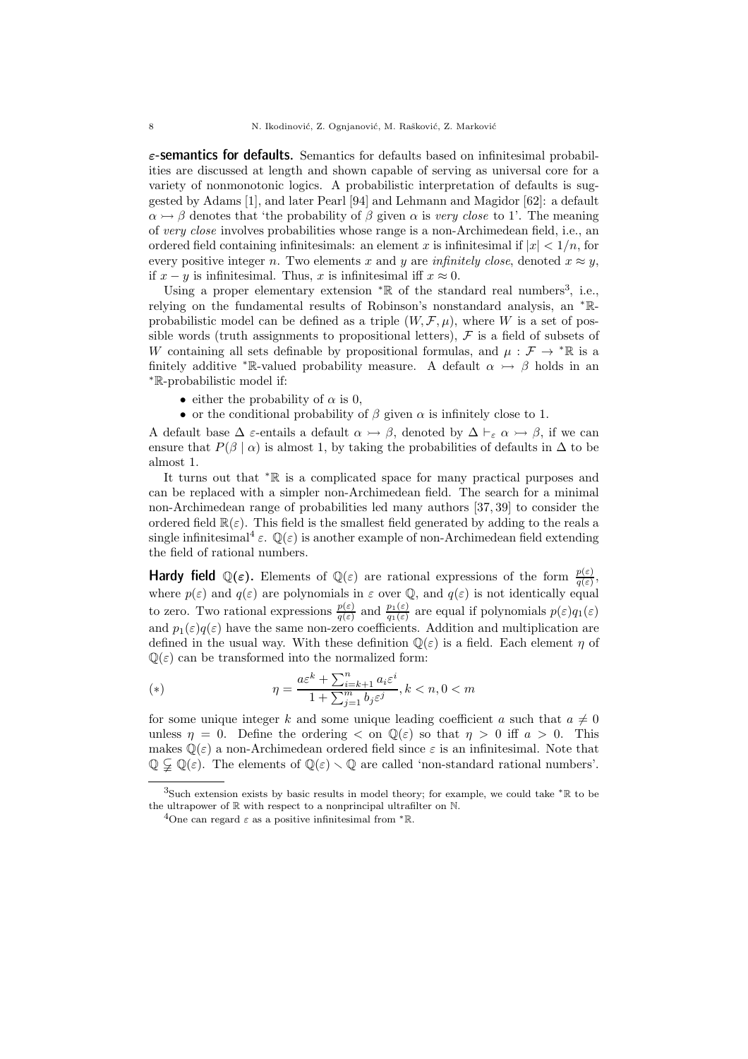**$\varepsilon$-semantics for defaults.** Semantics for defaults based on infinitesimal probabilities are discussed at length and shown capable of serving as universal core for a variety of nonmonotonic logics. A probabilistic interpretation of defaults is suggested by Adams [1], and later Pearl [94] and Lehmann and Magidor [62]: a default $\alpha \rightarrowtail \beta$ denotes that 'the probability of $\beta$ given $\alpha$ is *very close* to 1'. The meaning of *very close* involves probabilities whose range is a non-Archimedean field, i.e., an ordered field containing infinitesimals: an element $x$ is infinitesimal if $|x| < 1/n$, for every positive integer $n$. Two elements $x$ and $y$ are *infinitely close*, denoted $x \approx y$, if $x - y$ is infinitesimal. Thus, $x$ is infinitesimal iff $x \approx 0$.

Using a proper elementary extension ${}^*\mathbb{R}$ of the standard real numbers[3], i.e., relying on the fundamental results of Robinson's nonstandard analysis, an ${}^*\mathbb{R}$-probabilistic model can be defined as a triple $(W, \mathcal{F}, \mu)$, where $W$ is a set of possible words (truth assignments to propositional letters), $\mathcal{F}$ is a field of subsets of $W$ containing all sets definable by propositional formulas, and $\mu : \mathcal{F} \to {}^*\mathbb{R}$ is a finitely additive ${}^*\mathbb{R}$-valued probability measure. A default $\alpha \rightarrowtail \beta$ holds in an ${}^*\mathbb{R}$-probabilistic model if:

- either the probability of $\alpha$ is 0,
- or the conditional probability of $\beta$ given $\alpha$ is infinitely close to 1.

A default base $\Delta$ $\varepsilon$-entails a default $\alpha \rightarrowtail \beta$, denoted by $\Delta \vdash_\varepsilon \alpha \rightarrowtail \beta$, if we can ensure that $P(\beta \mid \alpha)$ is almost 1, by taking the probabilities of defaults in $\Delta$ to be almost 1.

It turns out that ${}^*\mathbb{R}$ is a complicated space for many practical purposes and can be replaced with a simpler non-Archimedean field. The search for a minimal non-Archimedean range of probabilities led many authors [37, 39] to consider the ordered field $\mathbb{R}(\varepsilon)$. This field is the smallest field generated by adding to the reals a single infinitesimal[4] $\varepsilon$. $\mathbb{Q}(\varepsilon)$ is another example of non-Archimedean field extending the field of rational numbers.

**Hardy field $\mathbb{Q}(\varepsilon)$.** Elements of $\mathbb{Q}(\varepsilon)$ are rational expressions of the form $\frac{p(\varepsilon)}{q(\varepsilon)}$, where $p(\varepsilon)$ and $q(\varepsilon)$ are polynomials in $\varepsilon$ over $\mathbb{Q}$, and $q(\varepsilon)$ is not identically equal to zero. Two rational expressions $\frac{p(\varepsilon)}{q(\varepsilon)}$ and $\frac{p_1(\varepsilon)}{q_1(\varepsilon)}$ are equal if polynomials $p(\varepsilon)q_1(\varepsilon)$ and $p_1(\varepsilon)q(\varepsilon)$ have the same non-zero coefficients. Addition and multiplication are defined in the usual way. With these definition $\mathbb{Q}(\varepsilon)$ is a field. Each element $\eta$ of $\mathbb{Q}(\varepsilon)$ can be transformed into the normalized form:

$$(*) \qquad \eta = \frac{a\varepsilon^k + \sum_{i=k+1}^{n} a_i \varepsilon^i}{1 + \sum_{j=1}^{m} b_j \varepsilon^j}, k < n, 0 < m$$

for some unique integer $k$ and some unique leading coefficient $a$ such that $a \neq 0$ unless $\eta = 0$. Define the ordering $<$ on $\mathbb{Q}(\varepsilon)$ so that $\eta > 0$ iff $a > 0$. This makes $\mathbb{Q}(\varepsilon)$ a non-Archimedean ordered field since $\varepsilon$ is an infinitesimal. Note that $\mathbb{Q} \subsetneq \mathbb{Q}(\varepsilon)$. The elements of $\mathbb{Q}(\varepsilon) \setminus \mathbb{Q}$ are called 'non-standard rational numbers'.

---

[3] Such extension exists by basic results in model theory; for example, we could take ${}^*\mathbb{R}$ to be the ultrapower of $\mathbb{R}$ with respect to a nonprincipal ultrafilter on $\mathbb{N}$.

[4] One can regard $\varepsilon$ as a positive infinitesimal from ${}^*\mathbb{R}$.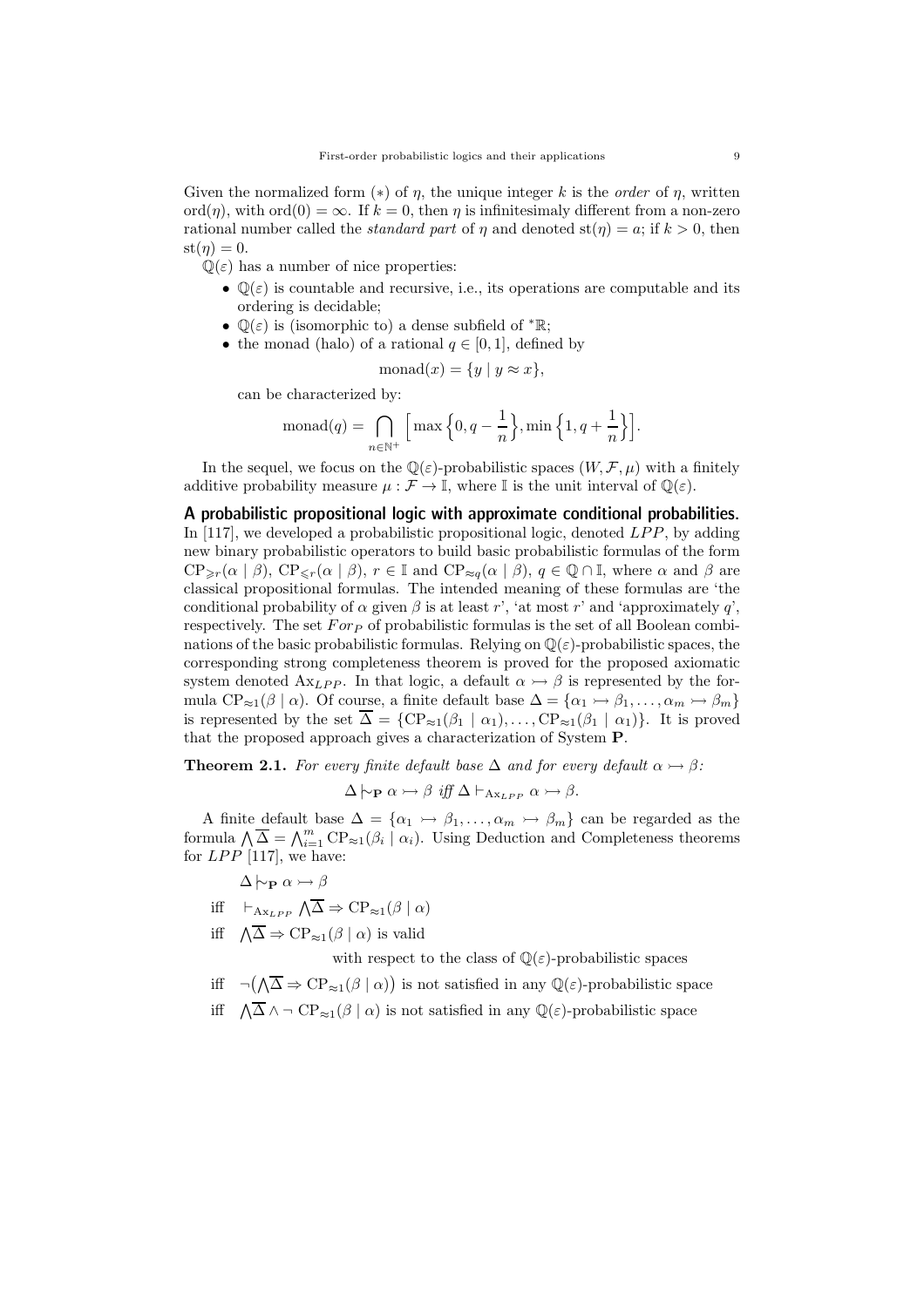Given the normalized form (∗) of $\eta$, the unique integer $k$ is the *order* of $\eta$, written $\mathrm{ord}(\eta)$, with $\mathrm{ord}(0) = \infty$. If $k = 0$, then $\eta$ is infinitesimaly different from a non-zero rational number called the *standard part* of $\eta$ and denoted $\mathrm{st}(\eta) = a$; if $k > 0$, then $\mathrm{st}(\eta) = 0$.

$\mathbb{Q}(\varepsilon)$ has a number of nice properties:

- $\mathbb{Q}(\varepsilon)$ is countable and recursive, i.e., its operations are computable and its ordering is decidable;
- $\mathbb{Q}(\varepsilon)$ is (isomorphic to) a dense subfield of ${}^*\mathbb{R}$;
- the monad (halo) of a rational $q \in [0, 1]$, defined by

$$\mathrm{monad}(x) = \{y \mid y \approx x\},$$

can be characterized by:

$$\mathrm{monad}(q) = \bigcap_{n \in \mathbb{N}^+} \Big[ \max\Big\{0, q - \frac{1}{n}\Big\}, \min\Big\{1, q + \frac{1}{n}\Big\}\Big].$$

In the sequel, we focus on the $\mathbb{Q}(\varepsilon)$-probabilistic spaces $(W, \mathcal{F}, \mu)$ with a finitely additive probability measure $\mu : \mathcal{F} \to \mathbb{I}$, where $\mathbb{I}$ is the unit interval of $\mathbb{Q}(\varepsilon)$.

**A probabilistic propositional logic with approximate conditional probabilities.** In [117], we developed a probabilistic propositional logic, denoted $LPP$, by adding new binary probabilistic operators to build basic probabilistic formulas of the form $\mathrm{CP}_{\geqslant r}(\alpha \mid \beta)$, $\mathrm{CP}_{\leqslant r}(\alpha \mid \beta)$, $r \in \mathbb{I}$ and $\mathrm{CP}_{\approx q}(\alpha \mid \beta)$, $q \in \mathbb{Q} \cap \mathbb{I}$, where $\alpha$ and $\beta$ are classical propositional formulas. The intended meaning of these formulas are 'the conditional probability of $\alpha$ given $\beta$ is at least $r$', 'at most $r$' and 'approximately $q$', respectively. The set $For_P$ of probabilistic formulas is the set of all Boolean combinations of the basic probabilistic formulas. Relying on $\mathbb{Q}(\varepsilon)$-probabilistic spaces, the corresponding strong completeness theorem is proved for the proposed axiomatic system denoted $\mathrm{Ax}_{LPP}$. In that logic, a default $\alpha \rightarrowtail \beta$ is represented by the formula $\mathrm{CP}_{\approx 1}(\beta \mid \alpha)$. Of course, a finite default base $\Delta = \{\alpha_1 \rightarrowtail \beta_1, \dots, \alpha_m \rightarrowtail \beta_m\}$ is represented by the set $\overline{\Delta} = \{\mathrm{CP}_{\approx 1}(\beta_1 \mid \alpha_1), \dots, \mathrm{CP}_{\approx 1}(\beta_1 \mid \alpha_1)\}$. It is proved that the proposed approach gives a characterization of System **P**.

**Theorem 2.1.** *For every finite default base $\Delta$ and for every default $\alpha \rightarrowtail \beta$:*

$$\Delta \mid\!\sim_{\mathbf{P}} \alpha \rightarrowtail \beta \text{ iff } \Delta \vdash_{\mathrm{Ax}_{LPP}} \alpha \rightarrowtail \beta.$$

A finite default base $\Delta = \{\alpha_1 \rightarrowtail \beta_1, \dots, \alpha_m \rightarrowtail \beta_m\}$ can be regarded as the formula $\bigwedge \overline{\Delta} = \bigwedge_{i=1}^{m} \mathrm{CP}_{\approx 1}(\beta_i \mid \alpha_i)$. Using Deduction and Completeness theorems for $LPP$ [117], we have:

$\Delta \mid\!\sim_{\mathbf{P}} \alpha \rightarrowtail \beta$

iff $\vdash_{\mathrm{Ax}_{LPP}} \bigwedge \overline{\Delta} \Rightarrow \mathrm{CP}_{\approx 1}(\beta \mid \alpha)$

iff $\bigwedge \overline{\Delta} \Rightarrow \mathrm{CP}_{\approx 1}(\beta \mid \alpha)$ is valid with respect to the class of $\mathbb{Q}(\varepsilon)$-probabilistic spaces

iff $\neg\big(\bigwedge \overline{\Delta} \Rightarrow \mathrm{CP}_{\approx 1}(\beta \mid \alpha)\big)$ is not satisfied in any $\mathbb{Q}(\varepsilon)$-probabilistic space

iff $\bigwedge \overline{\Delta} \wedge \neg\, \mathrm{CP}_{\approx 1}(\beta \mid \alpha)$ is not satisfied in any $\mathbb{Q}(\varepsilon)$-probabilistic space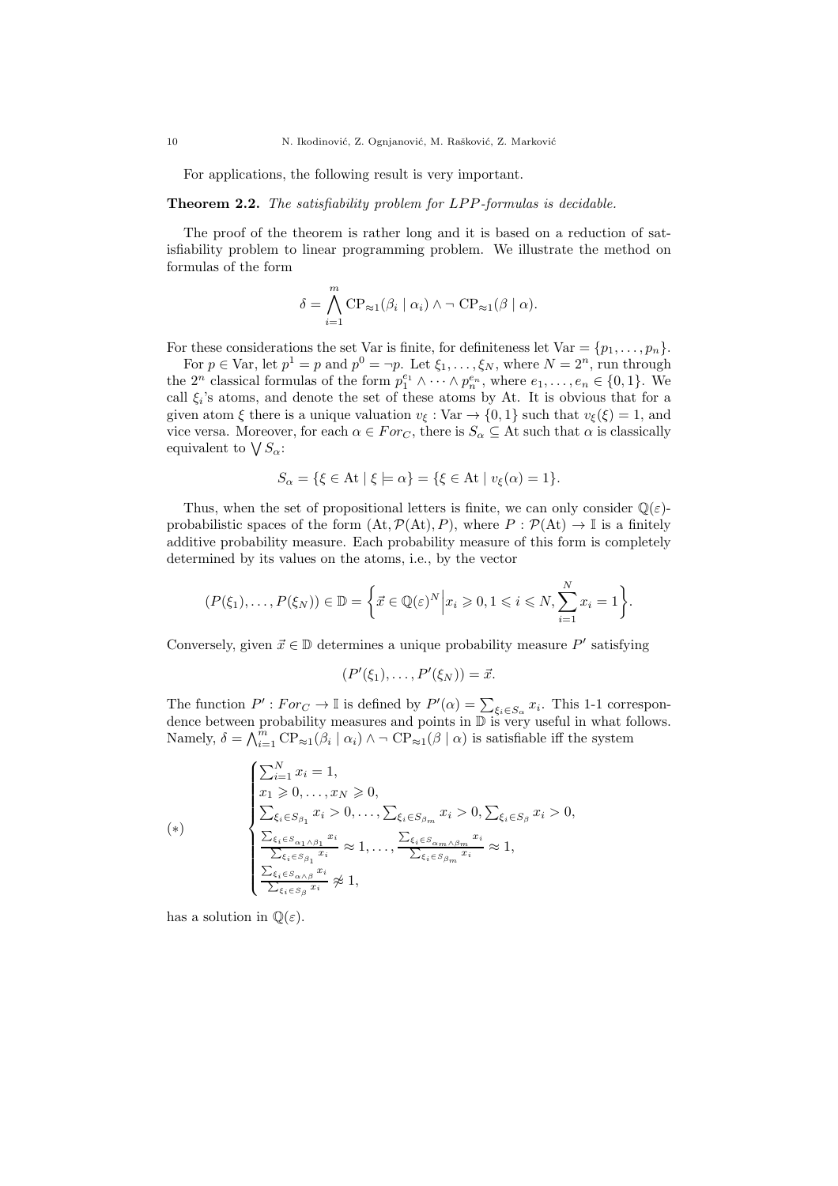For applications, the following result is very important.

**Theorem 2.2.** *The satisfiability problem for LPP-formulas is decidable.*

The proof of the theorem is rather long and it is based on a reduction of satisfiability problem to linear programming problem. We illustrate the method on formulas of the form

$$\delta = \bigwedge_{i=1}^{m} \mathrm{CP}_{\approx 1}(\beta_i \mid \alpha_i) \wedge \neg\, \mathrm{CP}_{\approx 1}(\beta \mid \alpha).$$

For these considerations the set Var is finite, for definiteness let $\mathrm{Var} = \{p_1, \ldots, p_n\}$.

For $p \in \mathrm{Var}$, let $p^1 = p$ and $p^0 = \neg p$. Let $\xi_1, \ldots, \xi_N$, where $N = 2^n$, run through the $2^n$ classical formulas of the form $p_1^{e_1} \wedge \cdots \wedge p_n^{e_n}$, where $e_1, \ldots, e_n \in \{0, 1\}$. We call $\xi_i$'s atoms, and denote the set of these atoms by At. It is obvious that for a given atom $\xi$ there is a unique valuation $v_\xi : \mathrm{Var} \to \{0, 1\}$ such that $v_\xi(\xi) = 1$, and vice versa. Moreover, for each $\alpha \in For_C$, there is $S_\alpha \subseteq \mathrm{At}$ such that $\alpha$ is classically equivalent to $\bigvee S_\alpha$:

$$S_\alpha = \{\xi \in \mathrm{At} \mid \xi \models \alpha\} = \{\xi \in \mathrm{At} \mid v_\xi(\alpha) = 1\}.$$

Thus, when the set of propositional letters is finite, we can only consider $\mathbb{Q}(\varepsilon)$-probabilistic spaces of the form $(\mathrm{At}, \mathcal{P}(\mathrm{At}), P)$, where $P : \mathcal{P}(\mathrm{At}) \to \mathbb{I}$ is a finitely additive probability measure. Each probability measure of this form is completely determined by its values on the atoms, i.e., by the vector

$$(P(\xi_1), \ldots, P(\xi_N)) \in \mathbb{D} = \left\{ \vec{x} \in \mathbb{Q}(\varepsilon)^N \,\middle|\, x_i \geqslant 0, 1 \leqslant i \leqslant N, \sum_{i=1}^{N} x_i = 1 \right\}.$$

Conversely, given $\vec{x} \in \mathbb{D}$ determines a unique probability measure $P'$ satisfying

$$(P'(\xi_1), \ldots, P'(\xi_N)) = \vec{x}.$$

The function $P' : For_C \to \mathbb{I}$ is defined by $P'(\alpha) = \sum_{\xi_i \in S_\alpha} x_i$. This 1-1 correspondence between probability measures and points in $\mathbb{D}$ is very useful in what follows. Namely, $\delta = \bigwedge_{i=1}^{m} \mathrm{CP}_{\approx 1}(\beta_i \mid \alpha_i) \wedge \neg\, \mathrm{CP}_{\approx 1}(\beta \mid \alpha)$ is satisfiable iff the system

$$(*) \qquad \begin{cases} \sum_{i=1}^{N} x_i = 1, \\ x_1 \geqslant 0, \ldots, x_N \geqslant 0, \\ \sum_{\xi_i \in S_{\beta_1}} x_i > 0, \ldots, \sum_{\xi_i \in S_{\beta_m}} x_i > 0, \sum_{\xi_i \in S_\beta} x_i > 0, \\ \dfrac{\sum_{\xi_i \in S_{\alpha_1 \wedge \beta_1}} x_i}{\sum_{\xi_i \in S_{\beta_1}} x_i} \approx 1, \ldots, \dfrac{\sum_{\xi_i \in S_{\alpha_m \wedge \beta_m}} x_i}{\sum_{\xi_i \in S_{\beta_m}} x_i} \approx 1, \\ \dfrac{\sum_{\xi_i \in S_{\alpha \wedge \beta}} x_i}{\sum_{\xi_i \in S_\beta} x_i} \not\approx 1, \end{cases}$$

has a solution in $\mathbb{Q}(\varepsilon)$.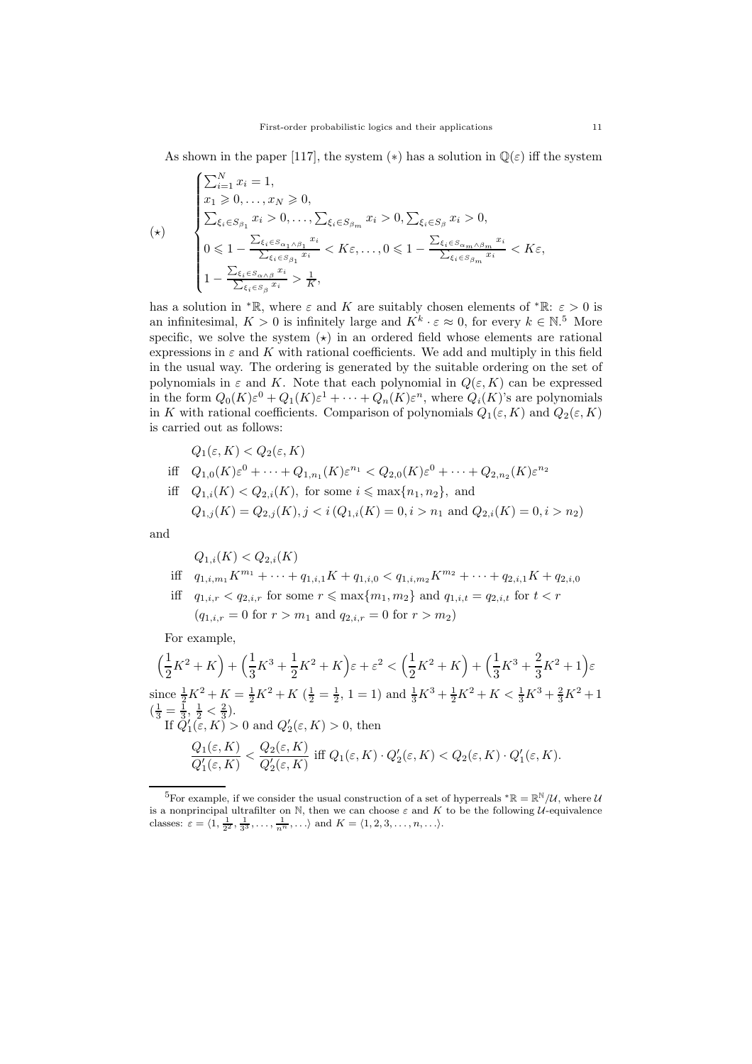As shown in the paper [117], the system (∗) has a solution in $\mathbb{Q}(\varepsilon)$ iff the system

$$
(\star) \qquad \begin{cases}
\sum_{i=1}^{N} x_i = 1, \\
x_1 \geqslant 0, \ldots, x_N \geqslant 0, \\
\sum_{\xi_i \in S_{\beta_1}} x_i > 0, \ldots, \sum_{\xi_i \in S_{\beta_m}} x_i > 0, \sum_{\xi_i \in S_{\beta}} x_i > 0, \\
0 \leqslant 1 - \frac{\sum_{\xi_i \in S_{\alpha_1 \wedge \beta_1}} x_i}{\sum_{\xi_i \in S_{\beta_1}} x_i} < K\varepsilon, \ldots, 0 \leqslant 1 - \frac{\sum_{\xi_i \in S_{\alpha_m \wedge \beta_m}} x_i}{\sum_{\xi_i \in S_{\beta_m}} x_i} < K\varepsilon, \\
1 - \frac{\sum_{\xi_i \in S_{\alpha \wedge \beta}} x_i}{\sum_{\xi_i \in S_{\beta}} x_i} > \frac{1}{K},
\end{cases}
$$

has a solution in ${}^*\mathbb{R}$, where $\varepsilon$ and $K$ are suitably chosen elements of ${}^*\mathbb{R}$: $\varepsilon > 0$ is an infinitesimal, $K > 0$ is infinitely large and $K^k \cdot \varepsilon \approx 0$, for every $k \in \mathbb{N}$.[5] More specific, we solve the system $(\star)$ in an ordered field whose elements are rational expressions in $\varepsilon$ and $K$ with rational coefficients. We add and multiply in this field in the usual way. The ordering is generated by the suitable ordering on the set of polynomials in $\varepsilon$ and $K$. Note that each polynomial in $Q(\varepsilon, K)$ can be expressed in the form $Q_0(K)\varepsilon^0 + Q_1(K)\varepsilon^1 + \cdots + Q_n(K)\varepsilon^n$, where $Q_i(K)$'s are polynomials in $K$ with rational coefficients. Comparison of polynomials $Q_1(\varepsilon, K)$ and $Q_2(\varepsilon, K)$ is carried out as follows:

$$
\begin{aligned}
& Q_1(\varepsilon, K) < Q_2(\varepsilon, K) \\
\text{iff} \quad & Q_{1,0}(K)\varepsilon^0 + \cdots + Q_{1,n_1}(K)\varepsilon^{n_1} < Q_{2,0}(K)\varepsilon^0 + \cdots + Q_{2,n_2}(K)\varepsilon^{n_2} \\
\text{iff} \quad & Q_{1,i}(K) < Q_{2,i}(K), \text{ for some } i \leqslant \max\{n_1, n_2\}, \text{ and} \\
& Q_{1,j}(K) = Q_{2,j}(K), j < i \, (Q_{1,i}(K) = 0, i > n_1 \text{ and } Q_{2,i}(K) = 0, i > n_2)
\end{aligned}
$$

and

$$
\begin{aligned}
& Q_{1,i}(K) < Q_{2,i}(K) \\
\text{iff} \quad & q_{1,i,m_1}K^{m_1} + \cdots + q_{1,i,1}K + q_{1,i,0} < q_{1,i,m_2}K^{m_2} + \cdots + q_{2,i,1}K + q_{2,i,0} \\
\text{iff} \quad & q_{1,i,r} < q_{2,i,r} \text{ for some } r \leqslant \max\{m_1, m_2\} \text{ and } q_{1,i,t} = q_{2,i,t} \text{ for } t < r \\
& (q_{1,i,r} = 0 \text{ for } r > m_1 \text{ and } q_{2,i,r} = 0 \text{ for } r > m_2)
\end{aligned}
$$

For example,

$$
\Big(\frac{1}{2}K^2 + K\Big) + \Big(\frac{1}{3}K^3 + \frac{1}{2}K^2 + K\Big)\varepsilon + \varepsilon^2 < \Big(\frac{1}{2}K^2 + K\Big) + \Big(\frac{1}{3}K^3 + \frac{2}{3}K^2 + 1\Big)\varepsilon
$$

since $\frac{1}{2}K^2 + K = \frac{1}{2}K^2 + K$ ($\frac{1}{2} = \frac{1}{2}$, $1 = 1$) and $\frac{1}{3}K^3 + \frac{1}{2}K^2 + K < \frac{1}{3}K^3 + \frac{2}{3}K^2 + 1$ ($\frac{1}{3} = \frac{1}{3}$, $\frac{1}{2} < \frac{2}{3}$).

If $Q_1'(\varepsilon, K) > 0$ and $Q_2'(\varepsilon, K) > 0$, then

$$
\frac{Q_1(\varepsilon, K)}{Q_1'(\varepsilon, K)} < \frac{Q_2(\varepsilon, K)}{Q_2'(\varepsilon, K)} \text{ iff } Q_1(\varepsilon, K) \cdot Q_2'(\varepsilon, K) < Q_2(\varepsilon, K) \cdot Q_1'(\varepsilon, K).
$$

---

[5] For example, if we consider the usual construction of a set of hyperreals ${}^*\mathbb{R} = \mathbb{R}^{\mathbb{N}}/\mathcal{U}$, where $\mathcal{U}$ is a nonprincipal ultrafilter on $\mathbb{N}$, then we can choose $\varepsilon$ and $K$ to be the following $\mathcal{U}$-equivalence classes: $\varepsilon = \langle 1, \frac{1}{2^2}, \frac{1}{3^3}, \ldots, \frac{1}{n^n}, \ldots \rangle$ and $K = \langle 1, 2, 3, \ldots, n, \ldots \rangle$.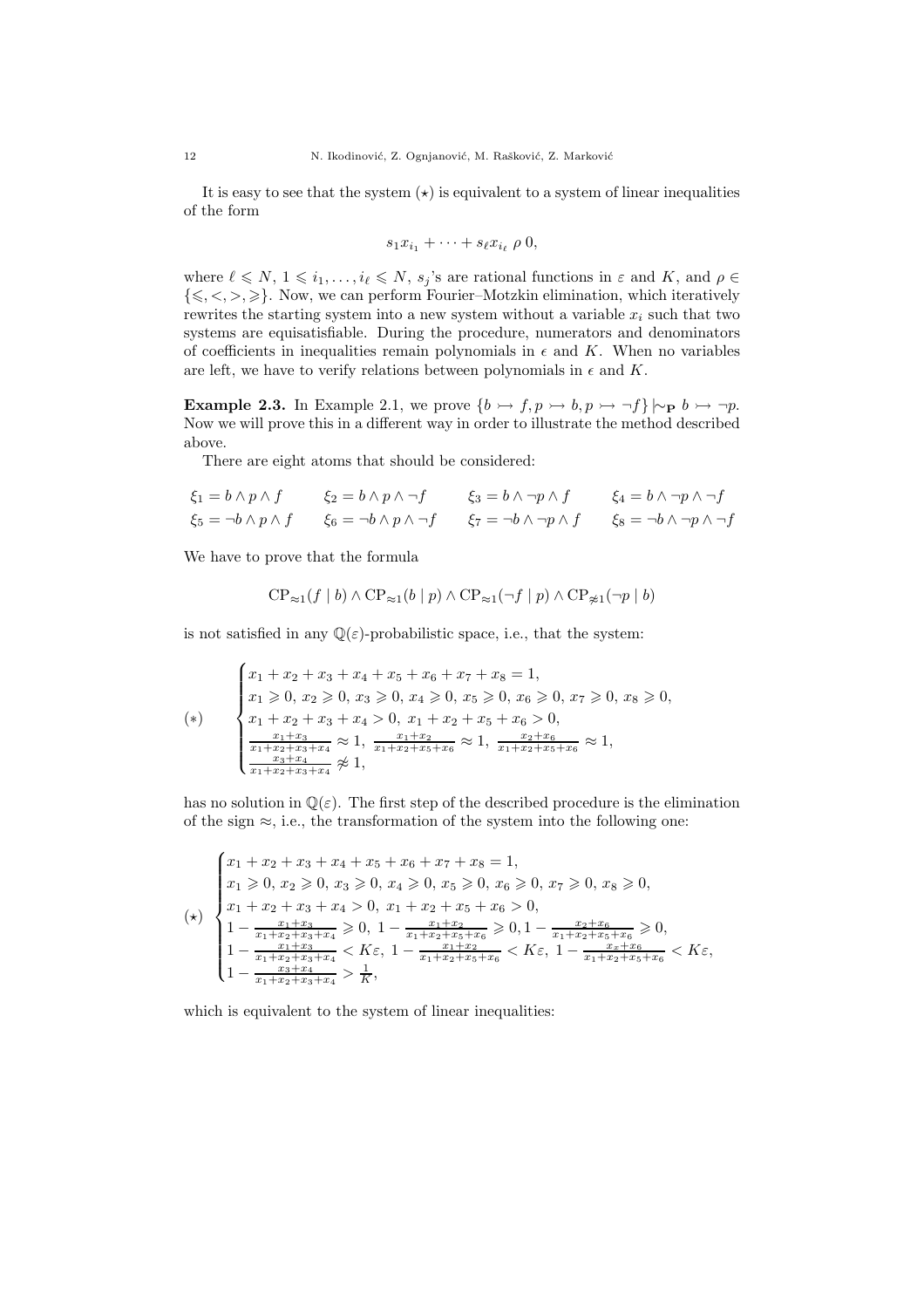It is easy to see that the system $(\star)$ is equivalent to a system of linear inequalities of the form

$$s_1 x_{i_1} + \cdots + s_\ell x_{i_\ell} \; \rho \; 0,$$

where $\ell \leqslant N$, $1 \leqslant i_1, \ldots, i_\ell \leqslant N$, $s_j$'s are rational functions in $\varepsilon$ and $K$, and $\rho \in \{\leqslant, <, >, \geqslant\}$. Now, we can perform Fourier–Motzkin elimination, which iteratively rewrites the starting system into a new system without a variable $x_i$ such that two systems are equisatisfiable. During the procedure, numerators and denominators of coefficients in inequalities remain polynomials in $\epsilon$ and $K$. When no variables are left, we have to verify relations between polynomials in $\epsilon$ and $K$.

**Example 2.3.** In Example 2.1, we prove $\{b \rightarrowtail f, p \rightarrowtail b, p \rightarrowtail \neg f\} \mid\!\sim_{\mathbf{P}} b \rightarrowtail \neg p$. Now we will prove this in a different way in order to illustrate the method described above.

There are eight atoms that should be considered:

$$\begin{array}{llll}
\xi_1 = b \wedge p \wedge f & \xi_2 = b \wedge p \wedge \neg f & \xi_3 = b \wedge \neg p \wedge f & \xi_4 = b \wedge \neg p \wedge \neg f \\
\xi_5 = \neg b \wedge p \wedge f & \xi_6 = \neg b \wedge p \wedge \neg f & \xi_7 = \neg b \wedge \neg p \wedge f & \xi_8 = \neg b \wedge \neg p \wedge \neg f
\end{array}$$

We have to prove that the formula

$$\mathrm{CP}_{\approx 1}(f \mid b) \wedge \mathrm{CP}_{\approx 1}(b \mid p) \wedge \mathrm{CP}_{\approx 1}(\neg f \mid p) \wedge \mathrm{CP}_{\not\approx 1}(\neg p \mid b)$$

is not satisfied in any $\mathbb{Q}(\varepsilon)$-probabilistic space, i.e., that the system:

$$(*) \qquad \begin{cases}
x_1 + x_2 + x_3 + x_4 + x_5 + x_6 + x_7 + x_8 = 1, \\
x_1 \geqslant 0,\ x_2 \geqslant 0,\ x_3 \geqslant 0,\ x_4 \geqslant 0,\ x_5 \geqslant 0,\ x_6 \geqslant 0,\ x_7 \geqslant 0,\ x_8 \geqslant 0, \\
x_1 + x_2 + x_3 + x_4 > 0,\ x_1 + x_2 + x_5 + x_6 > 0, \\
\frac{x_1 + x_3}{x_1 + x_2 + x_3 + x_4} \approx 1,\ \frac{x_1 + x_2}{x_1 + x_2 + x_5 + x_6} \approx 1,\ \frac{x_2 + x_6}{x_1 + x_2 + x_5 + x_6} \approx 1, \\
\frac{x_3 + x_4}{x_1 + x_2 + x_3 + x_4} \not\approx 1,
\end{cases}$$

has no solution in $\mathbb{Q}(\varepsilon)$. The first step of the described procedure is the elimination of the sign $\approx$, i.e., the transformation of the system into the following one:

$$(\star) \quad \begin{cases}
x_1 + x_2 + x_3 + x_4 + x_5 + x_6 + x_7 + x_8 = 1, \\
x_1 \geqslant 0,\ x_2 \geqslant 0,\ x_3 \geqslant 0,\ x_4 \geqslant 0,\ x_5 \geqslant 0,\ x_6 \geqslant 0,\ x_7 \geqslant 0,\ x_8 \geqslant 0, \\
x_1 + x_2 + x_3 + x_4 > 0,\ x_1 + x_2 + x_5 + x_6 > 0, \\
1 - \frac{x_1 + x_3}{x_1 + x_2 + x_3 + x_4} \geqslant 0,\ 1 - \frac{x_1 + x_2}{x_1 + x_2 + x_5 + x_6} \geqslant 0, 1 - \frac{x_2 + x_6}{x_1 + x_2 + x_5 + x_6} \geqslant 0, \\
1 - \frac{x_1 + x_3}{x_1 + x_2 + x_3 + x_4} < K\varepsilon,\ 1 - \frac{x_1 + x_2}{x_1 + x_2 + x_5 + x_6} < K\varepsilon,\ 1 - \frac{x_x + x_6}{x_1 + x_2 + x_5 + x_6} < K\varepsilon, \\
1 - \frac{x_3 + x_4}{x_1 + x_2 + x_3 + x_4} > \frac{1}{K},
\end{cases}$$

which is equivalent to the system of linear inequalities: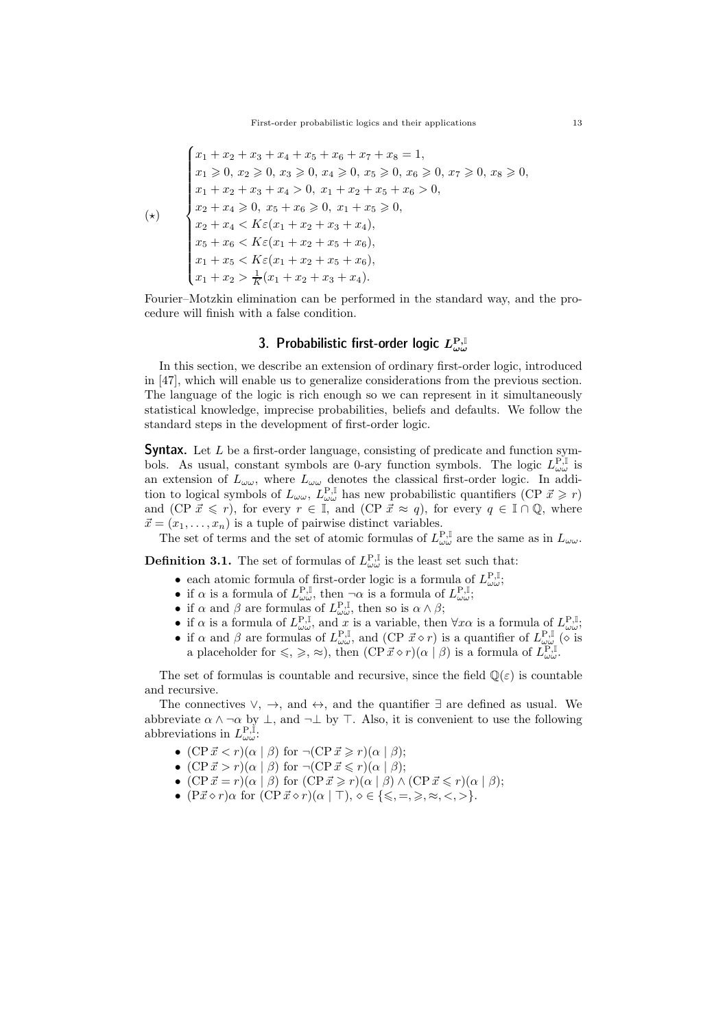$$
(\star) \qquad \begin{cases}
x_1 + x_2 + x_3 + x_4 + x_5 + x_6 + x_7 + x_8 = 1, \\
x_1 \geqslant 0,\ x_2 \geqslant 0,\ x_3 \geqslant 0,\ x_4 \geqslant 0,\ x_5 \geqslant 0,\ x_6 \geqslant 0,\ x_7 \geqslant 0,\ x_8 \geqslant 0, \\
x_1 + x_2 + x_3 + x_4 > 0,\ x_1 + x_2 + x_5 + x_6 > 0, \\
x_2 + x_4 \geqslant 0,\ x_5 + x_6 \geqslant 0,\ x_1 + x_5 \geqslant 0, \\
x_2 + x_4 < K\varepsilon(x_1 + x_2 + x_3 + x_4), \\
x_5 + x_6 < K\varepsilon(x_1 + x_2 + x_5 + x_6), \\
x_1 + x_5 < K\varepsilon(x_1 + x_2 + x_5 + x_6), \\
x_1 + x_2 > \frac{1}{K}(x_1 + x_2 + x_3 + x_4).
\end{cases}
$$

Fourier–Motzkin elimination can be performed in the standard way, and the procedure will finish with a false condition.

## 3. Probabilistic first-order logic $L_{\omega\omega}^{\mathrm{P},\mathbb{I}}$

In this section, we describe an extension of ordinary first-order logic, introduced in [47], which will enable us to generalize considerations from the previous section. The language of the logic is rich enough so we can represent in it simultaneously statistical knowledge, imprecise probabilities, beliefs and defaults. We follow the standard steps in the development of first-order logic.

**Syntax.** Let $L$ be a first-order language, consisting of predicate and function symbols. As usual, constant symbols are 0-ary function symbols. The logic $L_{\omega\omega}^{\mathrm{P},\mathbb{I}}$ is an extension of $L_{\omega\omega}$, where $L_{\omega\omega}$ denotes the classical first-order logic. In addition to logical symbols of $L_{\omega\omega}$, $L_{\omega\omega}^{\mathrm{P},\mathbb{I}}$ has new probabilistic quantifiers $(\mathrm{CP}\ \vec{x} \geqslant r)$ and $(\mathrm{CP}\ \vec{x} \leqslant r)$, for every $r \in \mathbb{I}$, and $(\mathrm{CP}\ \vec{x} \approx q)$, for every $q \in \mathbb{I} \cap \mathbb{Q}$, where $\vec{x} = (x_1, \dots, x_n)$ is a tuple of pairwise distinct variables.

The set of terms and the set of atomic formulas of $L_{\omega\omega}^{\mathrm{P},\mathbb{I}}$ are the same as in $L_{\omega\omega}$.

**Definition 3.1.** The set of formulas of $L_{\omega\omega}^{\mathrm{P},\mathbb{I}}$ is the least set such that:

- each atomic formula of first-order logic is a formula of $L_{\omega\omega}^{\mathrm{P},\mathbb{I}}$;
- if $\alpha$ is a formula of $L_{\omega\omega}^{\mathrm{P},\mathbb{I}}$, then $\neg\alpha$ is a formula of $L_{\omega\omega}^{\mathrm{P},\mathbb{I}}$;
- if $\alpha$ and $\beta$ are formulas of $L_{\omega\omega}^{\mathrm{P},\mathbb{I}}$, then so is $\alpha \wedge \beta$;
- if $\alpha$ is a formula of $L_{\omega\omega}^{\mathrm{P},\mathbb{I}}$, and $x$ is a variable, then $\forall x\alpha$ is a formula of $L_{\omega\omega}^{\mathrm{P},\mathbb{I}}$;
- if $\alpha$ and $\beta$ are formulas of $L_{\omega\omega}^{\mathrm{P},\mathbb{I}}$, and $(\mathrm{CP}\ \vec{x} \diamond r)$ is a quantifier of $L_{\omega\omega}^{\mathrm{P},\mathbb{I}}$ ($\diamond$ is a placeholder for $\leqslant, \geqslant, \approx$), then $(\mathrm{CP}\ \vec{x} \diamond r)(\alpha \mid \beta)$ is a formula of $L_{\omega\omega}^{\mathrm{P},\mathbb{I}}$.

The set of formulas is countable and recursive, since the field $\mathbb{Q}(\varepsilon)$ is countable and recursive.

The connectives $\vee$, $\rightarrow$, and $\leftrightarrow$, and the quantifier $\exists$ are defined as usual. We abbreviate $\alpha \wedge \neg\alpha$ by $\bot$, and $\neg\bot$ by $\top$. Also, it is convenient to use the following abbreviations in $L_{\omega\omega}^{\mathrm{P},\mathbb{I}}$:

- $(\mathrm{CP}\ \vec{x} < r)(\alpha \mid \beta)$ for $\neg(\mathrm{CP}\ \vec{x} \geqslant r)(\alpha \mid \beta)$;
- $(\mathrm{CP}\ \vec{x} > r)(\alpha \mid \beta)$ for $\neg(\mathrm{CP}\ \vec{x} \leqslant r)(\alpha \mid \beta)$;
- $(\mathrm{CP}\ \vec{x} = r)(\alpha \mid \beta)$ for $(\mathrm{CP}\ \vec{x} \geqslant r)(\alpha \mid \beta) \wedge (\mathrm{CP}\ \vec{x} \leqslant r)(\alpha \mid \beta)$;
- $(\mathrm{P}\vec{x} \diamond r)\alpha$ for $(\mathrm{CP}\ \vec{x} \diamond r)(\alpha \mid \top)$, $\diamond \in \{\leqslant, =, \geqslant, \approx, <, >\}$.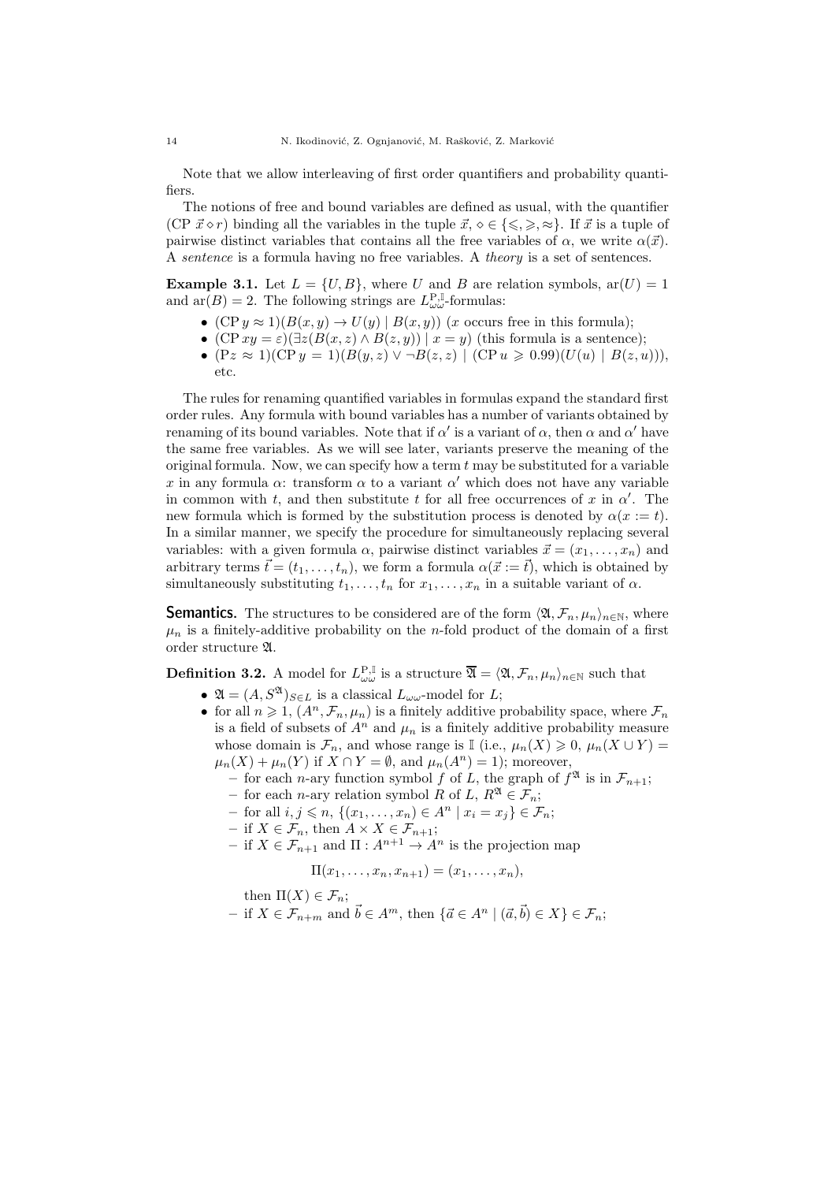Note that we allow interleaving of first order quantifiers and probability quantifiers.

The notions of free and bound variables are defined as usual, with the quantifier $(\mathrm{CP}\ \vec{x} \diamond r)$ binding all the variables in the tuple $\vec{x}$, $\diamond \in \{\leqslant, \geqslant, \approx\}$. If $\vec{x}$ is a tuple of pairwise distinct variables that contains all the free variables of $\alpha$, we write $\alpha(\vec{x})$. A *sentence* is a formula having no free variables. A *theory* is a set of sentences.

**Example 3.1.** Let $L = \{U, B\}$, where $U$ and $B$ are relation symbols, $\mathrm{ar}(U) = 1$ and $\mathrm{ar}(B) = 2$. The following strings are $L^{\mathrm{P},\mathbb{I}}_{\omega\omega}$-formulas:

- $(\mathrm{CP}\ y \approx 1)(B(x, y) \to U(y) \mid B(x, y))$ ($x$ occurs free in this formula);
- $(\mathrm{CP}\ xy = \varepsilon)(\exists z(B(x, z) \wedge B(z, y)) \mid x = y)$ (this formula is a sentence);
- $(\mathrm{P}z \approx 1)(\mathrm{CP}\ y = 1)(B(y, z) \vee \neg B(z, z) \mid (\mathrm{CP}\ u \geqslant 0.99)(U(u) \mid B(z, u)))$, etc.

The rules for renaming quantified variables in formulas expand the standard first order rules. Any formula with bound variables has a number of variants obtained by renaming of its bound variables. Note that if $\alpha'$ is a variant of $\alpha$, then $\alpha$ and $\alpha'$ have the same free variables. As we will see later, variants preserve the meaning of the original formula. Now, we can specify how a term $t$ may be substituted for a variable $x$ in any formula $\alpha$: transform $\alpha$ to a variant $\alpha'$ which does not have any variable in common with $t$, and then substitute $t$ for all free occurrences of $x$ in $\alpha'$. The new formula which is formed by the substitution process is denoted by $\alpha(x := t)$. In a similar manner, we specify the procedure for simultaneously replacing several variables: with a given formula $\alpha$, pairwise distinct variables $\vec{x} = (x_1, \ldots, x_n)$ and arbitrary terms $\vec{t} = (t_1, \ldots, t_n)$, we form a formula $\alpha(\vec{x} := \vec{t})$, which is obtained by simultaneously substituting $t_1, \ldots, t_n$ for $x_1, \ldots, x_n$ in a suitable variant of $\alpha$.

**Semantics.** The structures to be considered are of the form $\langle \mathfrak{A}, \mathcal{F}_n, \mu_n \rangle_{n \in \mathbb{N}}$, where $\mu_n$ is a finitely-additive probability on the $n$-fold product of the domain of a first order structure $\mathfrak{A}$.

**Definition 3.2.** A model for $L^{\mathrm{P},\mathbb{I}}_{\omega\omega}$ is a structure $\overline{\mathfrak{A}} = \langle \mathfrak{A}, \mathcal{F}_n, \mu_n \rangle_{n \in \mathbb{N}}$ such that

- $\mathfrak{A} = (A, S^{\mathfrak{A}})_{S \in L}$ is a classical $L_{\omega\omega}$-model for $L$;
- for all $n \geqslant 1$, $(A^n, \mathcal{F}_n, \mu_n)$ is a finitely additive probability space, where $\mathcal{F}_n$ is a field of subsets of $A^n$ and $\mu_n$ is a finitely additive probability measure whose domain is $\mathcal{F}_n$, and whose range is $\mathbb{I}$ (i.e., $\mu_n(X) \geqslant 0$, $\mu_n(X \cup Y) = \mu_n(X) + \mu_n(Y)$ if $X \cap Y = \emptyset$, and $\mu_n(A^n) = 1$); moreover,
  - for each $n$-ary function symbol $f$ of $L$, the graph of $f^{\mathfrak{A}}$ is in $\mathcal{F}_{n+1}$;
  - for each $n$-ary relation symbol $R$ of $L$, $R^{\mathfrak{A}} \in \mathcal{F}_n$;
  - for all $i, j \leqslant n$, $\{(x_1, \ldots, x_n) \in A^n \mid x_i = x_j\} \in \mathcal{F}_n$;
  - if $X \in \mathcal{F}_n$, then $A \times X \in \mathcal{F}_{n+1}$;
  - if $X \in \mathcal{F}_{n+1}$ and $\Pi : A^{n+1} \to A^n$ is the projection map

$$\Pi(x_1, \ldots, x_n, x_{n+1}) = (x_1, \ldots, x_n),$$

    then $\Pi(X) \in \mathcal{F}_n$;
  - if $X \in \mathcal{F}_{n+m}$ and $\vec{b} \in A^m$, then $\{\vec{a} \in A^n \mid (\vec{a}, \vec{b}) \in X\} \in \mathcal{F}_n$;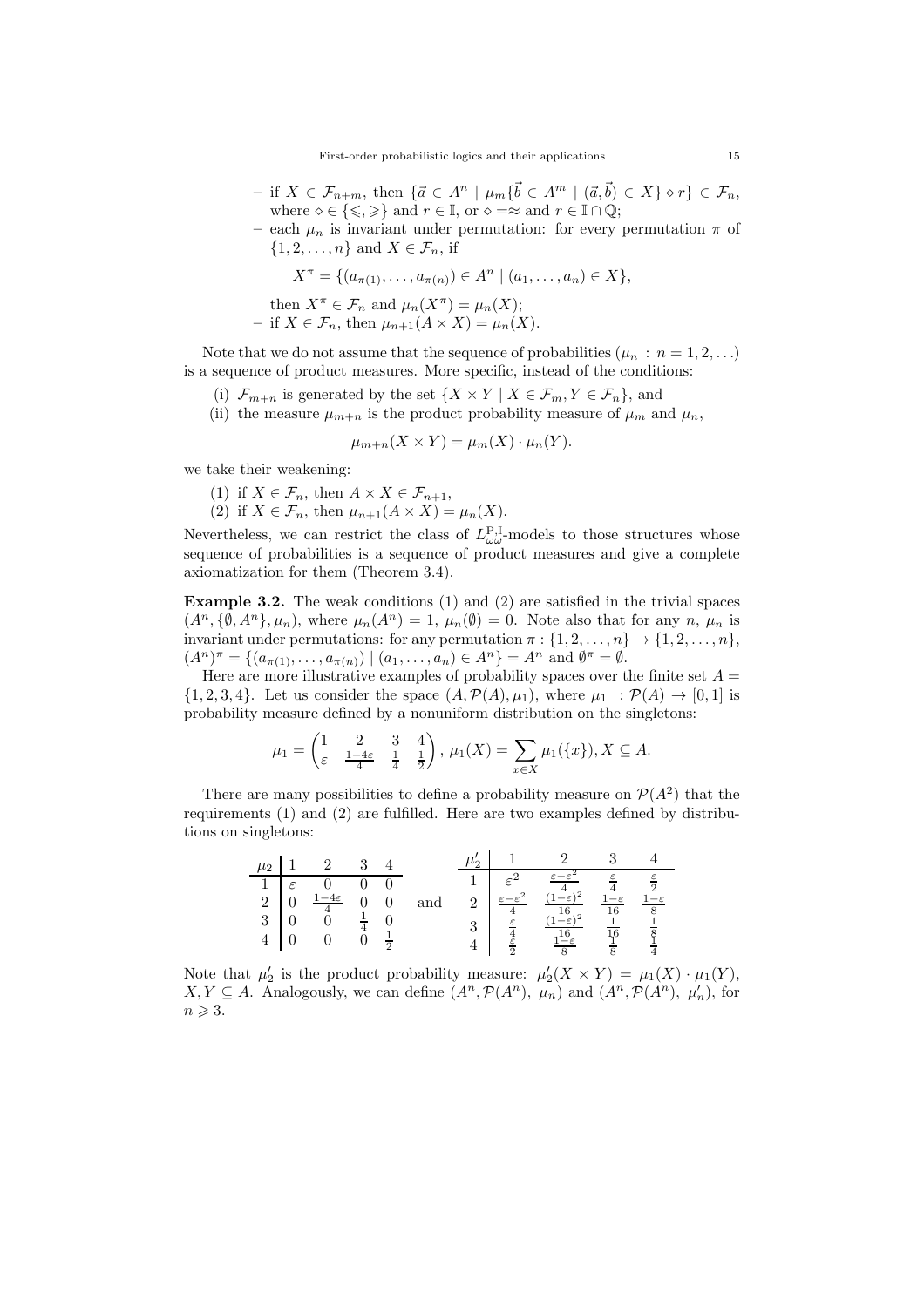– if $X \in \mathcal{F}_{n+m}$, then $\{\vec{a} \in A^n \mid \mu_m\{\vec{b} \in A^m \mid (\vec{a}, \vec{b}) \in X\} \diamond r\} \in \mathcal{F}_n$, where $\diamond \in \{\leqslant, \geqslant\}$ and $r \in \mathbb{I}$, or $\diamond = \approx$ and $r \in \mathbb{I} \cap \mathbb{Q}$;

– each $\mu_n$ is invariant under permutation: for every permutation $\pi$ of $\{1, 2, \ldots, n\}$ and $X \in \mathcal{F}_n$, if

$$X^\pi = \{(a_{\pi(1)}, \ldots, a_{\pi(n)}) \in A^n \mid (a_1, \ldots, a_n) \in X\},$$

then $X^\pi \in \mathcal{F}_n$ and $\mu_n(X^\pi) = \mu_n(X)$;

– if $X \in \mathcal{F}_n$, then $\mu_{n+1}(A \times X) = \mu_n(X)$.

Note that we do not assume that the sequence of probabilities $(\mu_n : n = 1, 2, \ldots)$ is a sequence of product measures. More specific, instead of the conditions:

(i) $\mathcal{F}_{m+n}$ is generated by the set $\{X \times Y \mid X \in \mathcal{F}_m, Y \in \mathcal{F}_n\}$, and

(ii) the measure $\mu_{m+n}$ is the product probability measure of $\mu_m$ and $\mu_n$,

$$\mu_{m+n}(X \times Y) = \mu_m(X) \cdot \mu_n(Y).$$

we take their weakening:

(1) if $X \in \mathcal{F}_n$, then $A \times X \in \mathcal{F}_{n+1}$,

(2) if $X \in \mathcal{F}_n$, then $\mu_{n+1}(A \times X) = \mu_n(X)$.

Nevertheless, we can restrict the class of $L_{\omega\omega}^{\mathrm{P},\mathbb{I}}$-models to those structures whose sequence of probabilities is a sequence of product measures and give a complete axiomatization for them (Theorem 3.4).

**Example 3.2.** The weak conditions (1) and (2) are satisfied in the trivial spaces $(A^n, \{\emptyset, A^n\}, \mu_n)$, where $\mu_n(A^n) = 1$, $\mu_n(\emptyset) = 0$. Note also that for any $n$, $\mu_n$ is invariant under permutations: for any permutation $\pi : \{1, 2, \ldots, n\} \to \{1, 2, \ldots, n\}$, $(A^n)^\pi = \{(a_{\pi(1)}, \ldots, a_{\pi(n)}) \mid (a_1, \ldots, a_n) \in A^n\} = A^n$ and $\emptyset^\pi = \emptyset$.

Here are more illustrative examples of probability spaces over the finite set $A = \{1, 2, 3, 4\}$. Let us consider the space $(A, \mathcal{P}(A), \mu_1)$, where $\mu_1 : \mathcal{P}(A) \to [0, 1]$ is probability measure defined by a nonuniform distribution on the singletons:

$$\mu_1 = \begin{pmatrix} 1 & 2 & 3 & 4 \\ \varepsilon & \frac{1-4\varepsilon}{4} & \frac{1}{4} & \frac{1}{2} \end{pmatrix}, \ \mu_1(X) = \sum_{x \in X} \mu_1(\{x\}), X \subseteq A.$$

There are many possibilities to define a probability measure on $\mathcal{P}(A^2)$ that the requirements (1) and (2) are fulfilled. Here are two examples defined by distributions on singletons:

| $\mu_2$ | 1 | 2 | 3 | 4 |
|---|---|---|---|---|
| 1 | $\varepsilon$ | 0 | 0 | 0 |
| 2 | 0 | $\frac{1-4\varepsilon}{4}$ | 0 | 0 |
| 3 | 0 | 0 | $\frac{1}{4}$ | 0 |
| 4 | 0 | 0 | 0 | $\frac{1}{2}$ |

and

| $\mu_2'$ | 1 | 2 | 3 | 4 |
|---|---|---|---|---|
| 1 | $\varepsilon^2$ | $\frac{\varepsilon-\varepsilon^2}{4}$ | $\frac{\varepsilon}{4}$ | $\frac{\varepsilon}{2}$ |
| 2 | $\frac{\varepsilon-\varepsilon^2}{4}$ | $\frac{(1-\varepsilon)^2}{16}$ | $\frac{1-\varepsilon}{16}$ | $\frac{1-\varepsilon}{8}$ |
| 3 | $\frac{\varepsilon}{4}$ | $\frac{(1-\varepsilon)^2}{16}$ | $\frac{1}{16}$ | $\frac{1}{8}$ |
| 4 | $\frac{\varepsilon}{2}$ | $\frac{1-\varepsilon}{8}$ | $\frac{1}{8}$ | $\frac{1}{4}$ |

Note that $\mu_2'$ is the product probability measure: $\mu_2'(X \times Y) = \mu_1(X) \cdot \mu_1(Y)$, $X, Y \subseteq A$. Analogously, we can define $(A^n, \mathcal{P}(A^n), \mu_n)$ and $(A^n, \mathcal{P}(A^n), \mu_n')$, for $n \geqslant 3$.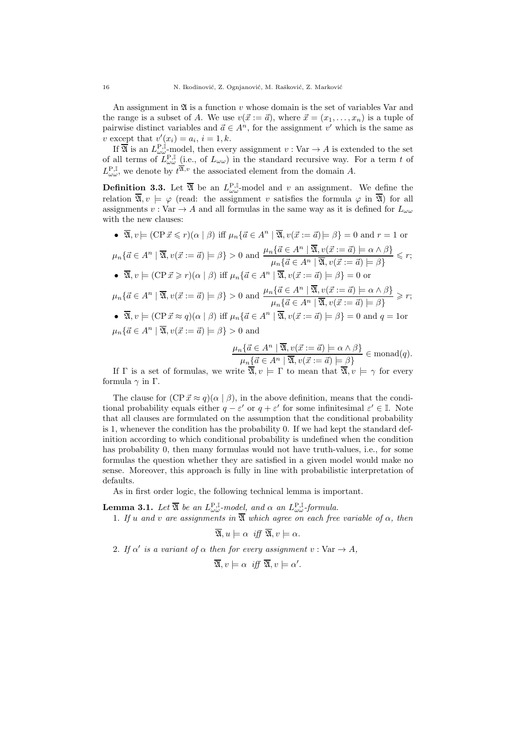An assignment in $\mathfrak{A}$ is a function $v$ whose domain is the set of variables Var and the range is a subset of $A$. We use $v(\vec{x} := \vec{a})$, where $\vec{x} = (x_1, \ldots, x_n)$ is a tuple of pairwise distinct variables and $\vec{a} \in A^n$, for the assignment $v'$ which is the same as $v$ except that $v'(x_i) = a_i$, $i = 1, k$.

If $\overline{\mathfrak{A}}$ is an $L_{\omega\omega}^{\mathrm{P},\mathbb{I}}$-model, then every assignment $v : \mathrm{Var} \to A$ is extended to the set of all terms of $L_{\omega\omega}^{\mathrm{P},\mathbb{I}}$ (i.e., of $L_{\omega\omega}$) in the standard recursive way. For a term $t$ of $L_{\omega\omega}^{\mathrm{P},\mathbb{I}}$, we denote by $t^{\overline{\mathfrak{A}},v}$ the associated element from the domain $A$.

**Definition 3.3.** Let $\overline{\mathfrak{A}}$ be an $L_{\omega\omega}^{\mathrm{P},\mathbb{I}}$-model and $v$ an assignment. We define the relation $\overline{\mathfrak{A}}, v \models \varphi$ (read: the assignment $v$ satisfies the formula $\varphi$ in $\overline{\mathfrak{A}}$) for all assignments $v : \mathrm{Var} \to A$ and all formulas in the same way as it is defined for $L_{\omega\omega}$ with the new clauses:

- $\overline{\mathfrak{A}}, v \models (\mathrm{CP}\, \vec{x} \leqslant r)(\alpha \mid \beta)$ iff $\mu_n\{\vec{a} \in A^n \mid \overline{\mathfrak{A}}, v(\vec{x} := \vec{a}) \models \beta\} = 0$ and $r = 1$ or $\mu_n\{\vec{a} \in A^n \mid \overline{\mathfrak{A}}, v(\vec{x} := \vec{a}) \models \beta\} > 0$ and $\dfrac{\mu_n\{\vec{a} \in A^n \mid \overline{\mathfrak{A}}, v(\vec{x} := \vec{a}) \models \alpha \wedge \beta\}}{\mu_n\{\vec{a} \in A^n \mid \overline{\mathfrak{A}}, v(\vec{x} := \vec{a}) \models \beta\}} \leqslant r$;
- $\overline{\mathfrak{A}}, v \models (\mathrm{CP}\, \vec{x} \geqslant r)(\alpha \mid \beta)$ iff $\mu_n\{\vec{a} \in A^n \mid \overline{\mathfrak{A}}, v(\vec{x} := \vec{a}) \models \beta\} = 0$ or $\mu_n\{\vec{a} \in A^n \mid \overline{\mathfrak{A}}, v(\vec{x} := \vec{a}) \models \beta\} > 0$ and $\dfrac{\mu_n\{\vec{a} \in A^n \mid \overline{\mathfrak{A}}, v(\vec{x} := \vec{a}) \models \alpha \wedge \beta\}}{\mu_n\{\vec{a} \in A^n \mid \overline{\mathfrak{A}}, v(\vec{x} := \vec{a}) \models \beta\}} \geqslant r$;
- $\overline{\mathfrak{A}}, v \models (\mathrm{CP}\, \vec{x} \approx q)(\alpha \mid \beta)$ iff $\mu_n\{\vec{a} \in A^n \mid \overline{\mathfrak{A}}, v(\vec{x} := \vec{a}) \models \beta\} = 0$ and $q = 1$or $\mu_n\{\vec{a} \in A^n \mid \overline{\mathfrak{A}}, v(\vec{x} := \vec{a}) \models \beta\} > 0$ and

$$\frac{\mu_n\{\vec{a} \in A^n \mid \overline{\mathfrak{A}}, v(\vec{x} := \vec{a}) \models \alpha \wedge \beta\}}{\mu_n\{\vec{a} \in A^n \mid \overline{\mathfrak{A}}, v(\vec{x} := \vec{a}) \models \beta\}} \in \mathrm{monad}(q).$$

If $\Gamma$ is a set of formulas, we write $\overline{\mathfrak{A}}, v \models \Gamma$ to mean that $\overline{\mathfrak{A}}, v \models \gamma$ for every formula $\gamma$ in $\Gamma$.

The clause for $(\mathrm{CP}\, \vec{x} \approx q)(\alpha \mid \beta)$, in the above definition, means that the conditional probability equals either $q - \varepsilon'$ or $q + \varepsilon'$ for some infinitesimal $\varepsilon' \in \mathbb{I}$. Note that all clauses are formulated on the assumption that the conditional probability is 1, whenever the condition has the probability 0. If we had kept the standard definition according to which conditional probability is undefined when the condition has probability 0, then many formulas would not have truth-values, i.e., for some formulas the question whether they are satisfied in a given model would make no sense. Moreover, this approach is fully in line with probabilistic interpretation of defaults.

As in first order logic, the following technical lemma is important.

**Lemma 3.1.** *Let $\overline{\mathfrak{A}}$ be an $L_{\omega\omega}^{\mathrm{P},\mathbb{I}}$-model, and $\alpha$ an $L_{\omega\omega}^{\mathrm{P},\mathbb{I}}$-formula.*

1. *If $u$ and $v$ are assignments in $\overline{\mathfrak{A}}$ which agree on each free variable of $\alpha$, then*

$$\overline{\mathfrak{A}}, u \models \alpha \ \text{ iff } \ \overline{\mathfrak{A}}, v \models \alpha.$$

2. *If $\alpha'$ is a variant of $\alpha$ then for every assignment $v : \mathrm{Var} \to A$,*

$$\overline{\mathfrak{A}}, v \models \alpha \ \text{ iff } \ \overline{\mathfrak{A}}, v \models \alpha'.$$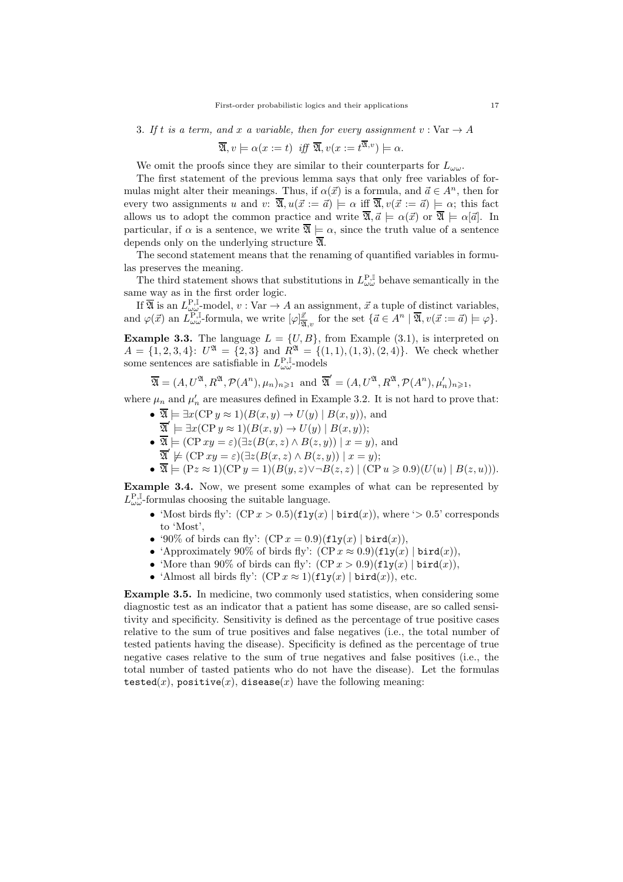3. *If $t$ is a term, and $x$ a variable, then for every assignment $v : \mathrm{Var} \to A$*

$$\overline{\mathfrak{A}}, v \models \alpha(x := t) \;\; \text{iff} \;\; \overline{\mathfrak{A}}, v(x := t^{\overline{\mathfrak{A}},v}) \models \alpha.$$

We omit the proofs since they are similar to their counterparts for $L_{\omega\omega}$.

The first statement of the previous lemma says that only free variables of formulas might alter their meanings. Thus, if $\alpha(\vec{x})$ is a formula, and $\vec{a} \in A^n$, then for every two assignments $u$ and $v$: $\overline{\mathfrak{A}}, u(\vec{x} := \vec{a}) \models \alpha$ iff $\overline{\mathfrak{A}}, v(\vec{x} := \vec{a}) \models \alpha$; this fact allows us to adopt the common practice and write $\overline{\mathfrak{A}}, \vec{a} \models \alpha(\vec{x})$ or $\overline{\mathfrak{A}} \models \alpha[\vec{a}]$. In particular, if $\alpha$ is a sentence, we write $\overline{\mathfrak{A}} \models \alpha$, since the truth value of a sentence depends only on the underlying structure $\overline{\mathfrak{A}}$.

The second statement means that the renaming of quantified variables in formulas preserves the meaning.

The third statement shows that substitutions in $L^{\mathrm{P},\mathbb{I}}_{\omega\omega}$ behave semantically in the same way as in the first order logic.

If $\overline{\mathfrak{A}}$ is an $L^{\mathrm{P},\mathbb{I}}_{\omega\omega}$-model, $v : \mathrm{Var} \to A$ an assignment, $\vec{x}$ a tuple of distinct variables, and $\varphi(\vec{x})$ an $L^{\mathrm{P},\mathbb{I}}_{\omega\omega}$-formula, we write $[\varphi]^{\vec{x}}_{\overline{\mathfrak{A}},v}$ for the set $\{\vec{a} \in A^n \mid \overline{\mathfrak{A}}, v(\vec{x} := \vec{a}) \models \varphi\}$.

**Example 3.3.** The language $L = \{U, B\}$, from Example (3.1), is interpreted on $A = \{1, 2, 3, 4\}$: $U^{\mathfrak{A}} = \{2, 3\}$ and $R^{\mathfrak{A}} = \{(1, 1), (1, 3), (2, 4)\}$. We check whether some sentences are satisfiable in $L^{\mathrm{P},\mathbb{I}}_{\omega\omega}$-models

$$\overline{\mathfrak{A}} = (A, U^{\mathfrak{A}}, R^{\mathfrak{A}}, \mathcal{P}(A^n), \mu_n)_{n \geqslant 1} \;\text{ and }\; \overline{\mathfrak{A}}' = (A, U^{\mathfrak{A}}, R^{\mathfrak{A}}, \mathcal{P}(A^n), \mu'_n)_{n \geqslant 1},$$

where $\mu_n$ and $\mu'_n$ are measures defined in Example 3.2. It is not hard to prove that:

- $\overline{\mathfrak{A}} \models \exists x(\mathrm{CP}\, y \approx 1)(B(x, y) \to U(y) \mid B(x, y))$, and
  $\overline{\mathfrak{A}}' \models \exists x(\mathrm{CP}\, y \approx 1)(B(x, y) \to U(y) \mid B(x, y))$;
- $\overline{\mathfrak{A}} \models (\mathrm{CP}\, xy = \varepsilon)(\exists z(B(x, z) \wedge B(z, y)) \mid x = y)$, and
  $\overline{\mathfrak{A}}' \not\models (\mathrm{CP}\, xy = \varepsilon)(\exists z(B(x, z) \wedge B(z, y)) \mid x = y)$;
- $\overline{\mathfrak{A}} \models (\mathrm{P} z \approx 1)(\mathrm{CP}\, y = 1)(B(y, z) \vee \neg B(z, z) \mid (\mathrm{CP}\, u \geqslant 0.9)(U(u) \mid B(z, u)))$.

**Example 3.4.** Now, we present some examples of what can be represented by $L^{\mathrm{P},\mathbb{I}}_{\omega\omega}$-formulas choosing the suitable language.

- 'Most birds fly': $(\mathrm{CP}\, x > 0.5)(\mathtt{fly}(x) \mid \mathtt{bird}(x))$, where '$> 0.5$' corresponds to 'Most',
- '90% of birds can fly': $(\mathrm{CP}\, x = 0.9)(\mathtt{fly}(x) \mid \mathtt{bird}(x))$,
- 'Approximately 90% of birds fly': $(\mathrm{CP}\, x \approx 0.9)(\mathtt{fly}(x) \mid \mathtt{bird}(x))$,
- 'More than 90% of birds can fly': $(\mathrm{CP}\, x > 0.9)(\mathtt{fly}(x) \mid \mathtt{bird}(x))$,
- 'Almost all birds fly': $(\mathrm{CP}\, x \approx 1)(\mathtt{fly}(x) \mid \mathtt{bird}(x))$, etc.

**Example 3.5.** In medicine, two commonly used statistics, when considering some diagnostic test as an indicator that a patient has some disease, are so called sensitivity and specificity. Sensitivity is defined as the percentage of true positive cases relative to the sum of true positives and false negatives (i.e., the total number of tested patients having the disease). Specificity is defined as the percentage of true negative cases relative to the sum of true negatives and false positives (i.e., the total number of tasted patients who do not have the disease). Let the formulas $\mathtt{tested}(x)$, $\mathtt{positive}(x)$, $\mathtt{disease}(x)$ have the following meaning: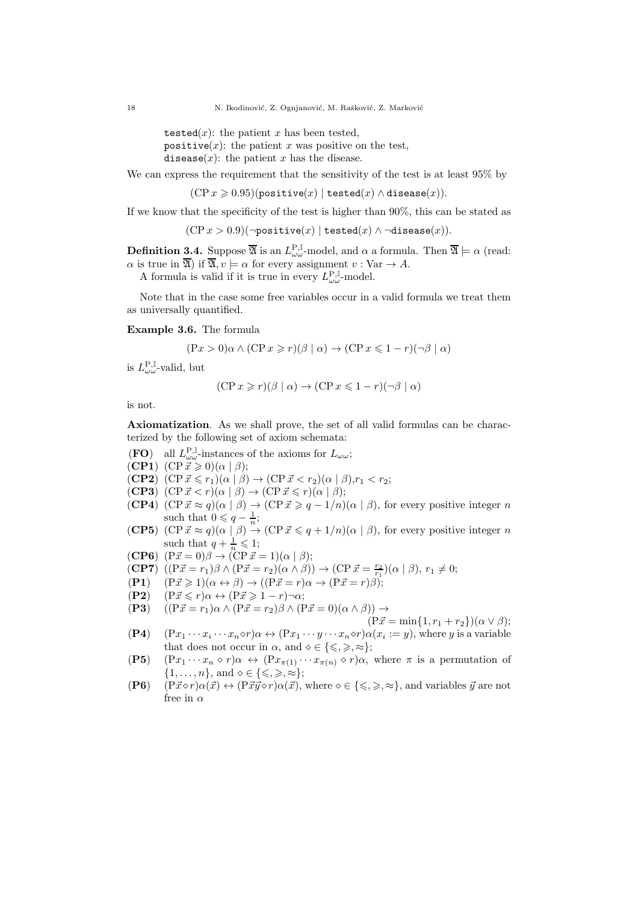$\mathtt{tested}(x)$: the patient $x$ has been tested,
$\mathtt{positive}(x)$: the patient $x$ was positive on the test,
$\mathtt{disease}(x)$: the patient $x$ has the disease.

We can express the requirement that the sensitivity of the test is at least 95% by

$$(\mathrm{CP}\, x \geqslant 0.95)(\mathtt{positive}(x) \mid \mathtt{tested}(x) \wedge \mathtt{disease}(x)).$$

If we know that the specificity of the test is higher than 90%, this can be stated as

$$(\mathrm{CP}\, x > 0.9)(\neg\mathtt{positive}(x) \mid \mathtt{tested}(x) \wedge \neg\mathtt{disease}(x)).$$

**Definition 3.4.** Suppose $\overline{\mathfrak{A}}$ is an $L^{\mathrm{P},\mathbb{I}}_{\omega\omega}$-model, and $\alpha$ a formula. Then $\overline{\mathfrak{A}} \models \alpha$ (read: $\alpha$ is true in $\overline{\mathfrak{A}}$) if $\overline{\mathfrak{A}}, v \models \alpha$ for every assignment $v : \mathrm{Var} \to A$.

A formula is valid if it is true in every $L^{\mathrm{P},\mathbb{I}}_{\omega\omega}$-model.

Note that in the case some free variables occur in a valid formula we treat them as universally quantified.

**Example 3.6.** The formula

$$(\mathrm{P}x > 0)\alpha \wedge (\mathrm{CP}\, x \geqslant r)(\beta \mid \alpha) \to (\mathrm{CP}\, x \leqslant 1 - r)(\neg\beta \mid \alpha)$$

is $L^{\mathrm{P},\mathbb{I}}_{\omega\omega}$-valid, but

$$(\mathrm{CP}\, x \geqslant r)(\beta \mid \alpha) \to (\mathrm{CP}\, x \leqslant 1 - r)(\neg\beta \mid \alpha)$$

is not.

**Axiomatization**. As we shall prove, the set of all valid formulas can be characterized by the following set of axiom schemata:

- (**FO**) all $L^{\mathrm{P},\mathbb{I}}_{\omega\omega}$-instances of the axioms for $L_{\omega\omega}$;
- (**CP1**) $(\mathrm{CP}\,\vec{x} \geqslant 0)(\alpha \mid \beta)$;
- (**CP2**) $(\mathrm{CP}\,\vec{x} \leqslant r_1)(\alpha \mid \beta) \to (\mathrm{CP}\,\vec{x} < r_2)(\alpha \mid \beta), r_1 < r_2$;
- (**CP3**) $(\mathrm{CP}\,\vec{x} < r)(\alpha \mid \beta) \to (\mathrm{CP}\,\vec{x} \leqslant r)(\alpha \mid \beta)$;
- (**CP4**) $(\mathrm{CP}\,\vec{x} \approx q)(\alpha \mid \beta) \to (\mathrm{CP}\,\vec{x} \geqslant q - 1/n)(\alpha \mid \beta)$, for every positive integer $n$ such that $0 \leqslant q - \frac{1}{n}$;
- (**CP5**) $(\mathrm{CP}\,\vec{x} \approx q)(\alpha \mid \beta) \to (\mathrm{CP}\,\vec{x} \leqslant q + 1/n)(\alpha \mid \beta)$, for every positive integer $n$ such that $q + \frac{1}{n} \leqslant 1$;
- (**CP6**) $(\mathrm{P}\vec{x} = 0)\beta \to (\mathrm{CP}\,\vec{x} = 1)(\alpha \mid \beta)$;
- (**CP7**) $((\mathrm{P}\vec{x} = r_1)\beta \wedge (\mathrm{P}\vec{x} = r_2)(\alpha \wedge \beta)) \to (\mathrm{CP}\,\vec{x} = \frac{r_2}{r_1})(\alpha \mid \beta)$, $r_1 \neq 0$;
- (**P1**) $(\mathrm{P}\vec{x} \geqslant 1)(\alpha \leftrightarrow \beta) \to ((\mathrm{P}\vec{x} = r)\alpha \to (\mathrm{P}\vec{x} = r)\beta)$;
- (**P2**) $(\mathrm{P}\vec{x} \leqslant r)\alpha \leftrightarrow (\mathrm{P}\vec{x} \geqslant 1 - r)\neg\alpha$;
- (**P3**) $((\mathrm{P}\vec{x} = r_1)\alpha \wedge (\mathrm{P}\vec{x} = r_2)\beta \wedge (\mathrm{P}\vec{x} = 0)(\alpha \wedge \beta)) \to$ $(\mathrm{P}\vec{x} = \min\{1, r_1 + r_2\})(\alpha \vee \beta)$;
- (**P4**) $(\mathrm{P}x_1 \cdots x_i \cdots x_n \diamond r)\alpha \leftrightarrow (\mathrm{P}x_1 \cdots y \cdots x_n \diamond r)\alpha(x_i := y)$, where $y$ is a variable that does not occur in $\alpha$, and $\diamond \in \{\leqslant, \geqslant, \approx\}$;
- (**P5**) $(\mathrm{P}x_1 \cdots x_n \diamond r)\alpha \leftrightarrow (\mathrm{P}x_{\pi(1)} \cdots x_{\pi(n)} \diamond r)\alpha$, where $\pi$ is a permutation of $\{1, \ldots, n\}$, and $\diamond \in \{\leqslant, \geqslant, \approx\}$;
- (**P6**) $(\mathrm{P}\vec{x} \diamond r)\alpha(\vec{x}) \leftrightarrow (\mathrm{P}\vec{x}\vec{y} \diamond r)\alpha(\vec{x})$, where $\diamond \in \{\leqslant, \geqslant, \approx\}$, and variables $\vec{y}$ are not free in $\alpha$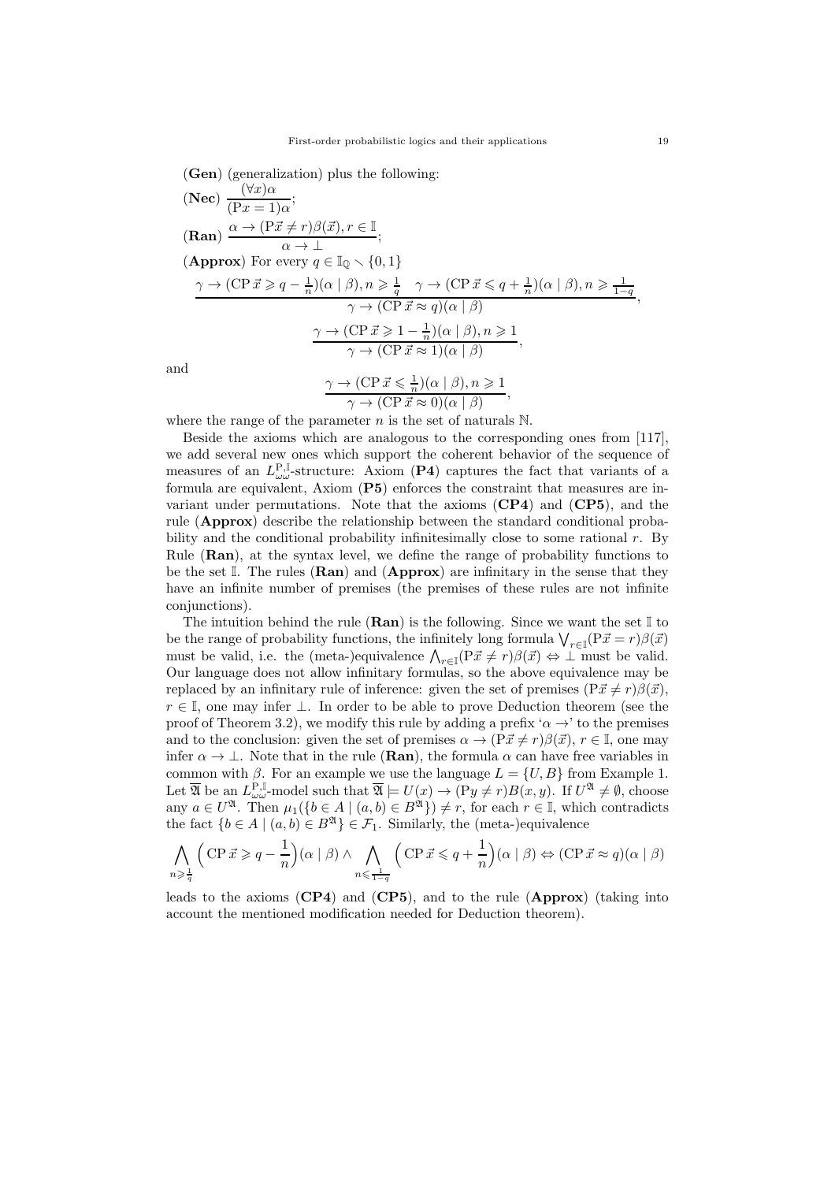(**Gen**) (generalization) plus the following:

(**Nec**) $\dfrac{(\forall x)\alpha}{(\mathrm{P}x = 1)\alpha}$;

(**Ran**) $\dfrac{\alpha \to (\mathrm{P}\vec{x} \neq r)\beta(\vec{x}), r \in \mathbb{I}}{\alpha \to \bot}$;

(**Approx**) For every $q \in \mathbb{I}_{\mathbb{Q}} \smallsetminus \{0,1\}$

$$\frac{\gamma \to (\mathrm{CP}\,\vec{x} \geqslant q - \frac{1}{n})(\alpha \mid \beta), n \geqslant \frac{1}{q} \quad \gamma \to (\mathrm{CP}\,\vec{x} \leqslant q + \frac{1}{n})(\alpha \mid \beta), n \geqslant \frac{1}{1-q}}{\gamma \to (\mathrm{CP}\,\vec{x} \approx q)(\alpha \mid \beta)},$$

$$\frac{\gamma \to (\mathrm{CP}\,\vec{x} \geqslant 1 - \frac{1}{n})(\alpha \mid \beta), n \geqslant 1}{\gamma \to (\mathrm{CP}\,\vec{x} \approx 1)(\alpha \mid \beta)},$$

and

$$\frac{\gamma \to (\mathrm{CP}\,\vec{x} \leqslant \frac{1}{n})(\alpha \mid \beta), n \geqslant 1}{\gamma \to (\mathrm{CP}\,\vec{x} \approx 0)(\alpha \mid \beta)},$$

where the range of the parameter $n$ is the set of naturals $\mathbb{N}$.

Beside the axioms which are analogous to the corresponding ones from [117], we add several new ones which support the coherent behavior of the sequence of measures of an $L^{\mathrm{P},\mathbb{I}}_{\omega\omega}$-structure: Axiom (**P4**) captures the fact that variants of a formula are equivalent, Axiom (**P5**) enforces the constraint that measures are invariant under permutations. Note that the axioms (**CP4**) and (**CP5**), and the rule (**Approx**) describe the relationship between the standard conditional probability and the conditional probability infinitesimally close to some rational $r$. By Rule (**Ran**), at the syntax level, we define the range of probability functions to be the set $\mathbb{I}$. The rules (**Ran**) and (**Approx**) are infinitary in the sense that they have an infinite number of premises (the premises of these rules are not infinite conjunctions).

The intuition behind the rule (**Ran**) is the following. Since we want the set $\mathbb{I}$ to be the range of probability functions, the infinitely long formula $\bigvee_{r\in\mathbb{I}}(\mathrm{P}\vec{x} = r)\beta(\vec{x})$ must be valid, i.e. the (meta-)equivalence $\bigwedge_{r\in\mathbb{I}}(\mathrm{P}\vec{x} \neq r)\beta(\vec{x}) \Leftrightarrow \bot$ must be valid. Our language does not allow infinitary formulas, so the above equivalence may be replaced by an infinitary rule of inference: given the set of premises $(\mathrm{P}\vec{x} \neq r)\beta(\vec{x})$, $r \in \mathbb{I}$, one may infer $\bot$. In order to be able to prove Deduction theorem (see the proof of Theorem 3.2), we modify this rule by adding a prefix '$\alpha \to$' to the premises and to the conclusion: given the set of premises $\alpha \to (\mathrm{P}\vec{x} \neq r)\beta(\vec{x})$, $r \in \mathbb{I}$, one may infer $\alpha \to \bot$. Note that in the rule (**Ran**), the formula $\alpha$ can have free variables in common with $\beta$. For an example we use the language $L = \{U, B\}$ from Example 1. Let $\overline{\mathfrak{A}}$ be an $L^{\mathrm{P},\mathbb{I}}_{\omega\omega}$-model such that $\overline{\mathfrak{A}} \models U(x) \to (\mathrm{P}y \neq r)B(x,y)$. If $U^{\mathfrak{A}} \neq \emptyset$, choose any $a \in U^{\mathfrak{A}}$. Then $\mu_1(\{b \in A \mid (a,b) \in B^{\mathfrak{A}}\}) \neq r$, for each $r \in \mathbb{I}$, which contradicts the fact $\{b \in A \mid (a,b) \in B^{\mathfrak{A}}\} \in \mathcal{F}_1$. Similarly, the (meta-)equivalence

$$\bigwedge_{n\geqslant\frac{1}{q}} \Big(\mathrm{CP}\,\vec{x} \geqslant q - \frac{1}{n}\Big)(\alpha \mid \beta) \wedge \bigwedge_{n\leqslant\frac{1}{1-q}} \Big(\mathrm{CP}\,\vec{x} \leqslant q + \frac{1}{n}\Big)(\alpha \mid \beta) \Leftrightarrow (\mathrm{CP}\,\vec{x} \approx q)(\alpha \mid \beta)$$

leads to the axioms (**CP4**) and (**CP5**), and to the rule (**Approx**) (taking into account the mentioned modification needed for Deduction theorem).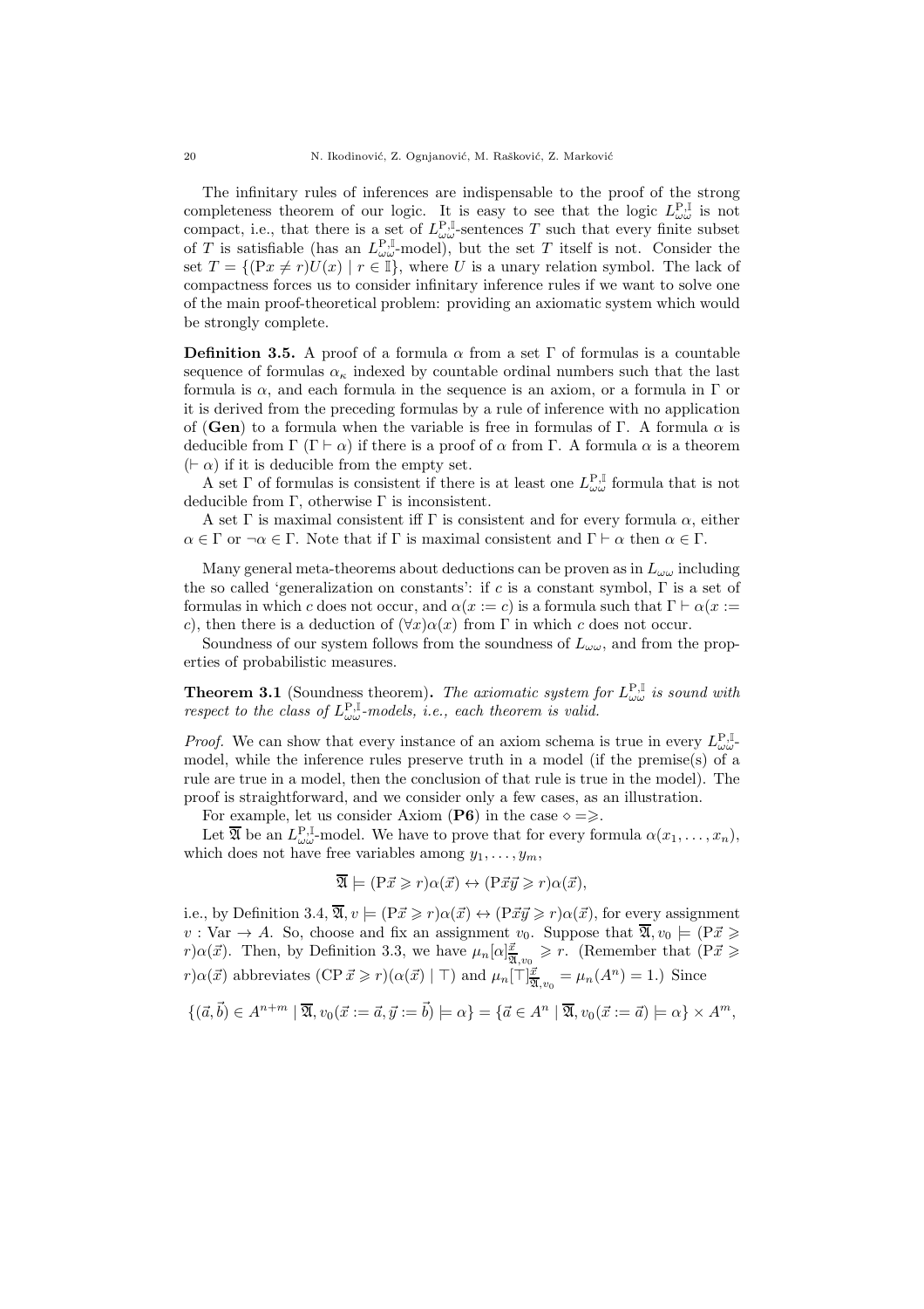The infinitary rules of inferences are indispensable to the proof of the strong completeness theorem of our logic. It is easy to see that the logic $L^{\mathrm{P},\mathbb{I}}_{\omega\omega}$ is not compact, i.e., that there is a set of $L^{\mathrm{P},\mathbb{I}}_{\omega\omega}$-sentences $T$ such that every finite subset of $T$ is satisfiable (has an $L^{\mathrm{P},\mathbb{I}}_{\omega\omega}$-model), but the set $T$ itself is not. Consider the set $T = \{(\mathrm{P}x \neq r)U(x) \mid r \in \mathbb{I}\}$, where $U$ is a unary relation symbol. The lack of compactness forces us to consider infinitary inference rules if we want to solve one of the main proof-theoretical problem: providing an axiomatic system which would be strongly complete.

**Definition 3.5.** A proof of a formula $\alpha$ from a set $\Gamma$ of formulas is a countable sequence of formulas $\alpha_\kappa$ indexed by countable ordinal numbers such that the last formula is $\alpha$, and each formula in the sequence is an axiom, or a formula in $\Gamma$ or it is derived from the preceding formulas by a rule of inference with no application of (**Gen**) to a formula when the variable is free in formulas of $\Gamma$. A formula $\alpha$ is deducible from $\Gamma$ ($\Gamma \vdash \alpha$) if there is a proof of $\alpha$ from $\Gamma$. A formula $\alpha$ is a theorem ($\vdash \alpha$) if it is deducible from the empty set.

A set $\Gamma$ of formulas is consistent if there is at least one $L^{\mathrm{P},\mathbb{I}}_{\omega\omega}$ formula that is not deducible from $\Gamma$, otherwise $\Gamma$ is inconsistent.

A set $\Gamma$ is maximal consistent iff $\Gamma$ is consistent and for every formula $\alpha$, either $\alpha \in \Gamma$ or $\neg\alpha \in \Gamma$. Note that if $\Gamma$ is maximal consistent and $\Gamma \vdash \alpha$ then $\alpha \in \Gamma$.

Many general meta-theorems about deductions can be proven as in $L_{\omega\omega}$ including the so called 'generalization on constants': if $c$ is a constant symbol, $\Gamma$ is a set of formulas in which $c$ does not occur, and $\alpha(x := c)$ is a formula such that $\Gamma \vdash \alpha(x := c)$, then there is a deduction of $(\forall x)\alpha(x)$ from $\Gamma$ in which $c$ does not occur.

Soundness of our system follows from the soundness of $L_{\omega\omega}$, and from the properties of probabilistic measures.

**Theorem 3.1** (Soundness theorem)**.** *The axiomatic system for $L^{\mathrm{P},\mathbb{I}}_{\omega\omega}$ is sound with respect to the class of $L^{\mathrm{P},\mathbb{I}}_{\omega\omega}$-models, i.e., each theorem is valid.*

*Proof.* We can show that every instance of an axiom schema is true in every $L^{\mathrm{P},\mathbb{I}}_{\omega\omega}$-model, while the inference rules preserve truth in a model (if the premise(s) of a rule are true in a model, then the conclusion of that rule is true in the model). The proof is straightforward, and we consider only a few cases, as an illustration.

For example, let us consider Axiom (**P6**) in the case $\diamond = \geqslant$.

Let $\overline{\mathfrak{A}}$ be an $L^{\mathrm{P},\mathbb{I}}_{\omega\omega}$-model. We have to prove that for every formula $\alpha(x_1, \ldots, x_n)$, which does not have free variables among $y_1, \ldots, y_m$,

$$\overline{\mathfrak{A}} \models (\mathrm{P}\vec{x} \geqslant r)\alpha(\vec{x}) \leftrightarrow (\mathrm{P}\vec{x}\vec{y} \geqslant r)\alpha(\vec{x}),$$

i.e., by Definition 3.4, $\overline{\mathfrak{A}}, v \models (\mathrm{P}\vec{x} \geqslant r)\alpha(\vec{x}) \leftrightarrow (\mathrm{P}\vec{x}\vec{y} \geqslant r)\alpha(\vec{x})$, for every assignment $v : \mathrm{Var} \to A$. So, choose and fix an assignment $v_0$. Suppose that $\overline{\mathfrak{A}}, v_0 \models (\mathrm{P}\vec{x} \geqslant r)\alpha(\vec{x})$. Then, by Definition 3.3, we have $\mu_n[\alpha]^{\vec{x}}_{\overline{\mathfrak{A}},v_0} \geqslant r$. (Remember that $(\mathrm{P}\vec{x} \geqslant r)\alpha(\vec{x})$ abbreviates $(\mathrm{CP}\,\vec{x} \geqslant r)(\alpha(\vec{x}) \mid \top)$ and $\mu_n[\top]^{\vec{x}}_{\overline{\mathfrak{A}},v_0} = \mu_n(A^n) = 1$.) Since

$$\{(\vec{a},\vec{b}) \in A^{n+m} \mid \overline{\mathfrak{A}}, v_0(\vec{x} := \vec{a}, \vec{y} := \vec{b}) \models \alpha\} = \{\vec{a} \in A^n \mid \overline{\mathfrak{A}}, v_0(\vec{x} := \vec{a}) \models \alpha\} \times A^m,$$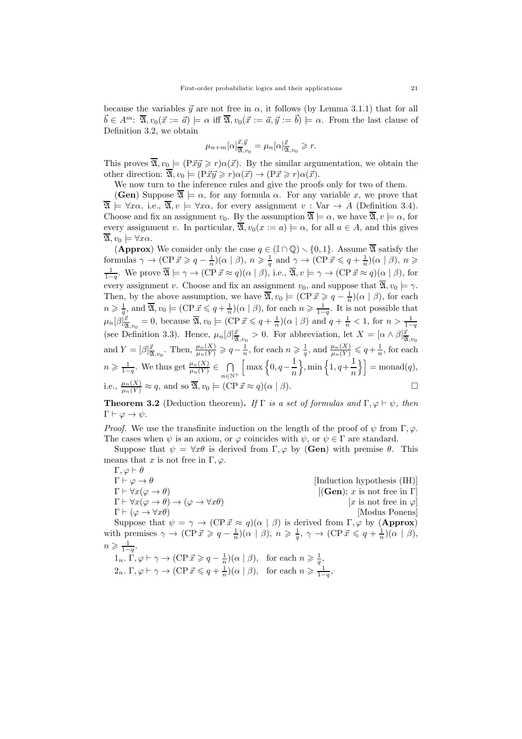because the variables $\vec{y}$ are not free in $\alpha$, it follows (by Lemma 3.1.1) that for all $\vec{b} \in A^m$: $\overline{\mathfrak{A}}, v_0(\vec{x} := \vec{a}) \models \alpha$ iff $\overline{\mathfrak{A}}, v_0(\vec{x} := \vec{a}, \vec{y} := \vec{b}) \models \alpha$. From the last clause of Definition 3.2, we obtain

$$\mu_{n+m}[\alpha]^{\vec{x},\vec{y}}_{\overline{\mathfrak{A}},v_0} = \mu_n[\alpha]^{\vec{x}}_{\overline{\mathfrak{A}},v_0} \geqslant r.$$

This proves $\overline{\mathfrak{A}}, v_0 \models (\mathrm{P}\vec{x}\vec{y} \geqslant r)\alpha(\vec{x})$. By the similar argumentation, we obtain the other direction: $\overline{\mathfrak{A}}, v_0 \models (\mathrm{P}\vec{x}\vec{y} \geqslant r)\alpha(\vec{x}) \to (\mathrm{P}\vec{x} \geqslant r)\alpha(\vec{x})$.

We now turn to the inference rules and give the proofs only for two of them.

(**Gen**) Suppose $\overline{\mathfrak{A}} \models \alpha$, for any formula $\alpha$. For any variable $x$, we prove that $\overline{\mathfrak{A}} \models \forall x\alpha$, i.e., $\overline{\mathfrak{A}}, v \models \forall x\alpha$, for every assignment $v : \mathrm{Var} \to A$ (Definition 3.4). Choose and fix an assignment $v_0$. By the assumption $\overline{\mathfrak{A}} \models \alpha$, we have $\overline{\mathfrak{A}}, v \models \alpha$, for every assignment $v$. In particular, $\overline{\mathfrak{A}}, v_0(x := a) \models \alpha$, for all $a \in A$, and this gives $\overline{\mathfrak{A}}, v_0 \models \forall x\alpha$.

(**Approx**) We consider only the case $q \in (\mathbb{I} \cap \mathbb{Q}) \smallsetminus \{0, 1\}$. Assume $\overline{\mathfrak{A}}$ satisfy the formulas $\gamma \to (\mathrm{CP}\,\vec{x} \geqslant q - \frac{1}{n})(\alpha \mid \beta)$, $n \geqslant \frac{1}{q}$ and $\gamma \to (\mathrm{CP}\,\vec{x} \leqslant q + \frac{1}{n})(\alpha \mid \beta)$, $n \geqslant \frac{1}{1-q}$. We prove $\overline{\mathfrak{A}} \models \gamma \to (\mathrm{CP}\,\vec{x} \approx q)(\alpha \mid \beta)$, i.e., $\overline{\mathfrak{A}}, v \models \gamma \to (\mathrm{CP}\,\vec{x} \approx q)(\alpha \mid \beta)$, for every assignment $v$. Choose and fix an assignment $v_0$, and suppose that $\overline{\mathfrak{A}}, v_0 \models \gamma$. Then, by the above assumption, we have $\overline{\mathfrak{A}}, v_0 \models (\mathrm{CP}\,\vec{x} \geqslant q - \frac{1}{n})(\alpha \mid \beta)$, for each $n \geqslant \frac{1}{q}$, and $\overline{\mathfrak{A}}, v_0 \models (\mathrm{CP}\,\vec{x} \leqslant q + \frac{1}{n})(\alpha \mid \beta)$, for each $n \geqslant \frac{1}{1-q}$. It is not possible that $\mu_n[\beta]^{\vec{x}}_{\overline{\mathfrak{A}},v_0} = 0$, because $\overline{\mathfrak{A}}, v_0 \models (\mathrm{CP}\,\vec{x} \leqslant q + \frac{1}{n})(\alpha \mid \beta)$ and $q + \frac{1}{n} < 1$, for $n > \frac{1}{1-q}$ (see Definition 3.3). Hence, $\mu_n[\beta]^{\vec{x}}_{\overline{\mathfrak{A}},v_0} > 0$. For abbreviation, let $X = [\alpha \wedge \beta]^{\vec{x}}_{\overline{\mathfrak{A}},v_0}$ and $Y = [\beta]^{\vec{x}}_{\overline{\mathfrak{A}},v_0}$. Then, $\frac{\mu_n(X)}{\mu_n(Y)} \geqslant q - \frac{1}{n}$, for each $n \geqslant \frac{1}{q}$, and $\frac{\mu_n(X)}{\mu_n(Y)} \leqslant q + \frac{1}{n}$, for each $n \geqslant \frac{1}{1-q}$. We thus get $\frac{\mu_n(X)}{\mu_n(Y)} \in \bigcap_{n \in \mathbb{N}^+} \Big[\max\Big\{0, q - \dfrac{1}{n}\Big\}, \min\Big\{1, q + \dfrac{1}{n}\Big\}\Big] = \mathrm{monad}(q)$, i.e., $\frac{\mu_n(X)}{\mu_n(Y)} \approx q$, and so $\overline{\mathfrak{A}}, v_0 \models (\mathrm{CP}\,\vec{x} \approx q)(\alpha \mid \beta)$. $\square$

**Theorem 3.2** (Deduction theorem). *If $\Gamma$ is a set of formulas and $\Gamma, \varphi \vdash \psi$, then $\Gamma \vdash \varphi \to \psi$.*

*Proof.* We use the transfinite induction on the length of the proof of $\psi$ from $\Gamma, \varphi$. The cases when $\psi$ is an axiom, or $\varphi$ coincides with $\psi$, or $\psi \in \Gamma$ are standard.

Suppose that $\psi = \forall x\theta$ is derived from $\Gamma, \varphi$ by (**Gen**) with premise $\theta$. This means that $x$ is not free in $\Gamma, \varphi$.

$\Gamma, \varphi \vdash \theta$
$\Gamma \vdash \varphi \to \theta$ [Induction hypothesis (IH)]
$\Gamma \vdash \forall x(\varphi \to \theta)$ [(**Gen**); $x$ is not free in $\Gamma$]
$\Gamma \vdash \forall x(\varphi \to \theta) \to (\varphi \to \forall x\theta)$ [$x$ is not free in $\varphi$]
$\Gamma \vdash (\varphi \to \forall x\theta)$ [Modus Ponens]

Suppose that $\psi = \gamma \to (\mathrm{CP}\,\vec{x} \approx q)(\alpha \mid \beta)$ is derived from $\Gamma, \varphi$ by (**Approx**) with premises $\gamma \to (\mathrm{CP}\,\vec{x} \geqslant q - \frac{1}{n})(\alpha \mid \beta)$, $n \geqslant \frac{1}{q}$, $\gamma \to (\mathrm{CP}\,\vec{x} \leqslant q + \frac{1}{n})(\alpha \mid \beta)$, $n \geqslant \frac{1}{1-q}$.

$1_n$. $\Gamma, \varphi \vdash \gamma \to (\mathrm{CP}\,\vec{x} \geqslant q - \frac{1}{n})(\alpha \mid \beta)$, for each $n \geqslant \frac{1}{q}$,
$2_n$. $\Gamma, \varphi \vdash \gamma \to (\mathrm{CP}\,\vec{x} \leqslant q + \frac{1}{n})(\alpha \mid \beta)$, for each $n \geqslant \frac{1}{1-q}$,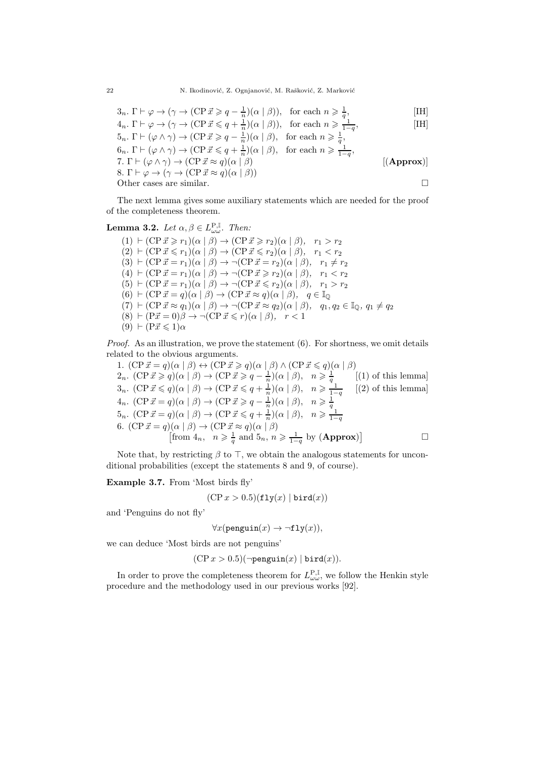$3_n$. $\Gamma \vdash \varphi \to (\gamma \to (\mathrm{CP}\,\vec{x} \geqslant q - \frac{1}{n})(\alpha \mid \beta))$, for each $n \geqslant \frac{1}{q}$, [IH]

$4_n$. $\Gamma \vdash \varphi \to (\gamma \to (\mathrm{CP}\,\vec{x} \leqslant q + \frac{1}{n})(\alpha \mid \beta))$, for each $n \geqslant \frac{1}{1-q}$, [IH]

$5_n$. $\Gamma \vdash (\varphi \wedge \gamma) \to (\mathrm{CP}\,\vec{x} \geqslant q - \frac{1}{n})(\alpha \mid \beta)$, for each $n \geqslant \frac{1}{q}$,

$6_n$. $\Gamma \vdash (\varphi \wedge \gamma) \to (\mathrm{CP}\,\vec{x} \leqslant q + \frac{1}{n})(\alpha \mid \beta)$, for each $n \geqslant \frac{1}{1-q}$,

7. $\Gamma \vdash (\varphi \wedge \gamma) \to (\mathrm{CP}\,\vec{x} \approx q)(\alpha \mid \beta)$ [(**Approx**)]

8. $\Gamma \vdash \varphi \to (\gamma \to (\mathrm{CP}\,\vec{x} \approx q)(\alpha \mid \beta))$

Other cases are similar. □

The next lemma gives some auxiliary statements which are needed for the proof of the completeness theorem.

**Lemma 3.2.** *Let $\alpha, \beta \in L_{\omega\omega}^{\mathrm{P},\mathbb{I}}$. Then:*

(1) $\vdash (\mathrm{CP}\,\vec{x} \geqslant r_1)(\alpha \mid \beta) \to (\mathrm{CP}\,\vec{x} \geqslant r_2)(\alpha \mid \beta)$, $r_1 > r_2$

(2) $\vdash (\mathrm{CP}\,\vec{x} \leqslant r_1)(\alpha \mid \beta) \to (\mathrm{CP}\,\vec{x} \leqslant r_2)(\alpha \mid \beta)$, $r_1 < r_2$

(3) $\vdash (\mathrm{CP}\,\vec{x} = r_1)(\alpha \mid \beta) \to \neg(\mathrm{CP}\,\vec{x} = r_2)(\alpha \mid \beta)$, $r_1 \neq r_2$

(4) $\vdash (\mathrm{CP}\,\vec{x} = r_1)(\alpha \mid \beta) \to \neg(\mathrm{CP}\,\vec{x} \geqslant r_2)(\alpha \mid \beta)$, $r_1 < r_2$

(5) $\vdash (\mathrm{CP}\,\vec{x} = r_1)(\alpha \mid \beta) \to \neg(\mathrm{CP}\,\vec{x} \leqslant r_2)(\alpha \mid \beta)$, $r_1 > r_2$

(6) $\vdash (\mathrm{CP}\,\vec{x} = q)(\alpha \mid \beta) \to (\mathrm{CP}\,\vec{x} \approx q)(\alpha \mid \beta)$, $q \in \mathbb{I}_{\mathbb{Q}}$

(7) $\vdash (\mathrm{CP}\,\vec{x} \approx q_1)(\alpha \mid \beta) \to \neg(\mathrm{CP}\,\vec{x} \approx q_2)(\alpha \mid \beta)$, $q_1, q_2 \in \mathbb{I}_{\mathbb{Q}}$, $q_1 \neq q_2$

(8) $\vdash (\mathrm{P}\vec{x} = 0)\beta \to \neg(\mathrm{CP}\,\vec{x} \leqslant r)(\alpha \mid \beta)$, $r < 1$

(9) $\vdash (\mathrm{P}\vec{x} \leqslant 1)\alpha$

*Proof.* As an illustration, we prove the statement (6). For shortness, we omit details related to the obvious arguments.

1. $(\mathrm{CP}\,\vec{x} = q)(\alpha \mid \beta) \leftrightarrow (\mathrm{CP}\,\vec{x} \geqslant q)(\alpha \mid \beta) \wedge (\mathrm{CP}\,\vec{x} \leqslant q)(\alpha \mid \beta)$

$2_n$. $(\mathrm{CP}\,\vec{x} \geqslant q)(\alpha \mid \beta) \to (\mathrm{CP}\,\vec{x} \geqslant q - \frac{1}{n})(\alpha \mid \beta)$, $n \geqslant \frac{1}{q}$ [(1) of this lemma]

$3_n$. $(\mathrm{CP}\,\vec{x} \leqslant q)(\alpha \mid \beta) \to (\mathrm{CP}\,\vec{x} \leqslant q + \frac{1}{n})(\alpha \mid \beta)$, $n \geqslant \frac{1}{1-q}$ [(2) of this lemma]

$4_n$. $(\mathrm{CP}\,\vec{x} = q)(\alpha \mid \beta) \to (\mathrm{CP}\,\vec{x} \geqslant q - \frac{1}{n})(\alpha \mid \beta)$, $n \geqslant \frac{1}{q}$

$5_n$. $(\mathrm{CP}\,\vec{x} = q)(\alpha \mid \beta) \to (\mathrm{CP}\,\vec{x} \leqslant q + \frac{1}{n})(\alpha \mid \beta)$, $n \geqslant \frac{1}{1-q}$

6. $(\mathrm{CP}\,\vec{x} = q)(\alpha \mid \beta) \to (\mathrm{CP}\,\vec{x} \approx q)(\alpha \mid \beta)$
[from $4_n$, $n \geqslant \frac{1}{q}$ and $5_n$, $n \geqslant \frac{1}{1-q}$ by (**Approx**)] □

Note that, by restricting $\beta$ to $\top$, we obtain the analogous statements for unconditional probabilities (except the statements 8 and 9, of course).

**Example 3.7.** From 'Most birds fly'

$$(\mathrm{CP}\,x > 0.5)(\mathtt{fly}(x) \mid \mathtt{bird}(x))$$

and 'Penguins do not fly'

$$\forall x(\mathtt{penguin}(x) \to \neg\mathtt{fly}(x)),$$

we can deduce 'Most birds are not penguins'

$$(\mathrm{CP}\,x > 0.5)(\neg\mathtt{penguin}(x) \mid \mathtt{bird}(x)).$$

In order to prove the completeness theorem for $L_{\omega\omega}^{\mathrm{P},\mathbb{I}}$, we follow the Henkin style procedure and the methodology used in our previous works [92].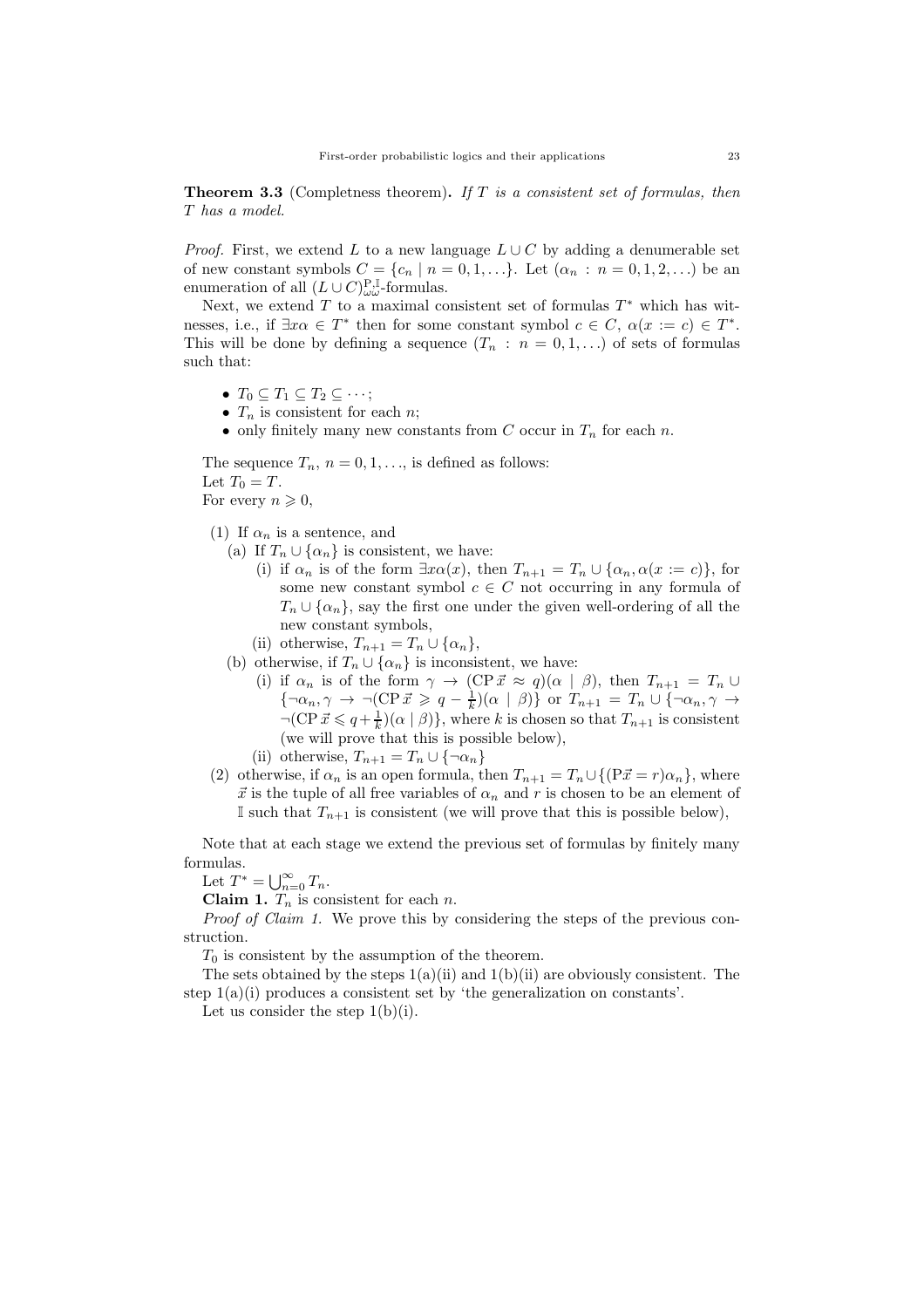**Theorem 3.3** (Completness theorem)**.** *If $T$ is a consistent set of formulas, then $T$ has a model.*

*Proof.* First, we extend $L$ to a new language $L \cup C$ by adding a denumerable set of new constant symbols $C = \{c_n \mid n = 0, 1, \ldots\}$. Let $(\alpha_n : n = 0, 1, 2, \ldots)$ be an enumeration of all $(L \cup C)^{\mathrm{P},\mathbb{I}}_{\omega\omega}$-formulas.

Next, we extend $T$ to a maximal consistent set of formulas $T^*$ which has witnesses, i.e., if $\exists x\alpha \in T^*$ then for some constant symbol $c \in C$, $\alpha(x := c) \in T^*$. This will be done by defining a sequence $(T_n : n = 0, 1, \ldots)$ of sets of formulas such that:

- $T_0 \subseteq T_1 \subseteq T_2 \subseteq \cdots$;
- $T_n$ is consistent for each $n$;
- only finitely many new constants from $C$ occur in $T_n$ for each $n$.

The sequence $T_n$, $n = 0, 1, \ldots$, is defined as follows:
Let $T_0 = T$.
For every $n \geqslant 0$,

(1) If $\alpha_n$ is a sentence, and
  (a) If $T_n \cup \{\alpha_n\}$ is consistent, we have:
    (i) if $\alpha_n$ is of the form $\exists x\alpha(x)$, then $T_{n+1} = T_n \cup \{\alpha_n, \alpha(x := c)\}$, for some new constant symbol $c \in C$ not occurring in any formula of $T_n \cup \{\alpha_n\}$, say the first one under the given well-ordering of all the new constant symbols,
    (ii) otherwise, $T_{n+1} = T_n \cup \{\alpha_n\}$,
  (b) otherwise, if $T_n \cup \{\alpha_n\}$ is inconsistent, we have:
    (i) if $\alpha_n$ is of the form $\gamma \to (\mathrm{CP}\,\vec{x} \approx q)(\alpha \mid \beta)$, then $T_{n+1} = T_n \cup \{\neg\alpha_n, \gamma \to \neg(\mathrm{CP}\,\vec{x} \geqslant q - \frac{1}{k})(\alpha \mid \beta)\}$ or $T_{n+1} = T_n \cup \{\neg\alpha_n, \gamma \to \neg(\mathrm{CP}\,\vec{x} \leqslant q + \frac{1}{k})(\alpha \mid \beta)\}$, where $k$ is chosen so that $T_{n+1}$ is consistent (we will prove that this is possible below),
    (ii) otherwise, $T_{n+1} = T_n \cup \{\neg\alpha_n\}$

(2) otherwise, if $\alpha_n$ is an open formula, then $T_{n+1} = T_n \cup \{(\mathrm{P}\vec{x} = r)\alpha_n\}$, where $\vec{x}$ is the tuple of all free variables of $\alpha_n$ and $r$ is chosen to be an element of $\mathbb{I}$ such that $T_{n+1}$ is consistent (we will prove that this is possible below),

Note that at each stage we extend the previous set of formulas by finitely many formulas.

Let $T^* = \bigcup_{n=0}^{\infty} T_n$.

**Claim 1.** $T_n$ is consistent for each $n$.

*Proof of Claim 1.* We prove this by considering the steps of the previous construction.

$T_0$ is consistent by the assumption of the theorem.

The sets obtained by the steps 1(a)(ii) and 1(b)(ii) are obviously consistent. The step 1(a)(i) produces a consistent set by 'the generalization on constants'.

Let us consider the step 1(b)(i).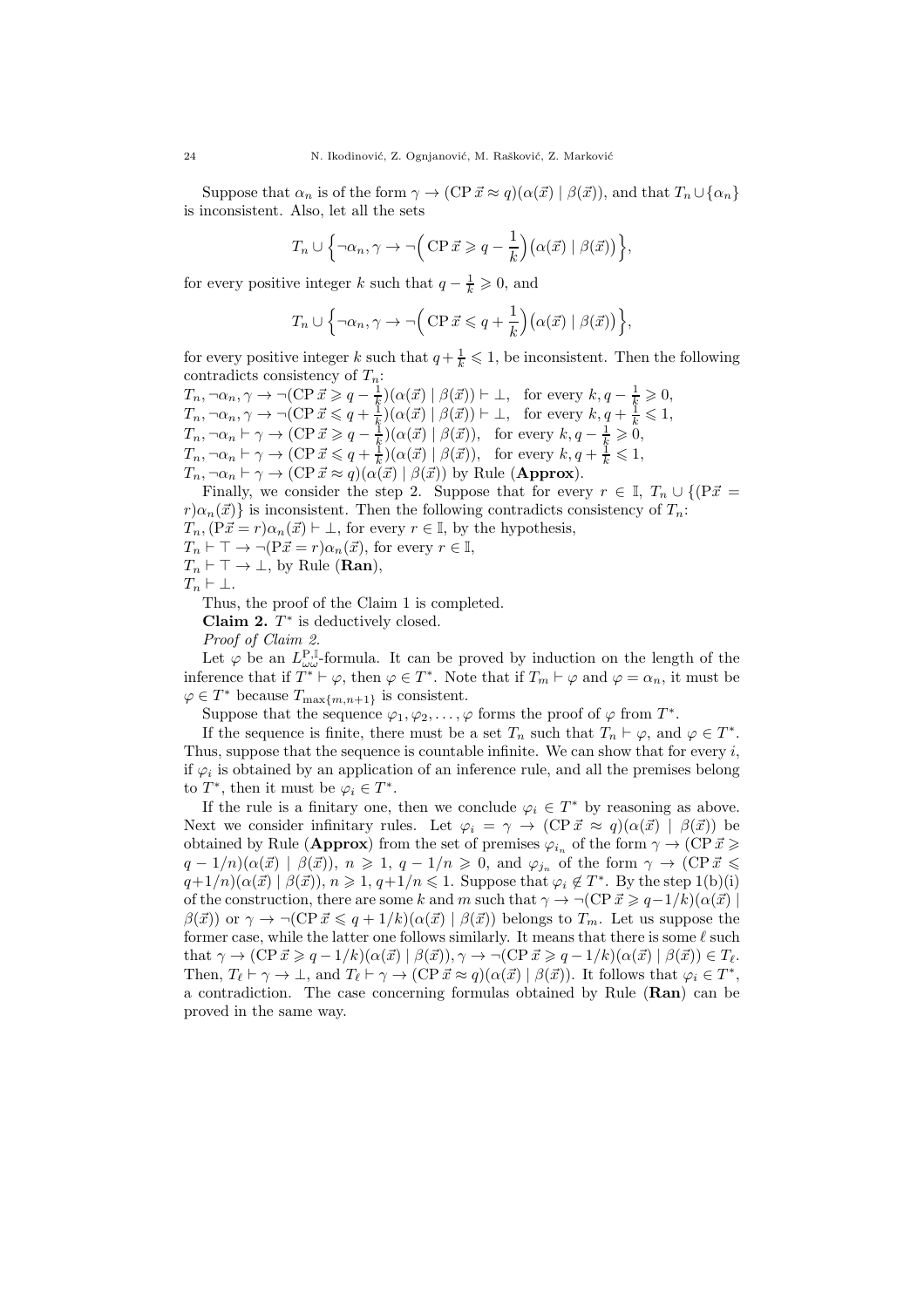Suppose that $\alpha_n$ is of the form $\gamma \to (\mathrm{CP}\,\vec{x} \approx q)(\alpha(\vec{x}) \mid \beta(\vec{x}))$, and that $T_n \cup \{\alpha_n\}$ is inconsistent. Also, let all the sets

$$T_n \cup \Big\{\neg\alpha_n, \gamma \to \neg\Big(\mathrm{CP}\,\vec{x} \geqslant q - \frac{1}{k}\Big)\big(\alpha(\vec{x}) \mid \beta(\vec{x})\big)\Big\},$$

for every positive integer $k$ such that $q - \frac{1}{k} \geqslant 0$, and

$$T_n \cup \Big\{\neg\alpha_n, \gamma \to \neg\Big(\mathrm{CP}\,\vec{x} \leqslant q + \frac{1}{k}\Big)\big(\alpha(\vec{x}) \mid \beta(\vec{x})\big)\Big\},$$

for every positive integer $k$ such that $q + \frac{1}{k} \leqslant 1$, be inconsistent. Then the following contradicts consistency of $T_n$:

$T_n, \neg\alpha_n, \gamma \to \neg(\mathrm{CP}\,\vec{x} \geqslant q - \frac{1}{k})(\alpha(\vec{x}) \mid \beta(\vec{x})) \vdash \bot$, for every $k, q - \frac{1}{k} \geqslant 0$,
$T_n, \neg\alpha_n, \gamma \to \neg(\mathrm{CP}\,\vec{x} \leqslant q + \frac{1}{k})(\alpha(\vec{x}) \mid \beta(\vec{x})) \vdash \bot$, for every $k, q + \frac{1}{k} \leqslant 1$,
$T_n, \neg\alpha_n \vdash \gamma \to (\mathrm{CP}\,\vec{x} \geqslant q - \frac{1}{k})(\alpha(\vec{x}) \mid \beta(\vec{x}))$, for every $k, q - \frac{1}{k} \geqslant 0$,
$T_n, \neg\alpha_n \vdash \gamma \to (\mathrm{CP}\,\vec{x} \leqslant q + \frac{1}{k})(\alpha(\vec{x}) \mid \beta(\vec{x}))$, for every $k, q + \frac{1}{k} \leqslant 1$,
$T_n, \neg\alpha_n \vdash \gamma \to (\mathrm{CP}\,\vec{x} \approx q)(\alpha(\vec{x}) \mid \beta(\vec{x}))$ by Rule (**Approx**).

Finally, we consider the step 2. Suppose that for every $r \in \mathbb{I}$, $T_n \cup \{(\mathrm{P}\vec{x} = r)\alpha_n(\vec{x})\}$ is inconsistent. Then the following contradicts consistency of $T_n$:
$T_n, (\mathrm{P}\vec{x} = r)\alpha_n(\vec{x}) \vdash \bot$, for every $r \in \mathbb{I}$, by the hypothesis,
$T_n \vdash \top \to \neg(\mathrm{P}\vec{x} = r)\alpha_n(\vec{x})$, for every $r \in \mathbb{I}$,
$T_n \vdash \top \to \bot$, by Rule (**Ran**),
$T_n \vdash \bot$.

Thus, the proof of the Claim 1 is completed.

**Claim 2.** $T^*$ is deductively closed.

*Proof of Claim 2.*

Let $\varphi$ be an $L^{\mathrm{P},\mathbb{I}}_{\omega\omega}$-formula. It can be proved by induction on the length of the inference that if $T^* \vdash \varphi$, then $\varphi \in T^*$. Note that if $T_m \vdash \varphi$ and $\varphi = \alpha_n$, it must be $\varphi \in T^*$ because $T_{\max\{m,n+1\}}$ is consistent.

Suppose that the sequence $\varphi_1, \varphi_2, \ldots, \varphi$ forms the proof of $\varphi$ from $T^*$.

If the sequence is finite, there must be a set $T_n$ such that $T_n \vdash \varphi$, and $\varphi \in T^*$. Thus, suppose that the sequence is countable infinite. We can show that for every $i$, if $\varphi_i$ is obtained by an application of an inference rule, and all the premises belong to $T^*$, then it must be $\varphi_i \in T^*$.

If the rule is a finitary one, then we conclude $\varphi_i \in T^*$ by reasoning as above. Next we consider infinitary rules. Let $\varphi_i = \gamma \to (\mathrm{CP}\,\vec{x} \approx q)(\alpha(\vec{x}) \mid \beta(\vec{x}))$ be obtained by Rule (**Approx**) from the set of premises $\varphi_{i_n}$ of the form $\gamma \to (\mathrm{CP}\,\vec{x} \geqslant q - 1/n)(\alpha(\vec{x}) \mid \beta(\vec{x}))$, $n \geqslant 1$, $q - 1/n \geqslant 0$, and $\varphi_{j_n}$ of the form $\gamma \to (\mathrm{CP}\,\vec{x} \leqslant q + 1/n)(\alpha(\vec{x}) \mid \beta(\vec{x}))$, $n \geqslant 1$, $q + 1/n \leqslant 1$. Suppose that $\varphi_i \notin T^*$. By the step 1(b)(i) of the construction, there are some $k$ and $m$ such that $\gamma \to \neg(\mathrm{CP}\,\vec{x} \geqslant q - 1/k)(\alpha(\vec{x}) \mid \beta(\vec{x}))$ or $\gamma \to \neg(\mathrm{CP}\,\vec{x} \leqslant q + 1/k)(\alpha(\vec{x}) \mid \beta(\vec{x}))$ belongs to $T_m$. Let us suppose the former case, while the latter one follows similarly. It means that there is some $\ell$ such that $\gamma \to (\mathrm{CP}\,\vec{x} \geqslant q - 1/k)(\alpha(\vec{x}) \mid \beta(\vec{x})), \gamma \to \neg(\mathrm{CP}\,\vec{x} \geqslant q - 1/k)(\alpha(\vec{x}) \mid \beta(\vec{x})) \in T_\ell$. Then, $T_\ell \vdash \gamma \to \bot$, and $T_\ell \vdash \gamma \to (\mathrm{CP}\,\vec{x} \approx q)(\alpha(\vec{x}) \mid \beta(\vec{x}))$. It follows that $\varphi_i \in T^*$, a contradiction. The case concerning formulas obtained by Rule (**Ran**) can be proved in the same way.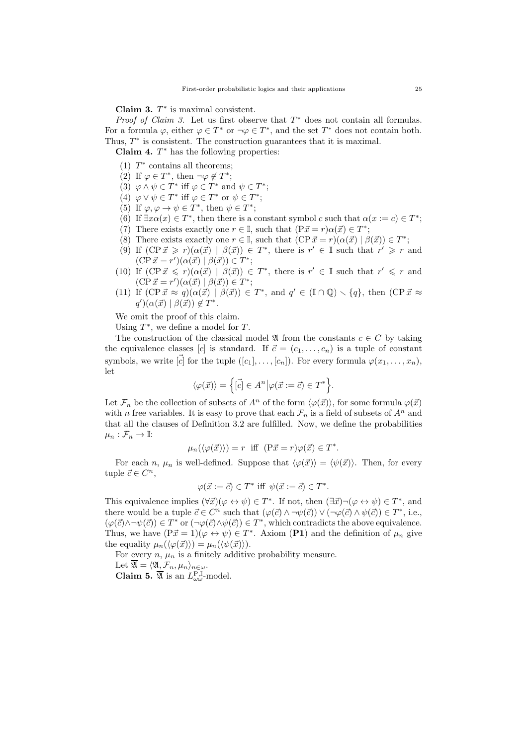**Claim 3.** $T^*$ is maximal consistent.

*Proof of Claim 3.* Let us first observe that $T^*$ does not contain all formulas. For a formula $\varphi$, either $\varphi \in T^*$ or $\neg\varphi \in T^*$, and the set $T^*$ does not contain both. Thus, $T^*$ is consistent. The construction guarantees that it is maximal.

**Claim 4.** $T^*$ has the following properties:

1. $T^*$ contains all theorems;
2. If $\varphi \in T^*$, then $\neg\varphi \notin T^*$;
3. $\varphi \wedge \psi \in T^*$ iff $\varphi \in T^*$ and $\psi \in T^*$;
4. $\varphi \vee \psi \in T^*$ iff $\varphi \in T^*$ or $\psi \in T^*$;
5. If $\varphi, \varphi \to \psi \in T^*$, then $\psi \in T^*$;
6. If $\exists x \alpha(x) \in T^*$, then there is a constant symbol $c$ such that $\alpha(x := c) \in T^*$;
7. There exists exactly one $r \in \mathbb{I}$, such that $(\mathrm{P}\vec{x} = r)\alpha(\vec{x}) \in T^*$;
8. There exists exactly one $r \in \mathbb{I}$, such that $(\mathrm{CP}\,\vec{x} = r)(\alpha(\vec{x}) \mid \beta(\vec{x})) \in T^*$;
9. If $(\mathrm{CP}\,\vec{x} \geqslant r)(\alpha(\vec{x}) \mid \beta(\vec{x})) \in T^*$, there is $r' \in \mathbb{I}$ such that $r' \geqslant r$ and $(\mathrm{CP}\,\vec{x} = r')(\alpha(\vec{x}) \mid \beta(\vec{x})) \in T^*$;
10. If $(\mathrm{CP}\,\vec{x} \leqslant r)(\alpha(\vec{x}) \mid \beta(\vec{x})) \in T^*$, there is $r' \in \mathbb{I}$ such that $r' \leqslant r$ and $(\mathrm{CP}\,\vec{x} = r')(\alpha(\vec{x}) \mid \beta(\vec{x})) \in T^*$;
11. If $(\mathrm{CP}\,\vec{x} \approx q)(\alpha(\vec{x}) \mid \beta(\vec{x})) \in T^*$, and $q' \in (\mathbb{I} \cap \mathbb{Q}) \smallsetminus \{q\}$, then $(\mathrm{CP}\,\vec{x} \approx q')(\alpha(\vec{x}) \mid \beta(\vec{x})) \notin T^*$.

We omit the proof of this claim.

Using $T^*$, we define a model for $T$.

The construction of the classical model $\mathfrak{A}$ from the constants $c \in C$ by taking the equivalence classes $[c]$ is standard. If $\vec{c} = (c_1, \ldots, c_n)$ is a tuple of constant symbols, we write $\vec{[c]}$ for the tuple $([c_1], \ldots, [c_n])$. For every formula $\varphi(x_1, \ldots, x_n)$, let

$$\langle \varphi(\vec{x}) \rangle = \Big\{ \vec{[c]} \in A^n \big| \varphi(\vec{x} := \vec{c}) \in T^* \Big\}.$$

Let $\mathcal{F}_n$ be the collection of subsets of $A^n$ of the form $\langle \varphi(\vec{x}) \rangle$, for some formula $\varphi(\vec{x})$ with $n$ free variables. It is easy to prove that each $\mathcal{F}_n$ is a field of subsets of $A^n$ and that all the clauses of Definition 3.2 are fulfilled. Now, we define the probabilities $\mu_n : \mathcal{F}_n \to \mathbb{I}$:

$$\mu_n(\langle \varphi(\vec{x}) \rangle) = r \ \text{ iff } \ (\mathrm{P}\vec{x} = r)\varphi(\vec{x}) \in T^*.$$

For each $n$, $\mu_n$ is well-defined. Suppose that $\langle \varphi(\vec{x}) \rangle = \langle \psi(\vec{x}) \rangle$. Then, for every tuple $\vec{c} \in C^n$,

$$\varphi(\vec{x} := \vec{c}) \in T^* \text{ iff } \psi(\vec{x} := \vec{c}) \in T^*.$$

This equivalence implies $(\forall \vec{x})(\varphi \leftrightarrow \psi) \in T^*$. If not, then $(\exists \vec{x})\neg(\varphi \leftrightarrow \psi) \in T^*$, and there would be a tuple $\vec{c} \in C^n$ such that $(\varphi(\vec{c}) \wedge \neg\psi(\vec{c})) \vee (\neg\varphi(\vec{c}) \wedge \psi(\vec{c})) \in T^*$, i.e., $(\varphi(\vec{c}) \wedge \neg\psi(\vec{c})) \in T^*$ or $(\neg\varphi(\vec{c}) \wedge \psi(\vec{c})) \in T^*$, which contradicts the above equivalence. Thus, we have $(\mathrm{P}\vec{x} = 1)(\varphi \leftrightarrow \psi) \in T^*$. Axiom (**P1**) and the definition of $\mu_n$ give the equality $\mu_n(\langle \varphi(\vec{x}) \rangle) = \mu_n(\langle \psi(\vec{x}) \rangle)$.

For every $n$, $\mu_n$ is a finitely additive probability measure.

Let $\overline{\mathfrak{A}} = \langle \mathfrak{A}, \mathcal{F}_n, \mu_n \rangle_{n \in \omega}$.

**Claim 5.** $\overline{\mathfrak{A}}$ is an $L_{\omega\omega}^{\mathrm{P},\mathbb{I}}$-model.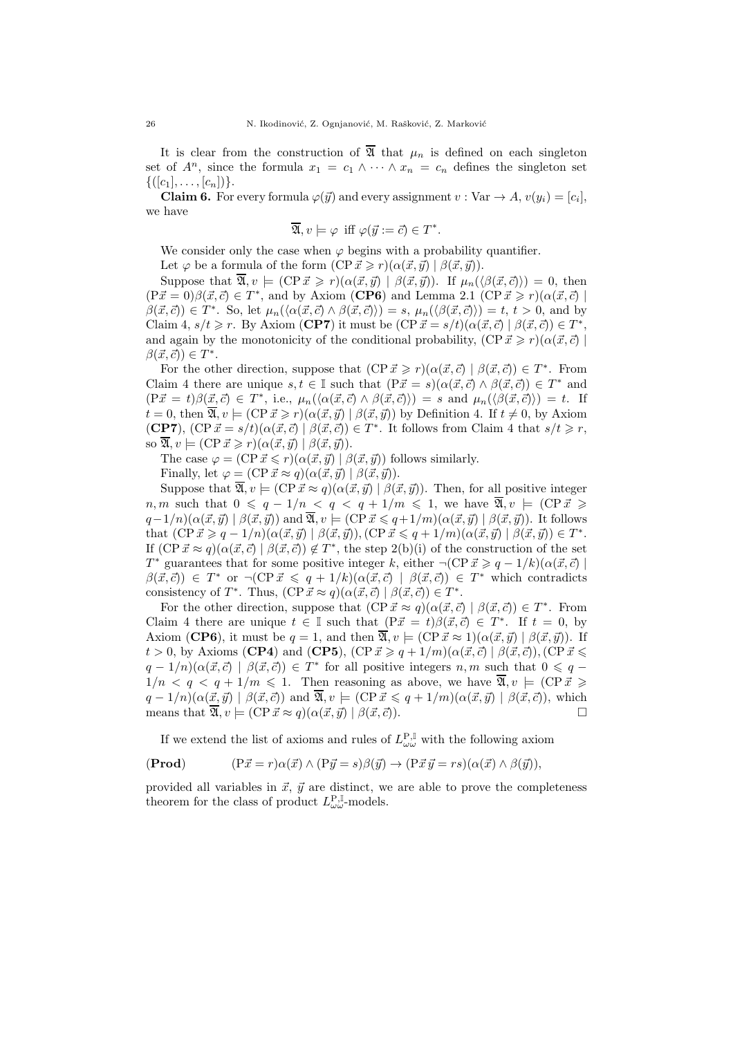It is clear from the construction of $\overline{\mathfrak{A}}$ that $\mu_n$ is defined on each singleton set of $A^n$, since the formula $x_1 = c_1 \wedge \cdots \wedge x_n = c_n$ defines the singleton set $\{([c_1], \ldots, [c_n])\}$.

**Claim 6.** For every formula $\varphi(\vec{y})$ and every assignment $v : \mathrm{Var} \to A$, $v(y_i) = [c_i]$, we have

$$\overline{\mathfrak{A}}, v \models \varphi \text{ iff } \varphi(\vec{y} := \vec{c}) \in T^*.$$

We consider only the case when $\varphi$ begins with a probability quantifier.

Let $\varphi$ be a formula of the form $(\mathrm{CP}\,\vec{x} \geqslant r)(\alpha(\vec{x}, \vec{y}) \mid \beta(\vec{x}, \vec{y}))$.

Suppose that $\overline{\mathfrak{A}}, v \models (\mathrm{CP}\,\vec{x} \geqslant r)(\alpha(\vec{x}, \vec{y}) \mid \beta(\vec{x}, \vec{y}))$. If $\mu_n(\langle \beta(\vec{x}, \vec{c})\rangle) = 0$, then $(\mathrm{P}\vec{x} = 0)\beta(\vec{x}, \vec{c}) \in T^*$, and by Axiom (**CP6**) and Lemma 2.1 $(\mathrm{CP}\,\vec{x} \geqslant r)(\alpha(\vec{x}, \vec{c}) \mid \beta(\vec{x}, \vec{c})) \in T^*$. So, let $\mu_n(\langle \alpha(\vec{x}, \vec{c}) \wedge \beta(\vec{x}, \vec{c})\rangle) = s$, $\mu_n(\langle \beta(\vec{x}, \vec{c})\rangle) = t$, $t > 0$, and by Claim 4, $s/t \geqslant r$. By Axiom (**CP7**) it must be $(\mathrm{CP}\,\vec{x} = s/t)(\alpha(\vec{x}, \vec{c}) \mid \beta(\vec{x}, \vec{c})) \in T^*$, and again by the monotonicity of the conditional probability, $(\mathrm{CP}\,\vec{x} \geqslant r)(\alpha(\vec{x}, \vec{c}) \mid \beta(\vec{x}, \vec{c})) \in T^*$.

For the other direction, suppose that $(\mathrm{CP}\,\vec{x} \geqslant r)(\alpha(\vec{x}, \vec{c}) \mid \beta(\vec{x}, \vec{c})) \in T^*$. From Claim 4 there are unique $s, t \in \mathbb{I}$ such that $(\mathrm{P}\vec{x} = s)(\alpha(\vec{x}, \vec{c}) \wedge \beta(\vec{x}, \vec{c})) \in T^*$ and $(\mathrm{P}\vec{x} = t)\beta(\vec{x}, \vec{c}) \in T^*$, i.e., $\mu_n(\langle \alpha(\vec{x}, \vec{c}) \wedge \beta(\vec{x}, \vec{c})\rangle) = s$ and $\mu_n(\langle \beta(\vec{x}, \vec{c})\rangle) = t$. If $t = 0$, then $\overline{\mathfrak{A}}, v \models (\mathrm{CP}\,\vec{x} \geqslant r)(\alpha(\vec{x}, \vec{y}) \mid \beta(\vec{x}, \vec{y}))$ by Definition 4. If $t \neq 0$, by Axiom (**CP7**), $(\mathrm{CP}\,\vec{x} = s/t)(\alpha(\vec{x}, \vec{c}) \mid \beta(\vec{x}, \vec{c})) \in T^*$. It follows from Claim 4 that $s/t \geqslant r$, so $\overline{\mathfrak{A}}, v \models (\mathrm{CP}\,\vec{x} \geqslant r)(\alpha(\vec{x}, \vec{y}) \mid \beta(\vec{x}, \vec{y}))$.

The case $\varphi = (\mathrm{CP}\,\vec{x} \leqslant r)(\alpha(\vec{x}, \vec{y}) \mid \beta(\vec{x}, \vec{y}))$ follows similarly.

Finally, let $\varphi = (\mathrm{CP}\,\vec{x} \approx q)(\alpha(\vec{x}, \vec{y}) \mid \beta(\vec{x}, \vec{y}))$.

Suppose that $\overline{\mathfrak{A}}, v \models (\mathrm{CP}\,\vec{x} \approx q)(\alpha(\vec{x}, \vec{y}) \mid \beta(\vec{x}, \vec{y}))$. Then, for all positive integer $n, m$ such that $0 \leqslant q - 1/n < q < q + 1/m \leqslant 1$, we have $\overline{\mathfrak{A}}, v \models (\mathrm{CP}\,\vec{x} \geqslant q - 1/n)(\alpha(\vec{x}, \vec{y}) \mid \beta(\vec{x}, \vec{y}))$ and $\overline{\mathfrak{A}}, v \models (\mathrm{CP}\,\vec{x} \leqslant q + 1/m)(\alpha(\vec{x}, \vec{y}) \mid \beta(\vec{x}, \vec{y}))$. It follows that $(\mathrm{CP}\,\vec{x} \geqslant q - 1/n)(\alpha(\vec{x}, \vec{y}) \mid \beta(\vec{x}, \vec{y})), (\mathrm{CP}\,\vec{x} \leqslant q + 1/m)(\alpha(\vec{x}, \vec{y}) \mid \beta(\vec{x}, \vec{y})) \in T^*$. If $(\mathrm{CP}\,\vec{x} \approx q)(\alpha(\vec{x}, \vec{c}) \mid \beta(\vec{x}, \vec{c})) \notin T^*$, the step 2(b)(i) of the construction of the set $T^*$ guarantees that for some positive integer $k$, either $\neg(\mathrm{CP}\,\vec{x} \geqslant q - 1/k)(\alpha(\vec{x}, \vec{c}) \mid \beta(\vec{x}, \vec{c})) \in T^*$ or $\neg(\mathrm{CP}\,\vec{x} \leqslant q + 1/k)(\alpha(\vec{x}, \vec{c}) \mid \beta(\vec{x}, \vec{c})) \in T^*$ which contradicts consistency of $T^*$. Thus, $(\mathrm{CP}\,\vec{x} \approx q)(\alpha(\vec{x}, \vec{c}) \mid \beta(\vec{x}, \vec{c})) \in T^*$.

For the other direction, suppose that $(\mathrm{CP}\,\vec{x} \approx q)(\alpha(\vec{x}, \vec{c}) \mid \beta(\vec{x}, \vec{c})) \in T^*$. From Claim 4 there are unique $t \in \mathbb{I}$ such that $(\mathrm{P}\vec{x} = t)\beta(\vec{x}, \vec{c}) \in T^*$. If $t = 0$, by Axiom (**CP6**), it must be $q = 1$, and then $\overline{\mathfrak{A}}, v \models (\mathrm{CP}\,\vec{x} \approx 1)(\alpha(\vec{x}, \vec{y}) \mid \beta(\vec{x}, \vec{y}))$. If $t > 0$, by Axioms (**CP4**) and (**CP5**), $(\mathrm{CP}\,\vec{x} \geqslant q + 1/m)(\alpha(\vec{x}, \vec{c}) \mid \beta(\vec{x}, \vec{c})), (\mathrm{CP}\,\vec{x} \leqslant q - 1/n)(\alpha(\vec{x}, \vec{c}) \mid \beta(\vec{x}, \vec{c})) \in T^*$ for all positive integers $n, m$ such that $0 \leqslant q - 1/n < q < q + 1/m \leqslant 1$. Then reasoning as above, we have $\overline{\mathfrak{A}}, v \models (\mathrm{CP}\,\vec{x} \geqslant q - 1/n)(\alpha(\vec{x}, \vec{y}) \mid \beta(\vec{x}, \vec{c}))$ and $\overline{\mathfrak{A}}, v \models (\mathrm{CP}\,\vec{x} \leqslant q + 1/m)(\alpha(\vec{x}, \vec{y}) \mid \beta(\vec{x}, \vec{c}))$, which means that $\overline{\mathfrak{A}}, v \models (\mathrm{CP}\,\vec{x} \approx q)(\alpha(\vec{x}, \vec{y}) \mid \beta(\vec{x}, \vec{c}))$. □

If we extend the list of axioms and rules of $L^{\mathrm{P},\mathbb{I}}_{\omega\omega}$ with the following axiom

$$(\mathbf{Prod}) \qquad (\mathrm{P}\vec{x} = r)\alpha(\vec{x}) \wedge (\mathrm{P}\vec{y} = s)\beta(\vec{y}) \to (\mathrm{P}\vec{x}\,\vec{y} = rs)(\alpha(\vec{x}) \wedge \beta(\vec{y})),$$

provided all variables in $\vec{x}$, $\vec{y}$ are distinct, we are able to prove the completeness theorem for the class of product $L^{\mathrm{P},\mathbb{I}}_{\omega\omega}$-models.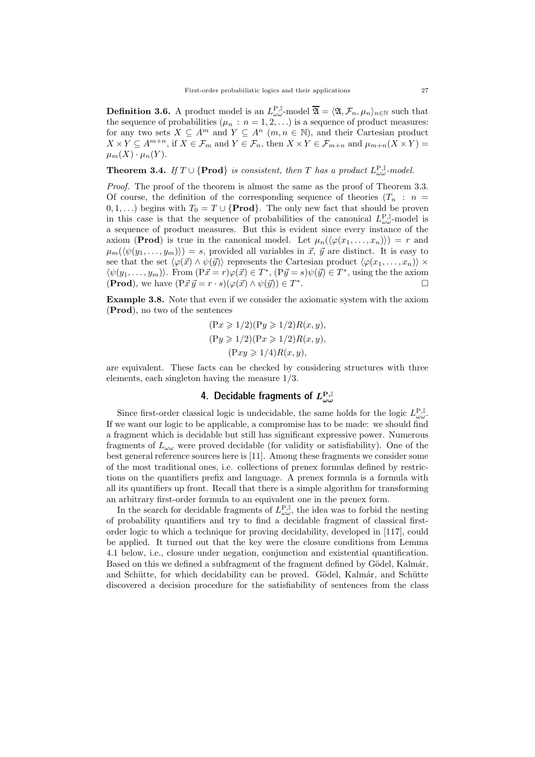**Definition 3.6.** A product model is an $L^{\mathrm{P},\mathbb{I}}_{\omega\omega}$-model $\overline{\mathfrak{A}} = \langle \mathfrak{A}, \mathcal{F}_n, \mu_n \rangle_{n\in\mathbb{N}}$ such that the sequence of probabilities $(\mu_n : n = 1, 2, \ldots)$ is a sequence of product measures: for any two sets $X \subseteq A^m$ and $Y \subseteq A^n$ $(m, n \in \mathbb{N})$, and their Cartesian product $X \times Y \subseteq A^{m+n}$, if $X \in \mathcal{F}_m$ and $Y \in \mathcal{F}_n$, then $X \times Y \in \mathcal{F}_{m+n}$ and $\mu_{m+n}(X \times Y) = \mu_m(X) \cdot \mu_n(Y)$.

**Theorem 3.4.** *If $T \cup \{\mathbf{Prod}\}$ is consistent, then $T$ has a product $L^{\mathrm{P},\mathbb{I}}_{\omega\omega}$-model.*

*Proof.* The proof of the theorem is almost the same as the proof of Theorem 3.3. Of course, the definition of the corresponding sequence of theories $(T_n : n = 0, 1, \ldots)$ begins with $T_0 = T \cup \{\mathbf{Prod}\}$. The only new fact that should be proven in this case is that the sequence of probabilities of the canonical $L^{\mathrm{P},\mathbb{I}}_{\omega\omega}$-model is a sequence of product measures. But this is evident since every instance of the axiom (**Prod**) is true in the canonical model. Let $\mu_n(\langle \varphi(x_1, \ldots, x_n)\rangle) = r$ and $\mu_m(\langle \psi(y_1, \ldots, y_m)\rangle) = s$, provided all variables in $\vec{x}$, $\vec{y}$ are distinct. It is easy to see that the set $\langle \varphi(\vec{x}) \wedge \psi(\vec{y})\rangle$ represents the Cartesian product $\langle \varphi(x_1, \ldots, x_n)\rangle \times \langle \psi(y_1, \ldots, y_m)\rangle$. From $(\mathrm{P}\vec{x} = r)\varphi(\vec{x}) \in T^*$, $(\mathrm{P}\vec{y} = s)\psi(\vec{y}) \in T^*$, using the the axiom (**Prod**), we have $(\mathrm{P}\vec{x}\,\vec{y} = r \cdot s)(\varphi(\vec{x}) \wedge \psi(\vec{y})) \in T^*$. $\square$

**Example 3.8.** Note that even if we consider the axiomatic system with the axiom (**Prod**), no two of the sentences

$$(\mathrm{P}x \geqslant 1/2)(\mathrm{P}y \geqslant 1/2)R(x, y),$$
$$(\mathrm{P}y \geqslant 1/2)(\mathrm{P}x \geqslant 1/2)R(x, y),$$
$$(\mathrm{P}xy \geqslant 1/4)R(x, y),$$

are equivalent. These facts can be checked by considering structures with three elements, each singleton having the measure $1/3$.

## 4. Decidable fragments of $L^{\mathrm{P},\mathbb{I}}_{\omega\omega}$

Since first-order classical logic is undecidable, the same holds for the logic $L^{\mathrm{P},\mathbb{I}}_{\omega\omega}$. If we want our logic to be applicable, a compromise has to be made: we should find a fragment which is decidable but still has significant expressive power. Numerous fragments of $L_{\omega\omega}$ were proved decidable (for validity or satisfiability). One of the best general reference sources here is [11]. Among these fragments we consider some of the most traditional ones, i.e. collections of prenex formulas defined by restrictions on the quantifiers prefix and language. A prenex formula is a formula with all its quantifiers up front. Recall that there is a simple algorithm for transforming an arbitrary first-order formula to an equivalent one in the prenex form.

In the search for decidable fragments of $L^{\mathrm{P},\mathbb{I}}_{\omega\omega}$, the idea was to forbid the nesting of probability quantifiers and try to find a decidable fragment of classical first-order logic to which a technique for proving decidability, developed in [117], could be applied. It turned out that the key were the closure conditions from Lemma 4.1 below, i.e., closure under negation, conjunction and existential quantification. Based on this we defined a subfragment of the fragment defined by Gödel, Kalmár, and Schütte, for which decidability can be proved. Gödel, Kalmár, and Schütte discovered a decision procedure for the satisfiability of sentences from the class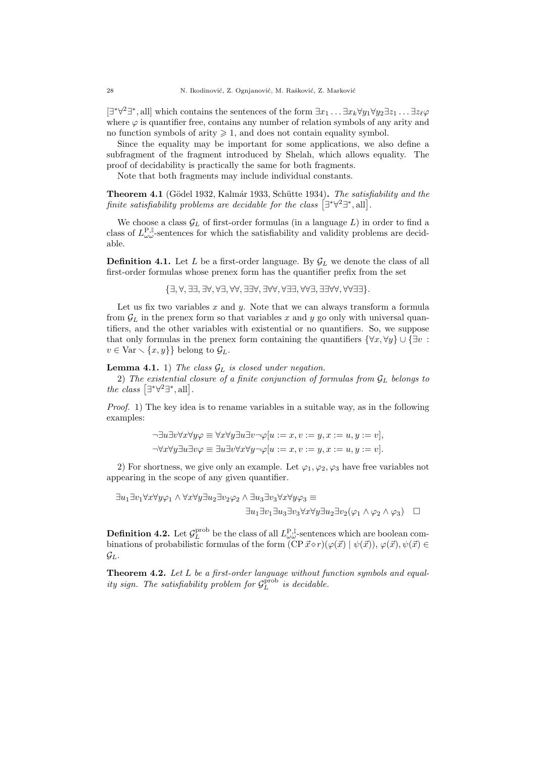$[\exists^*\forall^2\exists^*, \text{all}]$ which contains the sentences of the form $\exists x_1 \dots \exists x_k \forall y_1 \forall y_2 \exists z_1 \dots \exists z_\ell \varphi$ where $\varphi$ is quantifier free, contains any number of relation symbols of any arity and no function symbols of arity $\geqslant 1$, and does not contain equality symbol.

Since the equality may be important for some applications, we also define a subfragment of the fragment introduced by Shelah, which allows equality. The proof of decidability is practically the same for both fragments.

Note that both fragments may include individual constants.

**Theorem 4.1** (Gödel 1932, Kalmár 1933, Schütte 1934)**.** *The satisfiability and the finite satisfiability problems are decidable for the class* $\left[\exists^*\forall^2\exists^*, \text{all}\right]$.

We choose a class $\mathcal{G}_L$ of first-order formulas (in a language $L$) in order to find a class of $L^{\mathrm{P},\mathbb{I}}_{\omega\omega}$-sentences for which the satisfiability and validity problems are decidable.

**Definition 4.1.** Let $L$ be a first-order language. By $\mathcal{G}_L$ we denote the class of all first-order formulas whose prenex form has the quantifier prefix from the set

$$\{\exists, \forall, \exists\exists, \exists\forall, \forall\exists, \forall\forall, \exists\exists\forall, \exists\forall\forall, \forall\exists\exists, \forall\forall\exists, \exists\exists\forall\forall, \forall\forall\exists\exists\}.$$

Let us fix two variables $x$ and $y$. Note that we can always transform a formula from $\mathcal{G}_L$ in the prenex form so that variables $x$ and $y$ go only with universal quantifiers, and the other variables with existential or no quantifiers. So, we suppose that only formulas in the prenex form containing the quantifiers $\{\forall x, \forall y\} \cup \{\exists v : v \in \mathrm{Var} \smallsetminus \{x, y\}\}$ belong to $\mathcal{G}_L$.

**Lemma 4.1.** 1) *The class* $\mathcal{G}_L$ *is closed under negation.*

2) *The existential closure of a finite conjunction of formulas from* $\mathcal{G}_L$ *belongs to the class* $\left[\exists^*\forall^2\exists^*, \text{all}\right]$.

*Proof.* 1) The key idea is to rename variables in a suitable way, as in the following examples:

$$\neg\exists u \exists v \forall x \forall y \varphi \equiv \forall x \forall y \exists u \exists v \neg\varphi[u := x, v := y, x := u, y := v],$$
$$\neg\forall x \forall y \exists u \exists v \varphi \equiv \exists u \exists v \forall x \forall y \neg\varphi[u := x, v := y, x := u, y := v].$$

2) For shortness, we give only an example. Let $\varphi_1, \varphi_2, \varphi_3$ have free variables not appearing in the scope of any given quantifier.

$$\exists u_1 \exists v_1 \forall x \forall y \varphi_1 \wedge \forall x \forall y \exists u_2 \exists v_2 \varphi_2 \wedge \exists u_3 \exists v_3 \forall x \forall y \varphi_3 \equiv$$
$$\exists u_1 \exists v_1 \exists u_3 \exists v_3 \forall x \forall y \exists u_2 \exists v_2 (\varphi_1 \wedge \varphi_2 \wedge \varphi_3) \quad \square$$

**Definition 4.2.** Let $\mathcal{G}_L^{\mathrm{prob}}$ be the class of all $L^{\mathrm{P},\mathbb{I}}_{\omega\omega}$-sentences which are boolean combinations of probabilistic formulas of the form $(\mathrm{CP}\, \vec{x} \diamond r)(\varphi(\vec{x}) \mid \psi(\vec{x}))$, $\varphi(\vec{x}), \psi(\vec{x}) \in \mathcal{G}_L$.

**Theorem 4.2.** *Let* $L$ *be a first-order language without function symbols and equality sign. The satisfiability problem for* $\mathcal{G}_L^{\mathrm{prob}}$ *is decidable.*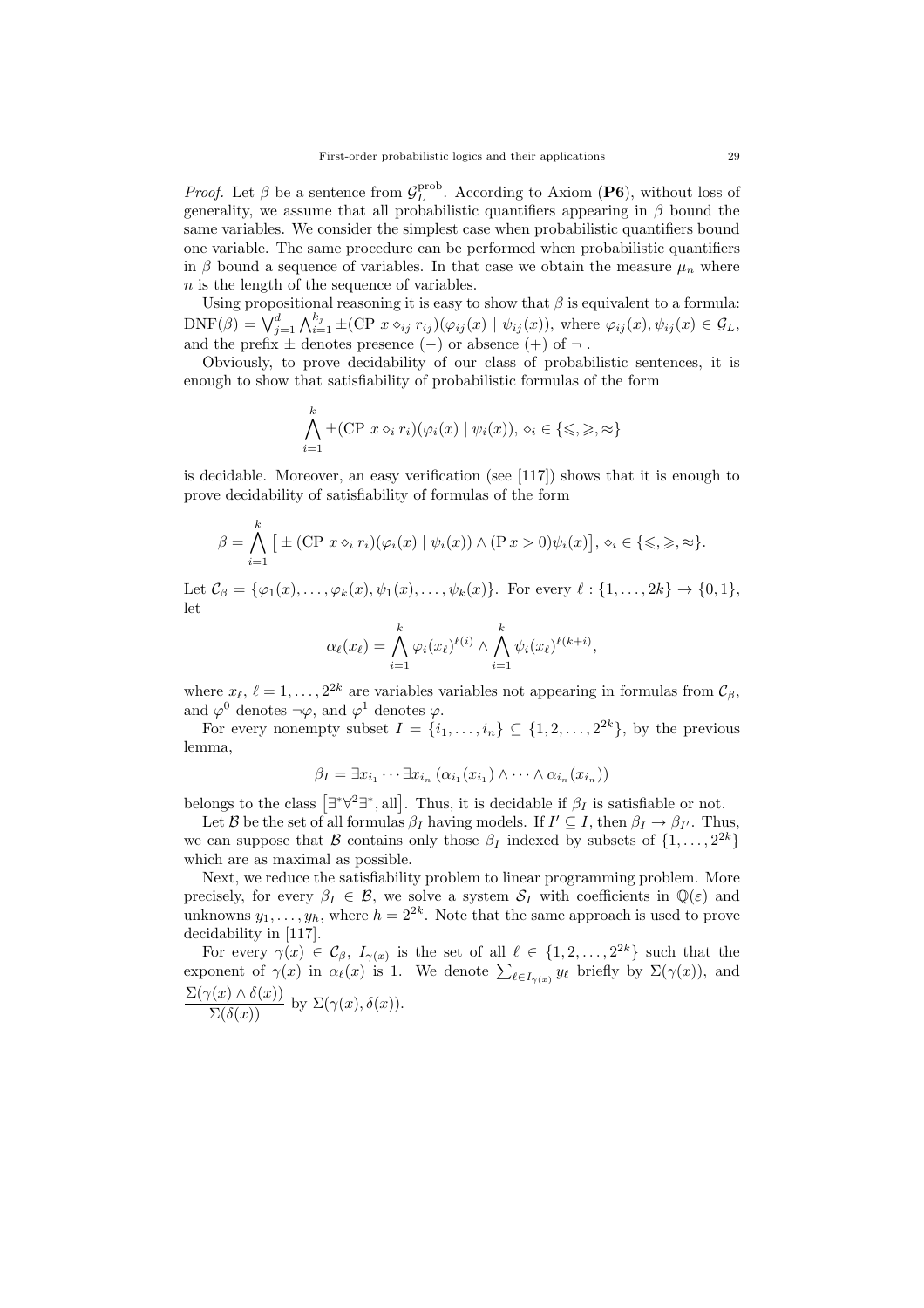*Proof.* Let $\beta$ be a sentence from $\mathcal{G}_L^{\text{prob}}$. According to Axiom (**P6**), without loss of generality, we assume that all probabilistic quantifiers appearing in $\beta$ bound the same variables. We consider the simplest case when probabilistic quantifiers bound one variable. The same procedure can be performed when probabilistic quantifiers in $\beta$ bound a sequence of variables. In that case we obtain the measure $\mu_n$ where $n$ is the length of the sequence of variables.

Using propositional reasoning it is easy to show that $\beta$ is equivalent to a formula: $\text{DNF}(\beta) = \bigvee_{j=1}^{d} \bigwedge_{i=1}^{k_j} \pm(\text{CP }x \diamond_{ij} r_{ij})(\varphi_{ij}(x) \mid \psi_{ij}(x))$, where $\varphi_{ij}(x), \psi_{ij}(x) \in \mathcal{G}_L$, and the prefix $\pm$ denotes presence $(-)$ or absence $(+)$ of $\neg$ .

Obviously, to prove decidability of our class of probabilistic sentences, it is enough to show that satisfiability of probabilistic formulas of the form

$$\bigwedge_{i=1}^{k} \pm(\text{CP }x \diamond_i r_i)(\varphi_i(x) \mid \psi_i(x)),\ \diamond_i \in \{\leqslant, \geqslant, \approx\}$$

is decidable. Moreover, an easy verification (see [117]) shows that it is enough to prove decidability of satisfiability of formulas of the form

$$\beta = \bigwedge_{i=1}^{k} \big[ \pm (\text{CP }x \diamond_i r_i)(\varphi_i(x) \mid \psi_i(x)) \wedge (\text{P }x > 0)\psi_i(x)\big],\ \diamond_i \in \{\leqslant, \geqslant, \approx\}.$$

Let $\mathcal{C}_\beta = \{\varphi_1(x), \ldots, \varphi_k(x), \psi_1(x), \ldots, \psi_k(x)\}$. For every $\ell : \{1, \ldots, 2k\} \to \{0, 1\}$, let

$$\alpha_\ell(x_\ell) = \bigwedge_{i=1}^{k} \varphi_i(x_\ell)^{\ell(i)} \wedge \bigwedge_{i=1}^{k} \psi_i(x_\ell)^{\ell(k+i)},$$

where $x_\ell$, $\ell = 1, \ldots, 2^{2k}$ are variables variables not appearing in formulas from $\mathcal{C}_\beta$, and $\varphi^0$ denotes $\neg\varphi$, and $\varphi^1$ denotes $\varphi$.

For every nonempty subset $I = \{i_1, \ldots, i_n\} \subseteq \{1, 2, \ldots, 2^{2k}\}$, by the previous lemma,

$$\beta_I = \exists x_{i_1} \cdots \exists x_{i_n} \left(\alpha_{i_1}(x_{i_1}) \wedge \cdots \wedge \alpha_{i_n}(x_{i_n})\right)$$

belongs to the class $\big[\exists^*\forall^2\exists^*, \text{all}\big]$. Thus, it is decidable if $\beta_I$ is satisfiable or not.

Let $\mathcal{B}$ be the set of all formulas $\beta_I$ having models. If $I' \subseteq I$, then $\beta_I \to \beta_{I'}$. Thus, we can suppose that $\mathcal{B}$ contains only those $\beta_I$ indexed by subsets of $\{1, \ldots, 2^{2k}\}$ which are as maximal as possible.

Next, we reduce the satisfiability problem to linear programming problem. More precisely, for every $\beta_I \in \mathcal{B}$, we solve a system $\mathcal{S}_I$ with coefficients in $\mathbb{Q}(\varepsilon)$ and unknowns $y_1, \ldots, y_h$, where $h = 2^{2k}$. Note that the same approach is used to prove decidability in [117].

For every $\gamma(x) \in \mathcal{C}_\beta$, $I_{\gamma(x)}$ is the set of all $\ell \in \{1, 2, \ldots, 2^{2k}\}$ such that the exponent of $\gamma(x)$ in $\alpha_\ell(x)$ is 1. We denote $\sum_{\ell \in I_{\gamma(x)}} y_\ell$ briefly by $\Sigma(\gamma(x))$, and $\dfrac{\Sigma(\gamma(x) \wedge \delta(x))}{\Sigma(\delta(x))}$ by $\Sigma(\gamma(x), \delta(x))$.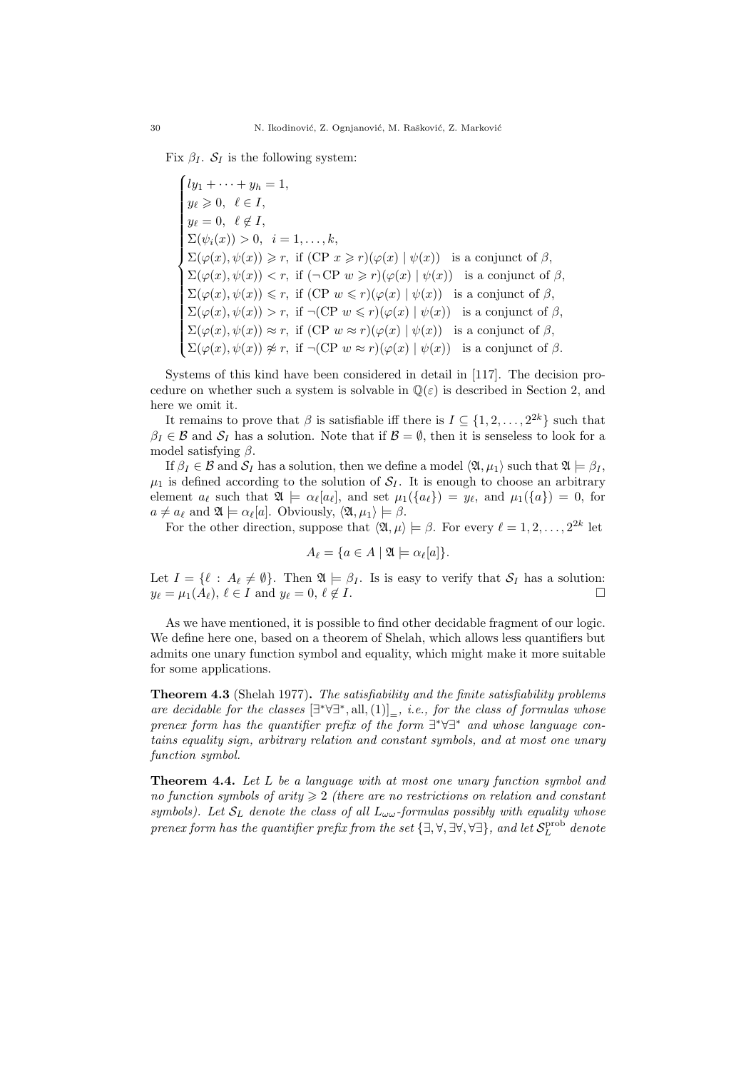Fix $\beta_I$. $\mathcal{S}_I$ is the following system:

$$\begin{cases} ly_1 + \cdots + y_h = 1, \\ y_\ell \geqslant 0, \ \ \ell \in I, \\ y_\ell = 0, \ \ \ell \notin I, \\ \Sigma(\psi_i(x)) > 0, \ \ i = 1, \ldots, k, \\ \Sigma(\varphi(x), \psi(x)) \geqslant r, \ \text{if } (\mathrm{CP}\ x \geqslant r)(\varphi(x) \mid \psi(x)) \ \ \text{is a conjunct of } \beta, \\ \Sigma(\varphi(x), \psi(x)) < r, \ \text{if } (\neg\,\mathrm{CP}\ w \geqslant r)(\varphi(x) \mid \psi(x)) \ \ \text{is a conjunct of } \beta, \\ \Sigma(\varphi(x), \psi(x)) \leqslant r, \ \text{if } (\mathrm{CP}\ w \leqslant r)(\varphi(x) \mid \psi(x)) \ \ \text{is a conjunct of } \beta, \\ \Sigma(\varphi(x), \psi(x)) > r, \ \text{if } \neg(\mathrm{CP}\ w \leqslant r)(\varphi(x) \mid \psi(x)) \ \ \text{is a conjunct of } \beta, \\ \Sigma(\varphi(x), \psi(x)) \approx r, \ \text{if } (\mathrm{CP}\ w \approx r)(\varphi(x) \mid \psi(x)) \ \ \text{is a conjunct of } \beta, \\ \Sigma(\varphi(x), \psi(x)) \not\approx r, \ \text{if } \neg(\mathrm{CP}\ w \approx r)(\varphi(x) \mid \psi(x)) \ \ \text{is a conjunct of } \beta. \end{cases}$$

Systems of this kind have been considered in detail in [117]. The decision procedure on whether such a system is solvable in $\mathbb{Q}(\varepsilon)$ is described in Section 2, and here we omit it.

It remains to prove that $\beta$ is satisfiable iff there is $I \subseteq \{1, 2, \ldots, 2^{2k}\}$ such that $\beta_I \in \mathcal{B}$ and $\mathcal{S}_I$ has a solution. Note that if $\mathcal{B} = \emptyset$, then it is senseless to look for a model satisfying $\beta$.

If $\beta_I \in \mathcal{B}$ and $\mathcal{S}_I$ has a solution, then we define a model $\langle \mathfrak{A}, \mu_1 \rangle$ such that $\mathfrak{A} \models \beta_I$, $\mu_1$ is defined according to the solution of $\mathcal{S}_I$. It is enough to choose an arbitrary element $a_\ell$ such that $\mathfrak{A} \models \alpha_\ell[a_\ell]$, and set $\mu_1(\{a_\ell\}) = y_\ell$, and $\mu_1(\{a\}) = 0$, for $a \neq a_\ell$ and $\mathfrak{A} \models \alpha_\ell[a]$. Obviously, $\langle \mathfrak{A}, \mu_1 \rangle \models \beta$.

For the other direction, suppose that $\langle \mathfrak{A}, \mu \rangle \models \beta$. For every $\ell = 1, 2, \ldots, 2^{2k}$ let

$$A_\ell = \{a \in A \mid \mathfrak{A} \models \alpha_\ell[a]\}.$$

Let $I = \{\ell : A_\ell \neq \emptyset\}$. Then $\mathfrak{A} \models \beta_I$. Is is easy to verify that $\mathcal{S}_I$ has a solution: $y_\ell = \mu_1(A_\ell)$, $\ell \in I$ and $y_\ell = 0$, $\ell \notin I$. □

As we have mentioned, it is possible to find other decidable fragment of our logic. We define here one, based on a theorem of Shelah, which allows less quantifiers but admits one unary function symbol and equality, which might make it more suitable for some applications.

**Theorem 4.3** (Shelah 1977)**.** *The satisfiability and the finite satisfiability problems are decidable for the classes* $[\exists^*\forall\exists^*, \mathrm{all}, (1)]_=$*, i.e., for the class of formulas whose prenex form has the quantifier prefix of the form* $\exists^*\forall\exists^*$ *and whose language contains equality sign, arbitrary relation and constant symbols, and at most one unary function symbol.*

**Theorem 4.4.** *Let* $L$ *be a language with at most one unary function symbol and no function symbols of arity* $\geqslant 2$ *(there are no restrictions on relation and constant symbols). Let* $\mathcal{S}_L$ *denote the class of all* $L_{\omega\omega}$*-formulas possibly with equality whose prenex form has the quantifier prefix from the set* $\{\exists, \forall, \exists\forall, \forall\exists\}$*, and let* $\mathcal{S}_L^{\mathrm{prob}}$ *denote*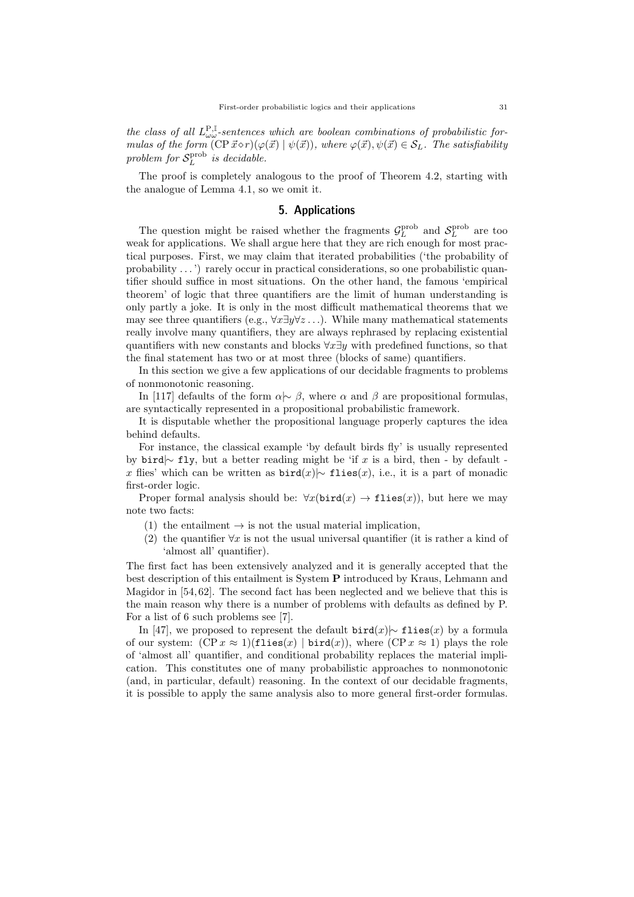*the class of all $L^{\mathrm{P,I}}_{\omega\omega}$-sentences which are boolean combinations of probabilistic formulas of the form $(\mathrm{CP}\,\vec{x}\diamond r)(\varphi(\vec{x}) \mid \psi(\vec{x}))$, where $\varphi(\vec{x}), \psi(\vec{x}) \in \mathcal{S}_L$. The satisfiability problem for $\mathcal{S}_L^{\mathrm{prob}}$ is decidable.*

The proof is completely analogous to the proof of Theorem 4.2, starting with the analogue of Lemma 4.1, so we omit it.

## 5. Applications

The question might be raised whether the fragments $\mathcal{G}_L^{\mathrm{prob}}$ and $\mathcal{S}_L^{\mathrm{prob}}$ are too weak for applications. We shall argue here that they are rich enough for most practical purposes. First, we may claim that iterated probabilities ('the probability of probability ...') rarely occur in practical considerations, so one probabilistic quantifier should suffice in most situations. On the other hand, the famous 'empirical theorem' of logic that three quantifiers are the limit of human understanding is only partly a joke. It is only in the most difficult mathematical theorems that we may see three quantifiers (e.g., $\forall x \exists y \forall z \ldots$). While many mathematical statements really involve many quantifiers, they are always rephrased by replacing existential quantifiers with new constants and blocks $\forall x \exists y$ with predefined functions, so that the final statement has two or at most three (blocks of same) quantifiers.

In this section we give a few applications of our decidable fragments to problems of nonmonotonic reasoning.

In [117] defaults of the form $\alpha {\mid\!\sim} \beta$, where $\alpha$ and $\beta$ are propositional formulas, are syntactically represented in a propositional probabilistic framework.

It is disputable whether the propositional language properly captures the idea behind defaults.

For instance, the classical example 'by default birds fly' is usually represented by $\mathtt{bird} {\mid\!\sim} \mathtt{fly}$, but a better reading might be 'if $x$ is a bird, then - by default - $x$ flies' which can be written as $\mathtt{bird}(x) {\mid\!\sim} \mathtt{flies}(x)$, i.e., it is a part of monadic first-order logic.

Proper formal analysis should be: $\forall x(\mathtt{bird}(x) \rightarrow \mathtt{flies}(x))$, but here we may note two facts:

(1) the entailment $\rightarrow$ is not the usual material implication,

(2) the quantifier $\forall x$ is not the usual universal quantifier (it is rather a kind of 'almost all' quantifier).

The first fact has been extensively analyzed and it is generally accepted that the best description of this entailment is System **P** introduced by Kraus, Lehmann and Magidor in [54, 62]. The second fact has been neglected and we believe that this is the main reason why there is a number of problems with defaults as defined by P. For a list of 6 such problems see [7].

In [47], we proposed to represent the default $\mathtt{bird}(x) {\mid\!\sim} \mathtt{flies}(x)$ by a formula of our system: $(\mathrm{CP}\, x \approx 1)(\mathtt{flies}(x) \mid \mathtt{bird}(x))$, where $(\mathrm{CP}\, x \approx 1)$ plays the role of 'almost all' quantifier, and conditional probability replaces the material implication. This constitutes one of many probabilistic approaches to nonmonotonic (and, in particular, default) reasoning. In the context of our decidable fragments, it is possible to apply the same analysis also to more general first-order formulas.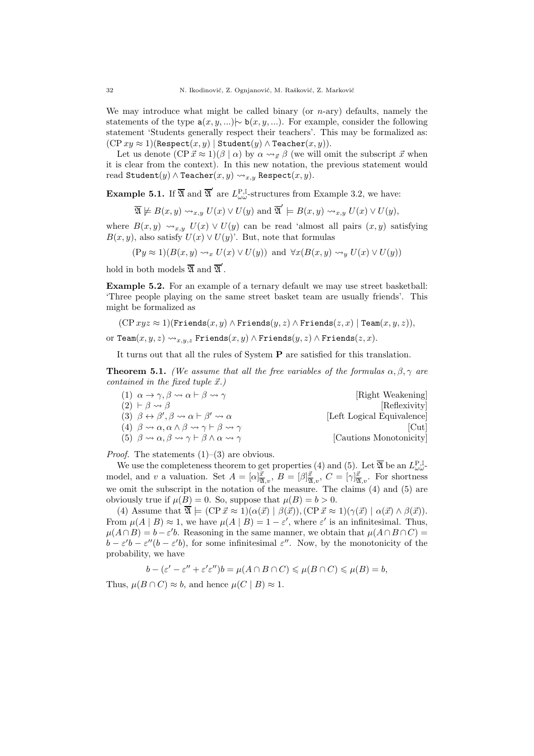We may introduce what might be called binary (or $n$-ary) defaults, namely the statements of the type $\mathtt{a}(x, y, ...) \mid\!\sim \mathtt{b}(x, y, ...)$. For example, consider the following statement 'Students generally respect their teachers'. This may be formalized as: $(\mathrm{CP}\, xy \approx 1)(\mathtt{Respect}(x,y) \mid \mathtt{Student}(y) \wedge \mathtt{Teacher}(x,y))$.

Let us denote $(\mathrm{CP}\, \vec{x} \approx 1)(\beta \mid \alpha)$ by $\alpha \rightsquigarrow_{\vec{x}} \beta$ (we will omit the subscript $\vec{x}$ when it is clear from the context). In this new notation, the previous statement would read $\mathtt{Student}(y) \wedge \mathtt{Teacher}(x,y) \rightsquigarrow_{x,y} \mathtt{Respect}(x,y)$.

**Example 5.1.** If $\overline{\mathfrak{A}}$ and $\overline{\mathfrak{A}}'$ are $L^{\mathrm{P},\mathbb{I}}_{\omega\omega}$-structures from Example 3.2, we have:

$$\overline{\mathfrak{A}} \not\models B(x,y) \rightsquigarrow_{x,y} U(x) \vee U(y) \text{ and } \overline{\mathfrak{A}}' \models B(x,y) \rightsquigarrow_{x,y} U(x) \vee U(y),$$

where $B(x,y) \rightsquigarrow_{x,y} U(x) \vee U(y)$ can be read 'almost all pairs $(x,y)$ satisfying $B(x,y)$, also satisfy $U(x) \vee U(y)$'. But, note that formulas

$$(\mathrm{P}y \approx 1)(B(x,y) \rightsquigarrow_{x} U(x) \vee U(y)) \text{ and } \forall x(B(x,y) \rightsquigarrow_{y} U(x) \vee U(y))$$

hold in both models $\overline{\mathfrak{A}}$ and $\overline{\mathfrak{A}}'$.

**Example 5.2.** For an example of a ternary default we may use street basketball: 'Three people playing on the same street basket team are usually friends'. This might be formalized as

$$(\mathrm{CP}\, xyz \approx 1)(\mathtt{Friends}(x,y) \wedge \mathtt{Friends}(y,z) \wedge \mathtt{Friends}(z,x) \mid \mathtt{Team}(x,y,z)),$$

or $\mathtt{Team}(x,y,z) \rightsquigarrow_{x,y,z} \mathtt{Friends}(x,y) \wedge \mathtt{Friends}(y,z) \wedge \mathtt{Friends}(z,x)$.

It turns out that all the rules of System **P** are satisfied for this translation.

**Theorem 5.1.** *(We assume that all the free variables of the formulas $\alpha, \beta, \gamma$ are contained in the fixed tuple $\vec{x}$.)*

(1) $\alpha \to \gamma, \beta \rightsquigarrow \alpha \vdash \beta \rightsquigarrow \gamma$ [Right Weakening]
(2) $\vdash \beta \rightsquigarrow \beta$ [Reflexivity]
(3) $\beta \leftrightarrow \beta', \beta \rightsquigarrow \alpha \vdash \beta' \rightsquigarrow \alpha$ [Left Logical Equivalence]
(4) $\beta \rightsquigarrow \alpha, \alpha \wedge \beta \rightsquigarrow \gamma \vdash \beta \rightsquigarrow \gamma$ [Cut]
(5) $\beta \rightsquigarrow \alpha, \beta \rightsquigarrow \gamma \vdash \beta \wedge \alpha \rightsquigarrow \gamma$ [Cautions Monotonicity]

*Proof.* The statements (1)–(3) are obvious.

We use the completeness theorem to get properties (4) and (5). Let $\overline{\mathfrak{A}}$ be an $L^{\mathrm{P},\mathbb{I}}_{\omega\omega}$-model, and $v$ a valuation. Set $A = [\alpha]^{\vec{x}}_{\overline{\mathfrak{A}},v}$, $B = [\beta]^{\vec{x}}_{\overline{\mathfrak{A}},v}$, $C = [\gamma]^{\vec{x}}_{\overline{\mathfrak{A}},v}$. For shortness we omit the subscript in the notation of the measure. The claims (4) and (5) are obviously true if $\mu(B) = 0$. So, suppose that $\mu(B) = b > 0$.

(4) Assume that $\overline{\mathfrak{A}} \models (\mathrm{CP}\, \vec{x} \approx 1)(\alpha(\vec{x}) \mid \beta(\vec{x})), (\mathrm{CP}\, \vec{x} \approx 1)(\gamma(\vec{x}) \mid \alpha(\vec{x}) \wedge \beta(\vec{x}))$. From $\mu(A \mid B) \approx 1$, we have $\mu(A \mid B) = 1 - \varepsilon'$, where $\varepsilon'$ is an infinitesimal. Thus, $\mu(A \cap B) = b - \varepsilon' b$. Reasoning in the same manner, we obtain that $\mu(A \cap B \cap C) = b - \varepsilon' b - \varepsilon''(b - \varepsilon' b)$, for some infinitesimal $\varepsilon''$. Now, by the monotonicity of the probability, we have

$$b - (\varepsilon' - \varepsilon'' + \varepsilon'\varepsilon'')b = \mu(A \cap B \cap C) \leqslant \mu(B \cap C) \leqslant \mu(B) = b,$$

Thus, $\mu(B \cap C) \approx b$, and hence $\mu(C \mid B) \approx 1$.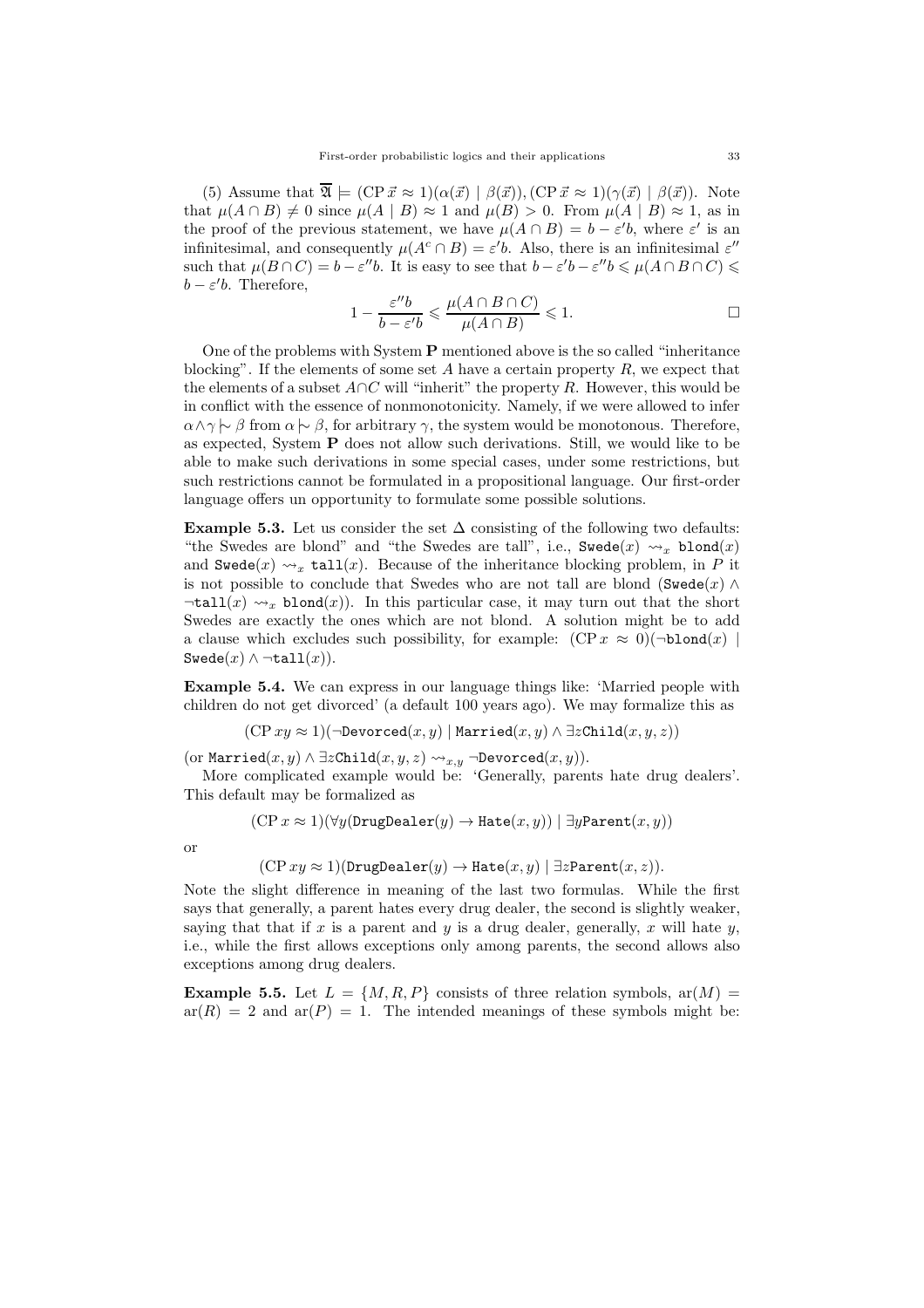(5) Assume that $\overline{\mathfrak{A}} \models (\mathrm{CP}\,\vec{x} \approx 1)(\alpha(\vec{x}) \mid \beta(\vec{x})), (\mathrm{CP}\,\vec{x} \approx 1)(\gamma(\vec{x}) \mid \beta(\vec{x}))$. Note that $\mu(A \cap B) \neq 0$ since $\mu(A \mid B) \approx 1$ and $\mu(B) > 0$. From $\mu(A \mid B) \approx 1$, as in the proof of the previous statement, we have $\mu(A \cap B) = b - \varepsilon' b$, where $\varepsilon'$ is an infinitesimal, and consequently $\mu(A^c \cap B) = \varepsilon' b$. Also, there is an infinitesimal $\varepsilon''$ such that $\mu(B \cap C) = b - \varepsilon'' b$. It is easy to see that $b - \varepsilon' b - \varepsilon'' b \leqslant \mu(A \cap B \cap C) \leqslant b - \varepsilon' b$. Therefore,

$$1 - \frac{\varepsilon'' b}{b - \varepsilon' b} \leqslant \frac{\mu(A \cap B \cap C)}{\mu(A \cap B)} \leqslant 1. \qquad \square$$

One of the problems with System **P** mentioned above is the so called "inheritance blocking". If the elements of some set $A$ have a certain property $R$, we expect that the elements of a subset $A \cap C$ will "inherit" the property $R$. However, this would be in conflict with the essence of nonmonotonicity. Namely, if we were allowed to infer $\alpha \wedge \gamma \mid\!\sim \beta$ from $\alpha \mid\!\sim \beta$, for arbitrary $\gamma$, the system would be monotonous. Therefore, as expected, System **P** does not allow such derivations. Still, we would like to be able to make such derivations in some special cases, under some restrictions, but such restrictions cannot be formulated in a propositional language. Our first-order language offers un opportunity to formulate some possible solutions.

**Example 5.3.** Let us consider the set $\Delta$ consisting of the following two defaults: "the Swedes are blond" and "the Swedes are tall", i.e., $\mathtt{Swede}(x) \rightsquigarrow_x \mathtt{blond}(x)$ and $\mathtt{Swede}(x) \rightsquigarrow_x \mathtt{tall}(x)$. Because of the inheritance blocking problem, in $P$ it is not possible to conclude that Swedes who are not tall are blond ($\mathtt{Swede}(x) \wedge \neg\mathtt{tall}(x) \rightsquigarrow_x \mathtt{blond}(x)$). In this particular case, it may turn out that the short Swedes are exactly the ones which are not blond. A solution might be to add a clause which excludes such possibility, for example: $(\mathrm{CP}\,x \approx 0)(\neg\mathtt{blond}(x) \mid \mathtt{Swede}(x) \wedge \neg\mathtt{tall}(x))$.

**Example 5.4.** We can express in our language things like: 'Married people with children do not get divorced' (a default 100 years ago). We may formalize this as

$$(\mathrm{CP}\,xy \approx 1)(\neg\mathtt{Devorced}(x,y) \mid \mathtt{Married}(x,y) \wedge \exists z \mathtt{Child}(x,y,z))$$

(or $\mathtt{Married}(x,y) \wedge \exists z \mathtt{Child}(x,y,z) \rightsquigarrow_{x,y} \neg\mathtt{Devorced}(x,y)$).

More complicated example would be: 'Generally, parents hate drug dealers'. This default may be formalized as

$$(\mathrm{CP}\,x \approx 1)(\forall y(\mathtt{DrugDealer}(y) \rightarrow \mathtt{Hate}(x,y)) \mid \exists y \mathtt{Parent}(x,y))$$

or

$$(\mathrm{CP}\,xy \approx 1)(\mathtt{DrugDealer}(y) \rightarrow \mathtt{Hate}(x,y) \mid \exists z \mathtt{Parent}(x,z)).$$

Note the slight difference in meaning of the last two formulas. While the first says that generally, a parent hates every drug dealer, the second is slightly weaker, saying that that if $x$ is a parent and $y$ is a drug dealer, generally, $x$ will hate $y$, i.e., while the first allows exceptions only among parents, the second allows also exceptions among drug dealers.

**Example 5.5.** Let $L = \{M, R, P\}$ consists of three relation symbols, $\mathrm{ar}(M) = \mathrm{ar}(R) = 2$ and $\mathrm{ar}(P) = 1$. The intended meanings of these symbols might be: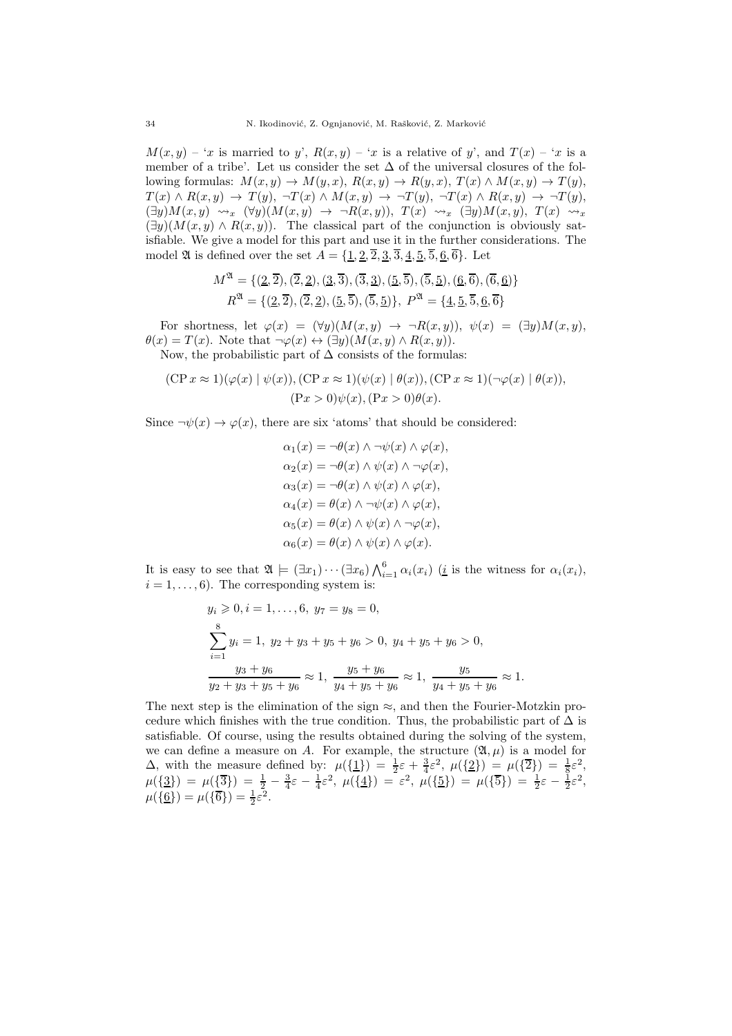$M(x,y)$ – '$x$ is married to $y$', $R(x,y)$ – '$x$ is a relative of $y$', and $T(x)$ – '$x$ is a member of a tribe'. Let us consider the set $\Delta$ of the universal closures of the following formulas: $M(x,y) \to M(y,x)$, $R(x,y) \to R(y,x)$, $T(x) \wedge M(x,y) \to T(y)$, $T(x) \wedge R(x,y) \to T(y)$, $\neg T(x) \wedge M(x,y) \to \neg T(y)$, $\neg T(x) \wedge R(x,y) \to \neg T(y)$, $(\exists y) M(x,y) \rightsquigarrow_x (\forall y)(M(x,y) \to \neg R(x,y))$, $T(x) \rightsquigarrow_x (\exists y) M(x,y)$, $T(x) \rightsquigarrow_x (\exists y)(M(x,y) \wedge R(x,y))$. The classical part of the conjunction is obviously satisfiable. We give a model for this part and use it in the further considerations. The model $\mathfrak{A}$ is defined over the set $A = \{\underline{1}, \underline{2}, \overline{2}, \underline{3}, \overline{3}, \underline{4}, \underline{5}, \overline{5}, \underline{6}, \overline{6}\}$. Let

$$M^{\mathfrak{A}} = \{(\underline{2},\overline{2}), (\overline{2},\underline{2}), (\underline{3},\overline{3}), (\overline{3},\underline{3}), (\underline{5},\overline{5}), (\overline{5},\underline{5}), (\underline{6},\overline{6}), (\overline{6},\underline{6})\}$$

$$R^{\mathfrak{A}} = \{(\underline{2},\overline{2}), (\overline{2},\underline{2}), (\underline{5},\overline{5}), (\overline{5},\underline{5})\},\ P^{\mathfrak{A}} = \{\underline{4}, \underline{5}, \overline{5}, \underline{6}, \overline{6}\}$$

For shortness, let $\varphi(x) = (\forall y)(M(x,y) \to \neg R(x,y))$, $\psi(x) = (\exists y) M(x,y)$, $\theta(x) = T(x)$. Note that $\neg\varphi(x) \leftrightarrow (\exists y)(M(x,y) \wedge R(x,y))$.

Now, the probabilistic part of $\Delta$ consists of the formulas:

$$(\mathrm{CP}\, x \approx 1)(\varphi(x) \mid \psi(x)), (\mathrm{CP}\, x \approx 1)(\psi(x) \mid \theta(x)), (\mathrm{CP}\, x \approx 1)(\neg\varphi(x) \mid \theta(x)),$$
$$(\mathrm{P}x > 0)\psi(x), (\mathrm{P}x > 0)\theta(x).$$

Since $\neg\psi(x) \to \varphi(x)$, there are six 'atoms' that should be considered:

$$\alpha_1(x) = \neg\theta(x) \wedge \neg\psi(x) \wedge \varphi(x),$$
$$\alpha_2(x) = \neg\theta(x) \wedge \psi(x) \wedge \neg\varphi(x),$$
$$\alpha_3(x) = \neg\theta(x) \wedge \psi(x) \wedge \varphi(x),$$
$$\alpha_4(x) = \theta(x) \wedge \neg\psi(x) \wedge \varphi(x),$$
$$\alpha_5(x) = \theta(x) \wedge \psi(x) \wedge \neg\varphi(x),$$
$$\alpha_6(x) = \theta(x) \wedge \psi(x) \wedge \varphi(x).$$

It is easy to see that $\mathfrak{A} \models (\exists x_1) \cdots (\exists x_6) \bigwedge_{i=1}^{6} \alpha_i(x_i)$ ($\underline{i}$ is the witness for $\alpha_i(x_i)$, $i = 1, \ldots, 6$). The corresponding system is:

$$y_i \geqslant 0, i = 1, \ldots, 6,\ y_7 = y_8 = 0,$$
$$\sum_{i=1}^{8} y_i = 1,\ y_2 + y_3 + y_5 + y_6 > 0,\ y_4 + y_5 + y_6 > 0,$$
$$\frac{y_3 + y_6}{y_2 + y_3 + y_5 + y_6} \approx 1,\ \frac{y_5 + y_6}{y_4 + y_5 + y_6} \approx 1,\ \frac{y_5}{y_4 + y_5 + y_6} \approx 1.$$

The next step is the elimination of the sign $\approx$, and then the Fourier-Motzkin procedure which finishes with the true condition. Thus, the probabilistic part of $\Delta$ is satisfiable. Of course, using the results obtained during the solving of the system, we can define a measure on $A$. For example, the structure $(\mathfrak{A}, \mu)$ is a model for $\Delta$, with the measure defined by: $\mu(\{\underline{1}\}) = \frac{1}{2}\varepsilon + \frac{3}{4}\varepsilon^2$, $\mu(\{\underline{2}\}) = \mu(\{\overline{2}\}) = \frac{1}{8}\varepsilon^2$, $\mu(\{\underline{3}\}) = \mu(\{\overline{3}\}) = \frac{1}{2} - \frac{3}{4}\varepsilon - \frac{1}{4}\varepsilon^2$, $\mu(\{\underline{4}\}) = \varepsilon^2$, $\mu(\{\underline{5}\}) = \mu(\{\overline{5}\}) = \frac{1}{2}\varepsilon - \frac{1}{2}\varepsilon^2$, $\mu(\{\underline{6}\}) = \mu(\{\overline{6}\}) = \frac{1}{2}\varepsilon^2$.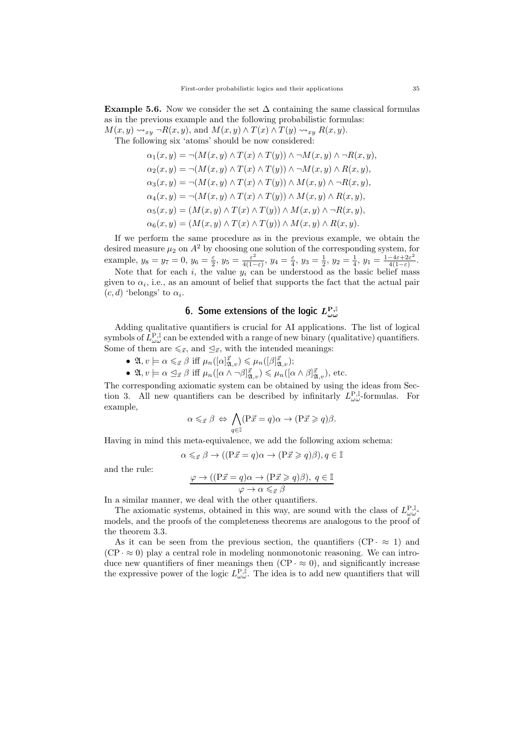**Example 5.6.** Now we consider the set $\Delta$ containing the same classical formulas as in the previous example and the following probabilistic formulas: $M(x, y) \rightsquigarrow_{xy} \neg R(x, y)$, and $M(x, y) \wedge T(x) \wedge T(y) \rightsquigarrow_{xy} R(x, y)$.

The following six 'atoms' should be now considered:

$$\alpha_1(x, y) = \neg(M(x, y) \wedge T(x) \wedge T(y)) \wedge \neg M(x, y) \wedge \neg R(x, y),$$
$$\alpha_2(x, y) = \neg(M(x, y) \wedge T(x) \wedge T(y)) \wedge \neg M(x, y) \wedge R(x, y),$$
$$\alpha_3(x, y) = \neg(M(x, y) \wedge T(x) \wedge T(y)) \wedge M(x, y) \wedge \neg R(x, y),$$
$$\alpha_4(x, y) = \neg(M(x, y) \wedge T(x) \wedge T(y)) \wedge M(x, y) \wedge R(x, y),$$
$$\alpha_5(x, y) = (M(x, y) \wedge T(x) \wedge T(y)) \wedge M(x, y) \wedge \neg R(x, y),$$
$$\alpha_6(x, y) = (M(x, y) \wedge T(x) \wedge T(y)) \wedge M(x, y) \wedge R(x, y).$$

If we perform the same procedure as in the previous example, we obtain the desired measure $\mu_2$ on $A^2$ by choosing one solution of the corresponding system, for example, $y_8 = y_7 = 0$, $y_6 = \frac{\varepsilon}{2}$, $y_5 = \frac{\varepsilon^2}{4(1-\varepsilon)}$, $y_4 = \frac{\varepsilon}{4}$, $y_3 = \frac{1}{2}$, $y_2 = \frac{1}{4}$, $y_1 = \frac{1-4\varepsilon+2\varepsilon^2}{4(1-\varepsilon)}$.

Note that for each $i$, the value $y_i$ can be understood as the basic belief mass given to $\alpha_i$, i.e., as an amount of belief that supports the fact that the actual pair $(c, d)$ 'belongs' to $\alpha_i$.

## 6. Some extensions of the logic $L^{\mathrm{P},\mathbb{I}}_{\omega\omega}$

Adding qualitative quantifiers is crucial for AI applications. The list of logical symbols of $L^{\mathrm{P},\mathbb{I}}_{\omega\omega}$ can be extended with a range of new binary (qualitative) quantifiers. Some of them are $\leqslant_{\vec{x}}$, and $\trianglelefteq_{\vec{x}}$, with the intended meanings:

- $\mathfrak{A}, v \models \alpha \leqslant_{\vec{x}} \beta$ iff $\mu_n([\alpha]^{\vec{x}}_{\mathfrak{A},v}) \leqslant \mu_n([\beta]^{\vec{x}}_{\mathfrak{A},v})$;
- $\mathfrak{A}, v \models \alpha \trianglelefteq_{\vec{x}} \beta$ iff $\mu_n([\alpha \wedge \neg\beta]^{\vec{x}}_{\mathfrak{A},v}) \leqslant \mu_n([\alpha \wedge \beta]^{\vec{x}}_{\mathfrak{A},v})$, etc.

The corresponding axiomatic system can be obtained by using the ideas from Section 3. All new quantifiers can be described by infinitarly $L^{\mathrm{P},\mathbb{I}}_{\omega\omega}$-formulas. For example,

$$\alpha \leqslant_{\vec{x}} \beta \Leftrightarrow \bigwedge_{q \in \mathbb{I}} (\mathrm{P}\vec{x} = q)\alpha \to (\mathrm{P}\vec{x} \geqslant q)\beta.$$

Having in mind this meta-equivalence, we add the following axiom schema:

$$\alpha \leqslant_{\vec{x}} \beta \to ((\mathrm{P}\vec{x} = q)\alpha \to (\mathrm{P}\vec{x} \geqslant q)\beta), q \in \mathbb{I}$$

and the rule:

$$\frac{\varphi \to ((\mathrm{P}\vec{x} = q)\alpha \to (\mathrm{P}\vec{x} \geqslant q)\beta),\ q \in \mathbb{I}}{\varphi \to \alpha \leqslant_{\vec{x}} \beta}$$

In a similar manner, we deal with the other quantifiers.

The axiomatic systems, obtained in this way, are sound with the class of $L^{\mathrm{P},\mathbb{I}}_{\omega\omega}$-models, and the proofs of the completeness theorems are analogous to the proof of the theorem 3.3.

As it can be seen from the previous section, the quantifiers $(\mathrm{CP} \cdot \approx 1)$ and $(\mathrm{CP} \cdot \approx 0)$ play a central role in modeling nonmonotonic reasoning. We can introduce new quantifiers of finer meanings then $(\mathrm{CP} \cdot \approx 0)$, and significantly increase the expressive power of the logic $L^{\mathrm{P},\mathbb{I}}_{\omega\omega}$. The idea is to add new quantifiers that will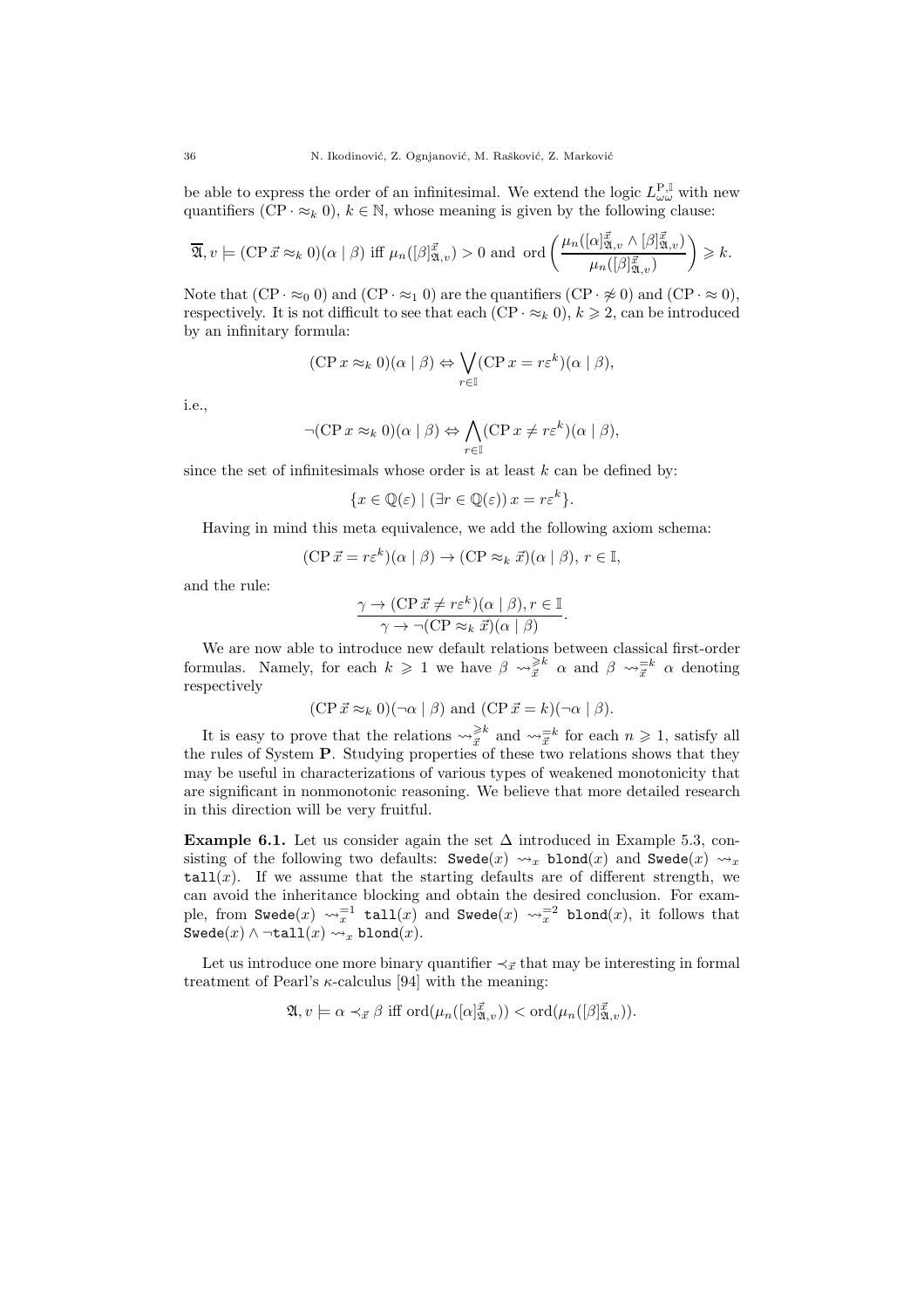be able to express the order of an infinitesimal. We extend the logic $L^{\mathrm{P},\mathbb{I}}_{\omega\omega}$ with new quantifiers $(\mathrm{CP} \cdot \approx_k 0)$, $k \in \mathbb{N}$, whose meaning is given by the following clause:

$$\overline{\mathfrak{A}}, v \models (\mathrm{CP}\, \vec{x} \approx_k 0)(\alpha \mid \beta) \text{ iff } \mu_n([\beta]^{\vec{x}}_{\mathfrak{A},v}) > 0 \text{ and } \mathrm{ord}\left(\frac{\mu_n([\alpha]^{\vec{x}}_{\mathfrak{A},v} \wedge [\beta]^{\vec{x}}_{\mathfrak{A},v})}{\mu_n([\beta]^{\vec{x}}_{\mathfrak{A},v})}\right) \geqslant k.$$

Note that $(\mathrm{CP} \cdot \approx_0 0)$ and $(\mathrm{CP} \cdot \approx_1 0)$ are the quantifiers $(\mathrm{CP} \cdot \not\approx 0)$ and $(\mathrm{CP} \cdot \approx 0)$, respectively. It is not difficult to see that each $(\mathrm{CP} \cdot \approx_k 0)$, $k \geqslant 2$, can be introduced by an infinitary formula:

$$(\mathrm{CP}\, x \approx_k 0)(\alpha \mid \beta) \Leftrightarrow \bigvee_{r \in \mathbb{I}} (\mathrm{CP}\, x = r\varepsilon^k)(\alpha \mid \beta),$$

i.e.,

$$\neg(\mathrm{CP}\, x \approx_k 0)(\alpha \mid \beta) \Leftrightarrow \bigwedge_{r \in \mathbb{I}} (\mathrm{CP}\, x \neq r\varepsilon^k)(\alpha \mid \beta),$$

since the set of infinitesimals whose order is at least $k$ can be defined by:

$$\{x \in \mathbb{Q}(\varepsilon) \mid (\exists r \in \mathbb{Q}(\varepsilon))\, x = r\varepsilon^k\}.$$

Having in mind this meta equivalence, we add the following axiom schema:

$$(\mathrm{CP}\, \vec{x} = r\varepsilon^k)(\alpha \mid \beta) \to (\mathrm{CP} \approx_k \vec{x})(\alpha \mid \beta),\ r \in \mathbb{I},$$

and the rule:

$$\frac{\gamma \to (\mathrm{CP}\, \vec{x} \neq r\varepsilon^k)(\alpha \mid \beta), r \in \mathbb{I}}{\gamma \to \neg(\mathrm{CP} \approx_k \vec{x})(\alpha \mid \beta)}.$$

We are now able to introduce new default relations between classical first-order formulas. Namely, for each $k \geqslant 1$ we have $\beta \rightsquigarrow^{\geqslant k}_{\vec{x}} \alpha$ and $\beta \rightsquigarrow^{=k}_{\vec{x}} \alpha$ denoting respectively

$$(\mathrm{CP}\, \vec{x} \approx_k 0)(\neg\alpha \mid \beta) \text{ and } (\mathrm{CP}\, \vec{x} = k)(\neg\alpha \mid \beta).$$

It is easy to prove that the relations $\rightsquigarrow^{\geqslant k}_{\vec{x}}$ and $\rightsquigarrow^{=k}_{\vec{x}}$ for each $n \geqslant 1$, satisfy all the rules of System **P**. Studying properties of these two relations shows that they may be useful in characterizations of various types of weakened monotonicity that are significant in nonmonotonic reasoning. We believe that more detailed research in this direction will be very fruitful.

**Example 6.1.** Let us consider again the set $\Delta$ introduced in Example 5.3, consisting of the following two defaults: $\texttt{Swede}(x) \rightsquigarrow_x \texttt{blond}(x)$ and $\texttt{Swede}(x) \rightsquigarrow_x \texttt{tall}(x)$. If we assume that the starting defaults are of different strength, we can avoid the inheritance blocking and obtain the desired conclusion. For example, from $\texttt{Swede}(x) \rightsquigarrow^{=1}_x \texttt{tall}(x)$ and $\texttt{Swede}(x) \rightsquigarrow^{=2}_x \texttt{blond}(x)$, it follows that $\texttt{Swede}(x) \wedge \neg\texttt{tall}(x) \rightsquigarrow_x \texttt{blond}(x)$.

Let us introduce one more binary quantifier $\prec_{\vec{x}}$ that may be interesting in formal treatment of Pearl's $\kappa$-calculus [94] with the meaning:

$$\mathfrak{A}, v \models \alpha \prec_{\vec{x}} \beta \text{ iff } \mathrm{ord}(\mu_n([\alpha]^{\vec{x}}_{\mathfrak{A},v})) < \mathrm{ord}(\mu_n([\beta]^{\vec{x}}_{\mathfrak{A},v})).$$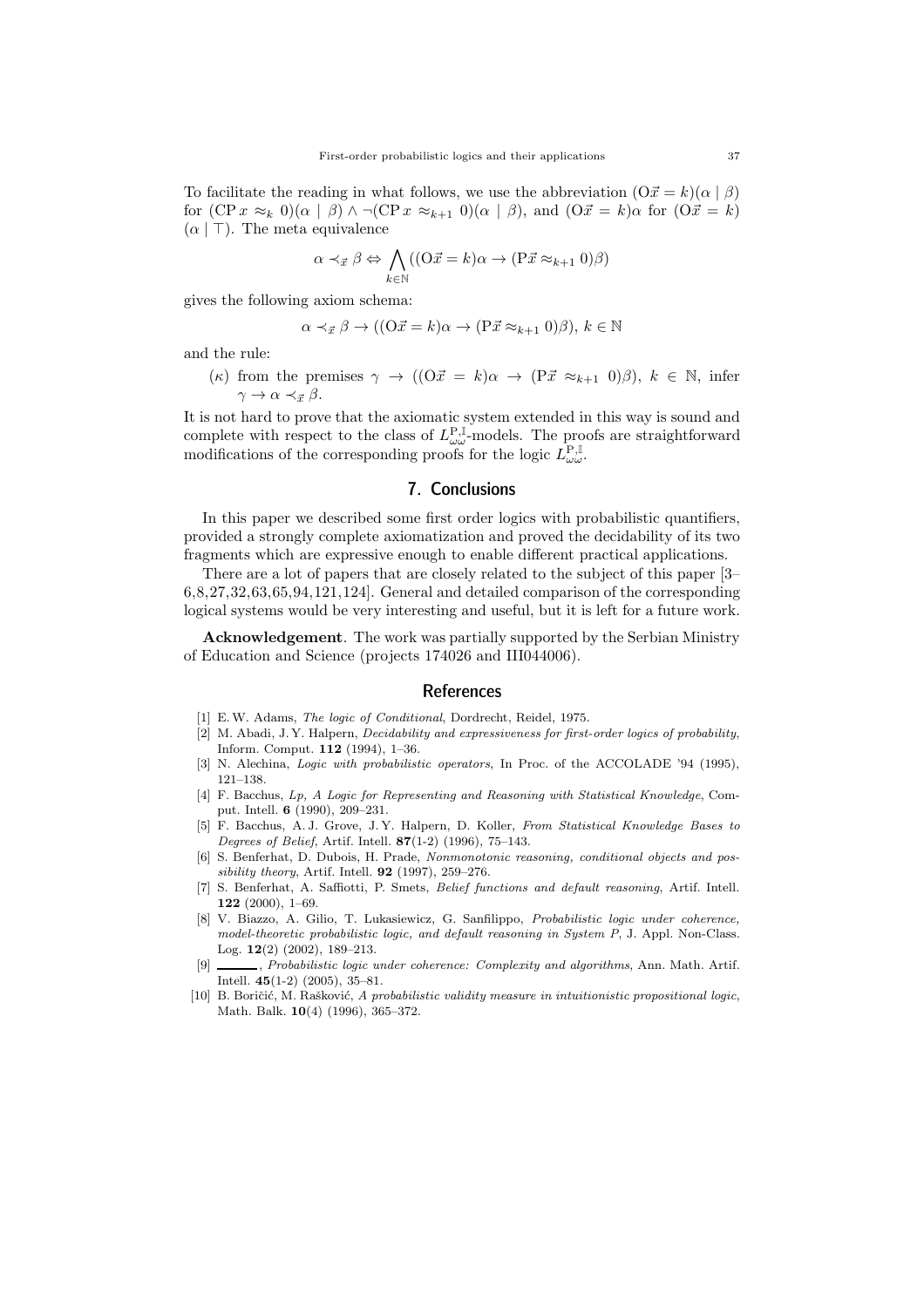To facilitate the reading in what follows, we use the abbreviation $(\mathrm{O}\vec{x} = k)(\alpha \mid \beta)$ for $(\mathrm{CP}\, x \approx_k 0)(\alpha \mid \beta) \wedge \neg(\mathrm{CP}\, x \approx_{k+1} 0)(\alpha \mid \beta)$, and $(\mathrm{O}\vec{x} = k)\alpha$ for $(\mathrm{O}\vec{x} = k)$ $(\alpha \mid \top)$. The meta equivalence

$$\alpha \prec_{\vec{x}} \beta \Leftrightarrow \bigwedge_{k \in \mathbb{N}} ((\mathrm{O}\vec{x} = k)\alpha \rightarrow (\mathrm{P}\vec{x} \approx_{k+1} 0)\beta)$$

gives the following axiom schema:

$$\alpha \prec_{\vec{x}} \beta \rightarrow ((\mathrm{O}\vec{x} = k)\alpha \rightarrow (\mathrm{P}\vec{x} \approx_{k+1} 0)\beta),\ k \in \mathbb{N}$$

and the rule:

($\kappa$) from the premises $\gamma \rightarrow ((\mathrm{O}\vec{x} = k)\alpha \rightarrow (\mathrm{P}\vec{x} \approx_{k+1} 0)\beta)$, $k \in \mathbb{N}$, infer $\gamma \rightarrow \alpha \prec_{\vec{x}} \beta$.

It is not hard to prove that the axiomatic system extended in this way is sound and complete with respect to the class of $L^{\mathrm{P},\mathbb{I}}_{\omega\omega}$-models. The proofs are straightforward modifications of the corresponding proofs for the logic $L^{\mathrm{P},\mathbb{I}}_{\omega\omega}$.

## 7. Conclusions

In this paper we described some first order logics with probabilistic quantifiers, provided a strongly complete axiomatization and proved the decidability of its two fragments which are expressive enough to enable different practical applications.

There are a lot of papers that are closely related to the subject of this paper [3–6,8,27,32,63,65,94,121,124]. General and detailed comparison of the corresponding logical systems would be very interesting and useful, but it is left for a future work.

**Acknowledgement**. The work was partially supported by the Serbian Ministry of Education and Science (projects 174026 and III044006).

## References

[1] E. W. Adams, *The logic of Conditional*, Dordrecht, Reidel, 1975.

[2] M. Abadi, J. Y. Halpern, *Decidability and expressiveness for first-order logics of probability*, Inform. Comput. **112** (1994), 1–36.

[3] N. Alechina, *Logic with probabilistic operators*, In Proc. of the ACCOLADE '94 (1995), 121–138.

[4] F. Bacchus, *Lp, A Logic for Representing and Reasoning with Statistical Knowledge*, Comput. Intell. **6** (1990), 209–231.

[5] F. Bacchus, A. J. Grove, J. Y. Halpern, D. Koller, *From Statistical Knowledge Bases to Degrees of Belief*, Artif. Intell. **87**(1-2) (1996), 75–143.

[6] S. Benferhat, D. Dubois, H. Prade, *Nonmonotonic reasoning, conditional objects and possibility theory*, Artif. Intell. **92** (1997), 259–276.

[7] S. Benferhat, A. Saffiotti, P. Smets, *Belief functions and default reasoning*, Artif. Intell. **122** (2000), 1–69.

[8] V. Biazzo, A. Gilio, T. Lukasiewicz, G. Sanfilippo, *Probabilistic logic under coherence, model-theoretic probabilistic logic, and default reasoning in System P*, J. Appl. Non-Class. Log. **12**(2) (2002), 189–213.

[9] ———, *Probabilistic logic under coherence: Complexity and algorithms*, Ann. Math. Artif. Intell. **45**(1-2) (2005), 35–81.

[10] B. Boričić, M. Rašković, *A probabilistic validity measure in intuitionistic propositional logic*, Math. Balk. **10**(4) (1996), 365–372.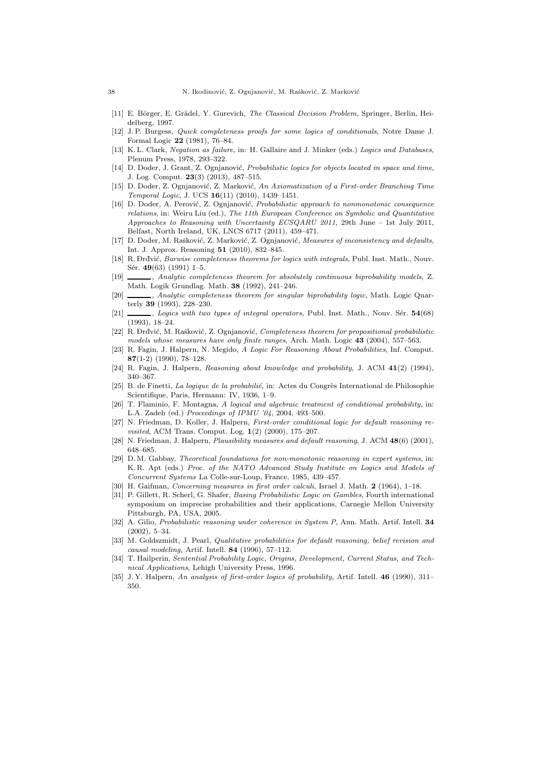- [11] E. Börger, E. Grädel, Y. Gurevich, *The Classical Decision Problem*, Springer, Berlin, Heidelberg, 1997.
- [12] J. P. Burgess, *Quick completeness proofs for some logics of conditionals*, Notre Dame J. Formal Logic **22** (1981), 76–84.
- [13] K. L. Clark, *Negation as failure*, in: H. Gallaire and J. Minker (eds.) *Logics and Databases*, Plenum Press, 1978, 293–322.
- [14] D. Doder, J. Grant, Z. Ognjanović, *Probabilistic logics for objects located in space and time*, J. Log. Comput. **23**(3) (2013), 487–515.
- [15] D. Doder, Z. Ognjanović, Z. Marković, *An Axiomatization of a First-order Branching Time Temporal Logic*, J. UCS **16**(11) (2010), 1439–1451.
- [16] D. Doder, A. Perović, Z. Ognjanović, *Probabilistic approach to nonmonotonic consequence relations*, in: Weiru Liu (ed.), *The 11th European Conference on Symbolic and Quantitative Approaches to Reasoning with Uncertainty ECSQARU 2011*, 29th June – 1st July 2011, Belfast, North Ireland, UK, LNCS 6717 (2011), 459–471.
- [17] D. Doder, M. Rašković, Z. Marković, Z. Ognjanović, *Measures of inconsistency and defaults*, Int. J. Approx. Reasoning **51** (2010), 832–845.
- [18] R. Đrđvić, *Barwise completeness theorems for logics with integrals*, Publ. Inst. Math., Nouv. Sér. **49**(63) (1991) 1–5.
- [19] ______, *Analytic completeness theorem for absolutely continuous biprobability models*, Z. Math. Logik Grundlag. Math. **38** (1992), 241–246.
- [20] ______, *Analytic completeness theorem for singular biprobability logic*, Math. Logic Quarterly **39** (1993), 228–230.
- [21] ______, *Logics with two types of integral operators*, Publ. Inst. Math., Nouv. Sér. **54**(68) (1993), 18–24.
- [22] R. Đrđvić, M. Rašković, Z. Ognjanović, *Completeness theorem for propositional probabilistic models whose measures have only finite ranges*, Arch. Math. Logic **43** (2004), 557–563.
- [23] R. Fagin, J. Halpern, N. Megido, *A Logic For Reasoning About Probabilities*, Inf. Comput. **87**(1-2) (1990), 78–128.
- [24] R. Fagin, J. Halpern, *Reasoning about knowledge and probability*, J. ACM **41**(2) (1994), 340–367.
- [25] B. de Finetti, *La logique de la probabilié*, in: Actes du Congrès International de Philosophie Scientifique, Paris, Hermann: IV, 1936, 1–9.
- [26] T. Flaminio, F. Montagna, *A logical and algebraic treatment of conditional probability*, in: L.A. Zadeh (ed.) *Proceedings of IPMU '04*, 2004, 493–500.
- [27] N. Friedman, D. Koller, J. Halpern, *First-order conditional logic for default reasoning revisited*, ACM Trans. Comput. Log. **1**(2) (2000), 175–207.
- [28] N. Friedman, J. Halpern, *Plausibility measures and default reasoning*, J. ACM **48**(6) (2001), 648–685.
- [29] D. M. Gabbay, *Theoretical foundations for non-monotonic reasoning in expert systems*, in: K. R. Apt (eds.) *Proc. of the NATO Advanced Study Institute on Logics and Models of Concurrent Systems* La Colle-sur-Loup, France, 1985, 439–457.
- [30] H. Gaifman, *Concerning measures in first order calculi*, Israel J. Math. **2** (1964), 1–18.
- [31] P. Gillett, R. Scherl, G. Shafer, *Basing Probabilistic Logic on Gambles*, Fourth international symposium on imprecise probabilities and their applications, Carnegie Mellon University Pittsburgh, PA, USA, 2005.
- [32] A. Gilio, *Probabilistic reasoning under coherence in System P*, Ann. Math. Artif. Intell. **34** (2002), 5–34.
- [33] M. Goldszmidt, J. Pearl, *Qualitative probabilities for default reasoning, belief revision and causal modeling*, Artif. Intell. **84** (1996), 57–112.
- [34] T. Hailperin, *Sentential Probability Logic, Origins, Development, Current Status, and Technical Applications*, Lehigh University Press, 1996.
- [35] J. Y. Halpern, *An analysis of first-order logics of probability*, Artif. Intell. **46** (1990), 311–350.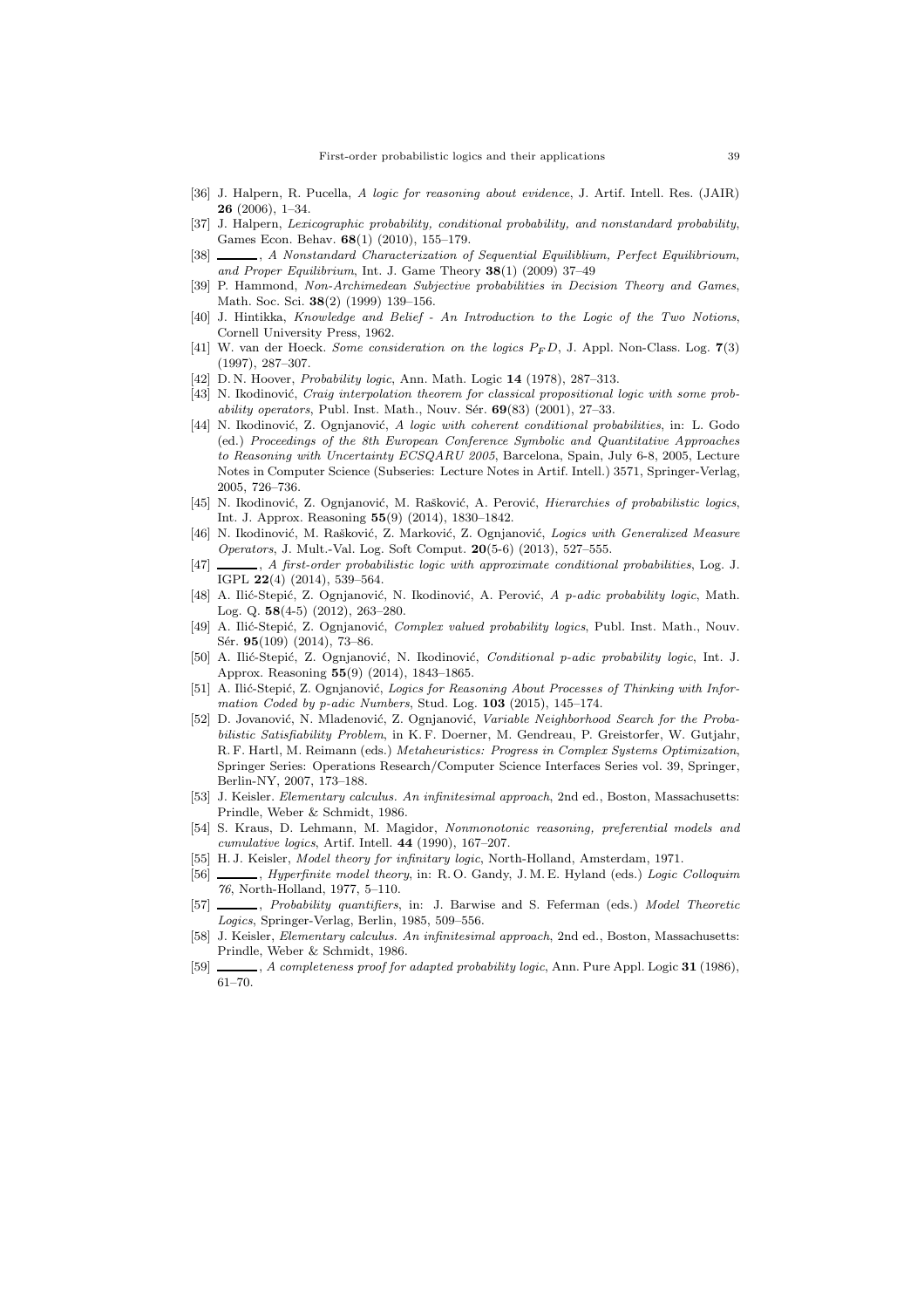[36] J. Halpern, R. Pucella, *A logic for reasoning about evidence*, J. Artif. Intell. Res. (JAIR) **26** (2006), 1–34.

[37] J. Halpern, *Lexicographic probability, conditional probability, and nonstandard probability*, Games Econ. Behav. **68**(1) (2010), 155–179.

[38] ______, *A Nonstandard Characterization of Sequential Equiliblium, Perfect Equilibrioum, and Proper Equilibrium*, Int. J. Game Theory **38**(1) (2009) 37–49

[39] P. Hammond, *Non-Archimedean Subjective probabilities in Decision Theory and Games*, Math. Soc. Sci. **38**(2) (1999) 139–156.

[40] J. Hintikka, *Knowledge and Belief - An Introduction to the Logic of the Two Notions*, Cornell University Press, 1962.

[41] W. van der Hoeck. *Some consideration on the logics $P_F D$*, J. Appl. Non-Class. Log. **7**(3) (1997), 287–307.

[42] D. N. Hoover, *Probability logic*, Ann. Math. Logic **14** (1978), 287–313.

[43] N. Ikodinović, *Craig interpolation theorem for classical propositional logic with some probability operators*, Publ. Inst. Math., Nouv. Sér. **69**(83) (2001), 27–33.

[44] N. Ikodinović, Z. Ognjanović, *A logic with coherent conditional probabilities*, in: L. Godo (ed.) *Proceedings of the 8th European Conference Symbolic and Quantitative Approaches to Reasoning with Uncertainty ECSQARU 2005*, Barcelona, Spain, July 6-8, 2005, Lecture Notes in Computer Science (Subseries: Lecture Notes in Artif. Intell.) 3571, Springer-Verlag, 2005, 726–736.

[45] N. Ikodinović, Z. Ognjanović, M. Rašković, A. Perović, *Hierarchies of probabilistic logics*, Int. J. Approx. Reasoning **55**(9) (2014), 1830–1842.

[46] N. Ikodinović, M. Rašković, Z. Marković, Z. Ognjanović, *Logics with Generalized Measure Operators*, J. Mult.-Val. Log. Soft Comput. **20**(5-6) (2013), 527–555.

[47] ______, *A first-order probabilistic logic with approximate conditional probabilities*, Log. J. IGPL **22**(4) (2014), 539–564.

[48] A. Ilić-Stepić, Z. Ognjanović, N. Ikodinović, A. Perović, *A p-adic probability logic*, Math. Log. Q. **58**(4-5) (2012), 263–280.

[49] A. Ilić-Stepić, Z. Ognjanović, *Complex valued probability logics*, Publ. Inst. Math., Nouv. Sér. **95**(109) (2014), 73–86.

[50] A. Ilić-Stepić, Z. Ognjanović, N. Ikodinović, *Conditional p-adic probability logic*, Int. J. Approx. Reasoning **55**(9) (2014), 1843–1865.

[51] A. Ilić-Stepić, Z. Ognjanović, *Logics for Reasoning About Processes of Thinking with Information Coded by p-adic Numbers*, Stud. Log. **103** (2015), 145–174.

[52] D. Jovanović, N. Mladenović, Z. Ognjanović, *Variable Neighborhood Search for the Probabilistic Satisfiability Problem*, in K. F. Doerner, M. Gendreau, P. Greistorfer, W. Gutjahr, R. F. Hartl, M. Reimann (eds.) *Metaheuristics: Progress in Complex Systems Optimization*, Springer Series: Operations Research/Computer Science Interfaces Series vol. 39, Springer, Berlin-NY, 2007, 173–188.

[53] J. Keisler. *Elementary calculus. An infinitesimal approach*, 2nd ed., Boston, Massachusetts: Prindle, Weber & Schmidt, 1986.

[54] S. Kraus, D. Lehmann, M. Magidor, *Nonmonotonic reasoning, preferential models and cumulative logics*, Artif. Intell. **44** (1990), 167–207.

[55] H. J. Keisler, *Model theory for infinitary logic*, North-Holland, Amsterdam, 1971.

[56] ______, *Hyperfinite model theory*, in: R. O. Gandy, J. M. E. Hyland (eds.) *Logic Colloquim 76*, North-Holland, 1977, 5–110.

[57] ______, *Probability quantifiers*, in: J. Barwise and S. Feferman (eds.) *Model Theoretic Logics*, Springer-Verlag, Berlin, 1985, 509–556.

[58] J. Keisler, *Elementary calculus. An infinitesimal approach*, 2nd ed., Boston, Massachusetts: Prindle, Weber & Schmidt, 1986.

[59] ______, *A completeness proof for adapted probability logic*, Ann. Pure Appl. Logic **31** (1986), 61–70.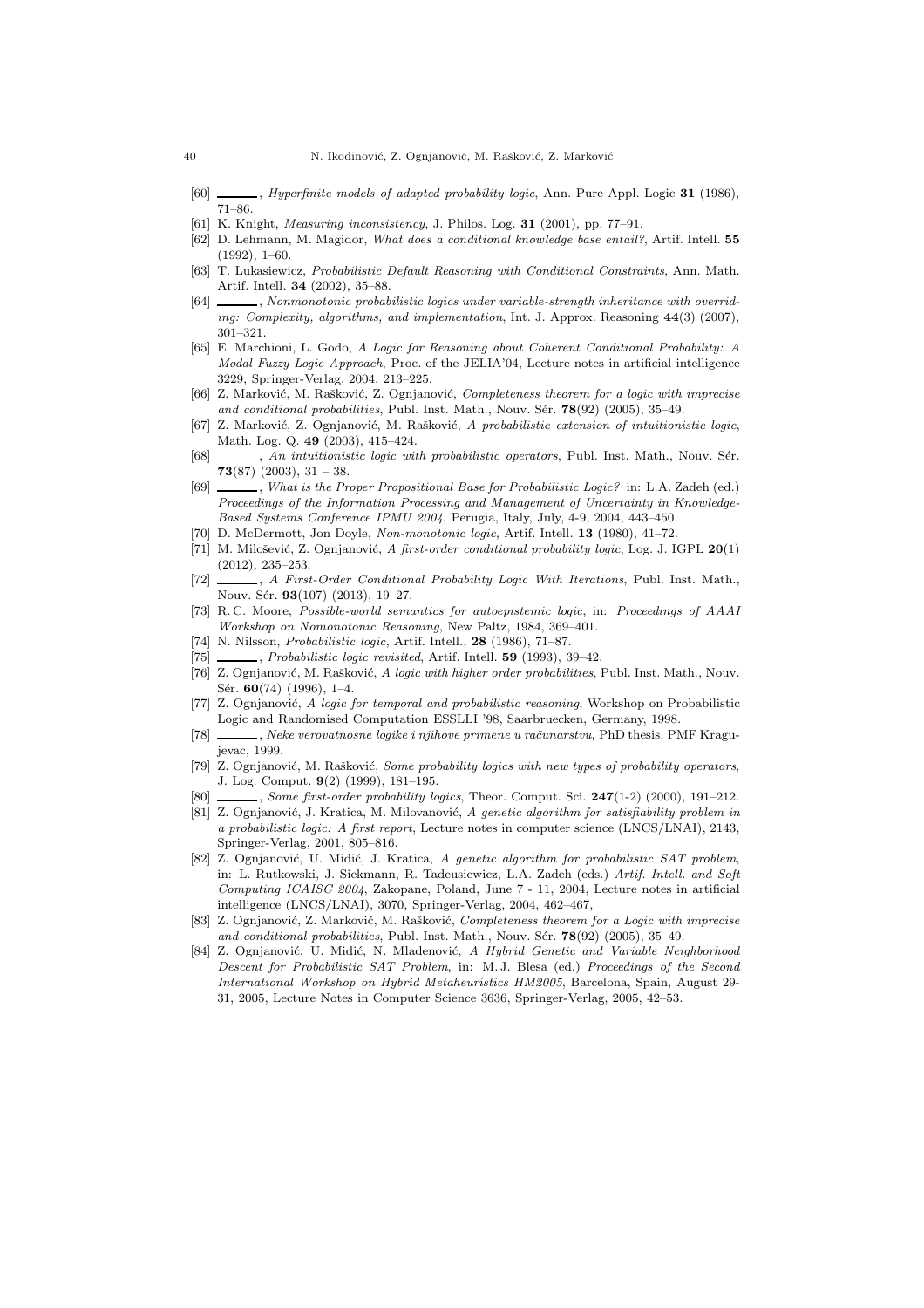- [60] ______, *Hyperfinite models of adapted probability logic*, Ann. Pure Appl. Logic **31** (1986), 71–86.
- [61] K. Knight, *Measuring inconsistency*, J. Philos. Log. **31** (2001), pp. 77–91.
- [62] D. Lehmann, M. Magidor, *What does a conditional knowledge base entail?*, Artif. Intell. **55** (1992), 1–60.
- [63] T. Lukasiewicz, *Probabilistic Default Reasoning with Conditional Constraints*, Ann. Math. Artif. Intell. **34** (2002), 35–88.
- [64] ______, *Nonmonotonic probabilistic logics under variable-strength inheritance with overriding: Complexity, algorithms, and implementation*, Int. J. Approx. Reasoning **44**(3) (2007), 301–321.
- [65] E. Marchioni, L. Godo, *A Logic for Reasoning about Coherent Conditional Probability: A Modal Fuzzy Logic Approach*, Proc. of the JELIA'04, Lecture notes in artificial intelligence 3229, Springer-Verlag, 2004, 213–225.
- [66] Z. Marković, M. Rašković, Z. Ognjanović, *Completeness theorem for a logic with imprecise and conditional probabilities*, Publ. Inst. Math., Nouv. Sér. **78**(92) (2005), 35–49.
- [67] Z. Marković, Z. Ognjanović, M. Rašković, *A probabilistic extension of intuitionistic logic*, Math. Log. Q. **49** (2003), 415–424.
- [68] ______, *An intuitionistic logic with probabilistic operators*, Publ. Inst. Math., Nouv. Sér. **73**(87) (2003), 31 – 38.
- [69] ______, *What is the Proper Propositional Base for Probabilistic Logic?* in: L.A. Zadeh (ed.) *Proceedings of the Information Processing and Management of Uncertainty in Knowledge-Based Systems Conference IPMU 2004*, Perugia, Italy, July, 4-9, 2004, 443–450.
- [70] D. McDermott, Jon Doyle, *Non-monotonic logic*, Artif. Intell. **13** (1980), 41–72.
- [71] M. Milošević, Z. Ognjanović, *A first-order conditional probability logic*, Log. J. IGPL **20**(1) (2012), 235–253.
- [72] ______, *A First-Order Conditional Probability Logic With Iterations*, Publ. Inst. Math., Nouv. Sér. **93**(107) (2013), 19–27.
- [73] R. C. Moore, *Possible-world semantics for autoepistemic logic*, in: *Proceedings of AAAI Workshop on Nomonotonic Reasoning*, New Paltz, 1984, 369–401.
- [74] N. Nilsson, *Probabilistic logic*, Artif. Intell., **28** (1986), 71–87.
- [75] ______, *Probabilistic logic revisited*, Artif. Intell. **59** (1993), 39–42.
- [76] Z. Ognjanović, M. Rašković, *A logic with higher order probabilities*, Publ. Inst. Math., Nouv. Sér. **60**(74) (1996), 1–4.
- [77] Z. Ognjanović, *A logic for temporal and probabilistic reasoning*, Workshop on Probabilistic Logic and Randomised Computation ESSLLI '98, Saarbruecken, Germany, 1998.
- [78] ______, *Neke verovatnosne logike i njihove primene u računarstvu*, PhD thesis, PMF Kragujevac, 1999.
- [79] Z. Ognjanović, M. Rašković, *Some probability logics with new types of probability operators*, J. Log. Comput. **9**(2) (1999), 181–195.
- [80] ______, *Some first-order probability logics*, Theor. Comput. Sci. **247**(1-2) (2000), 191–212.
- [81] Z. Ognjanović, J. Kratica, M. Milovanović, *A genetic algorithm for satisfiability problem in a probabilistic logic: A first report*, Lecture notes in computer science (LNCS/LNAI), 2143, Springer-Verlag, 2001, 805–816.
- [82] Z. Ognjanović, U. Midić, J. Kratica, *A genetic algorithm for probabilistic SAT problem*, in: L. Rutkowski, J. Siekmann, R. Tadeusiewicz, L.A. Zadeh (eds.) *Artif. Intell. and Soft Computing ICAISC 2004*, Zakopane, Poland, June 7 - 11, 2004, Lecture notes in artificial intelligence (LNCS/LNAI), 3070, Springer-Verlag, 2004, 462–467,
- [83] Z. Ognjanović, Z. Marković, M. Rašković, *Completeness theorem for a Logic with imprecise and conditional probabilities*, Publ. Inst. Math., Nouv. Sér. **78**(92) (2005), 35–49.
- [84] Z. Ognjanović, U. Midić, N. Mladenović, *A Hybrid Genetic and Variable Neighborhood Descent for Probabilistic SAT Problem*, in: M. J. Blesa (ed.) *Proceedings of the Second International Workshop on Hybrid Metaheuristics HM2005*, Barcelona, Spain, August 29-31, 2005, Lecture Notes in Computer Science 3636, Springer-Verlag, 2005, 42–53.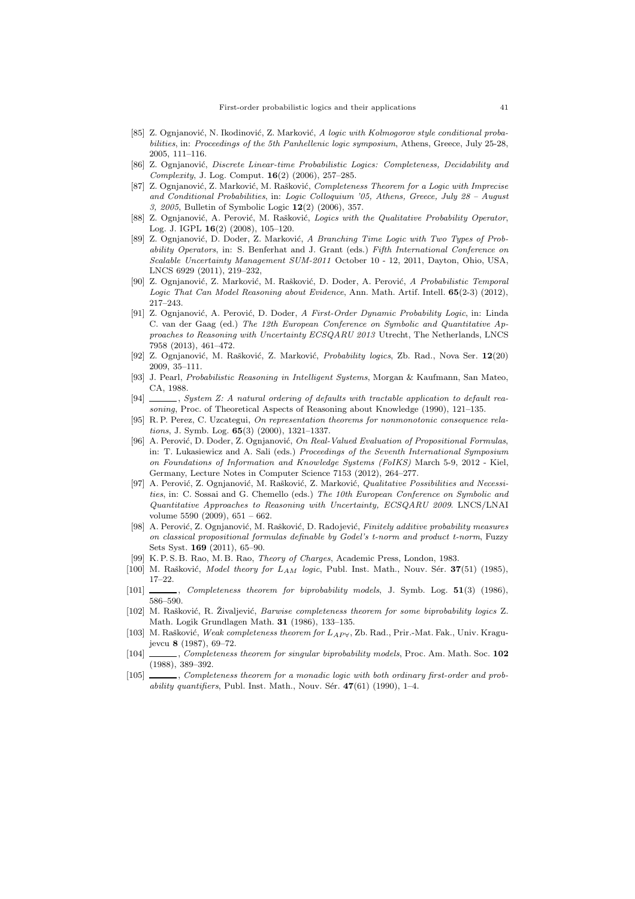[85] Z. Ognjanović, N. Ikodinović, Z. Marković, *A logic with Kolmogorov style conditional probabilities*, in: *Proceedings of the 5th Panhellenic logic symposium*, Athens, Greece, July 25-28, 2005, 111–116.

[86] Z. Ognjanović, *Discrete Linear-time Probabilistic Logics: Completeness, Decidability and Complexity*, J. Log. Comput. **16**(2) (2006), 257–285.

[87] Z. Ognjanović, Z. Marković, M. Rašković, *Completeness Theorem for a Logic with Imprecise and Conditional Probabilities*, in: *Logic Colloquium '05, Athens, Greece, July 28 – August 3, 2005*, Bulletin of Symbolic Logic **12**(2) (2006), 357.

[88] Z. Ognjanović, A. Perović, M. Rašković, *Logics with the Qualitative Probability Operator*, Log. J. IGPL **16**(2) (2008), 105–120.

[89] Z. Ognjanović, D. Doder, Z. Marković, *A Branching Time Logic with Two Types of Probability Operators*, in: S. Benferhat and J. Grant (eds.) *Fifth International Conference on Scalable Uncertainty Management SUM-2011* October 10 - 12, 2011, Dayton, Ohio, USA, LNCS 6929 (2011), 219–232,

[90] Z. Ognjanović, Z. Marković, M. Rašković, D. Doder, A. Perović, *A Probabilistic Temporal Logic That Can Model Reasoning about Evidence*, Ann. Math. Artif. Intell. **65**(2-3) (2012), 217–243.

[91] Z. Ognjanović, A. Perović, D. Doder, *A First-Order Dynamic Probability Logic*, in: Linda C. van der Gaag (ed.) *The 12th European Conference on Symbolic and Quantitative Approaches to Reasoning with Uncertainty ECSQARU 2013* Utrecht, The Netherlands, LNCS 7958 (2013), 461–472.

[92] Z. Ognjanović, M. Rašković, Z. Marković, *Probability logics*, Zb. Rad., Nova Ser. **12**(20) 2009, 35–111.

[93] J. Pearl, *Probabilistic Reasoning in Intelligent Systems*, Morgan & Kaufmann, San Mateo, CA, 1988.

[94] ______, *System Z: A natural ordering of defaults with tractable application to default reasoning*, Proc. of Theoretical Aspects of Reasoning about Knowledge (1990), 121–135.

[95] R. P. Perez, C. Uzcategui, *On representation theorems for nonmonotonic consequence relations*, J. Symb. Log. **65**(3) (2000), 1321–1337.

[96] A. Perović, D. Doder, Z. Ognjanović, *On Real-Valued Evaluation of Propositional Formulas*, in: T. Lukasiewicz and A. Sali (eds.) *Proceedings of the Seventh International Symposium on Foundations of Information and Knowledge Systems (FoIKS)* March 5-9, 2012 - Kiel, Germany, Lecture Notes in Computer Science 7153 (2012), 264–277.

[97] A. Perović, Z. Ognjanović, M. Rašković, Z. Marković, *Qualitative Possibilities and Necessities*, in: C. Sossai and G. Chemello (eds.) *The 10th European Conference on Symbolic and Quantitative Approaches to Reasoning with Uncertainty, ECSQARU 2009*. LNCS/LNAI volume 5590 (2009), 651 – 662.

[98] A. Perović, Z. Ognjanović, M. Rašković, D. Radojević, *Finitely additive probability measures on classical propositional formulas definable by Godel's t-norm and product t-norm*, Fuzzy Sets Syst. **169** (2011), 65–90.

[99] K. P. S. B. Rao, M. B. Rao, *Theory of Charges*, Academic Press, London, 1983.

[100] M. Rašković, *Model theory for $L_{AM}$ logic*, Publ. Inst. Math., Nouv. Sér. **37**(51) (1985), 17–22.

[101] ______, *Completeness theorem for biprobability models*, J. Symb. Log. **51**(3) (1986), 586–590.

[102] M. Rašković, R. Živaljević, *Barwise completeness theorem for some biprobability logics* Z. Math. Logik Grundlagen Math. **31** (1986), 133–135.

[103] M. Rašković, *Weak completeness theorem for $L_{AP\forall}$*, Zb. Rad., Prir.-Mat. Fak., Univ. Kragujevcu **8** (1987), 69–72.

[104] ______, *Completeness theorem for singular biprobability models*, Proc. Am. Math. Soc. **102** (1988), 389–392.

[105] ______, *Completeness theorem for a monadic logic with both ordinary first-order and probability quantifiers*, Publ. Inst. Math., Nouv. Sér. **47**(61) (1990), 1–4.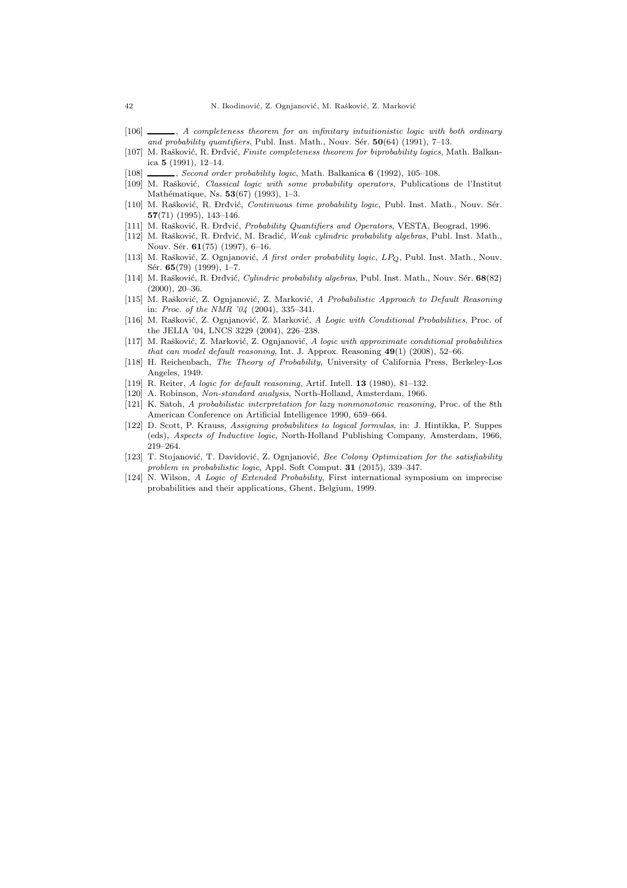[106] ______, *A completeness theorem for an infinitary intuitionistic logic with both ordinary and probability quantifiers*, Publ. Inst. Math., Nouv. Sér. **50**(64) (1991), 7–13.

[107] M. Rašković, R. Đrđvić, *Finite completeness theorem for biprobability logics*, Math. Balkanica **5** (1991), 12–14.

[108] ______, *Second order probability logic*, Math. Balkanica **6** (1992), 105–108.

[109] M. Rašković, *Classical logic with some probability operators*, Publications de l'Institut Mathématique, Ns. **53**(67) (1993), 1–3.

[110] M. Rašković, R. Đrđvić, *Continuous time probability logic*, Publ. Inst. Math., Nouv. Sér. **57**(71) (1995), 143–146.

[111] M. Rašković, R. Đrđvić, *Probability Quantifiers and Operators*, VESTA, Beograd, 1996.

[112] M. Rašković, R. Đrđvić, M. Bradić, *Weak cylindric probability algebras*, Publ. Inst. Math., Nouv. Sér. **61**(75) (1997), 6–16.

[113] M. Rašković, Z. Ognjanović, *A first order probability logic, $LP_Q$*, Publ. Inst. Math., Nouv. Sér. **65**(79) (1999), 1–7.

[114] M. Rašković, R. Đrđvić, *Cylindric probability algebras*, Publ. Inst. Math., Nouv. Sér. **68**(82) (2000), 20–36.

[115] M. Rašković, Z. Ognjanović, Z. Marković, *A Probabilistic Approach to Default Reasoning* in: *Proc. of the NMR '04* (2004), 335–341.

[116] M. Rašković, Z. Ognjanović, Z. Marković, *A Logic with Conditional Probabilities*, Proc. of the JELIA '04, LNCS 3229 (2004), 226–238.

[117] M. Rašković, Z. Marković, Z. Ognjanović, *A logic with approximate conditional probabilities that can model default reasoning*, Int. J. Approx. Reasoning **49**(1) (2008), 52–66.

[118] H. Reichenbach, *The Theory of Probability*, University of California Press, Berkeley-Los Angeles, 1949.

[119] R. Reiter, *A logic for default reasoning*, Artif. Intell. **13** (1980), 81–132.

[120] A. Robinson, *Non-standard analysis*, North-Holland, Amsterdam, 1966.

[121] K. Satoh, *A probabilistic interpretation for lazy nonmonotonic reasoning*, Proc. of the 8th American Conference on Artificial Intelligence 1990, 659–664.

[122] D. Scott, P. Krauss, *Assigning probabilities to logical formulas*, in: J. Hintikka, P. Suppes (eds), *Aspects of Inductive logic*, North-Holland Publishing Company, Amsterdam, 1966, 219–264.

[123] T. Stojanović, T. Davidović, Z. Ognjanović, *Bee Colony Optimization for the satisfiability problem in probabilistic logic*, Appl. Soft Comput. **31** (2015), 339–347.

[124] N. Wilson, *A Logic of Extended Probability*, First international symposium on imprecise probabilities and their applications, Ghent, Belgium, 1999.